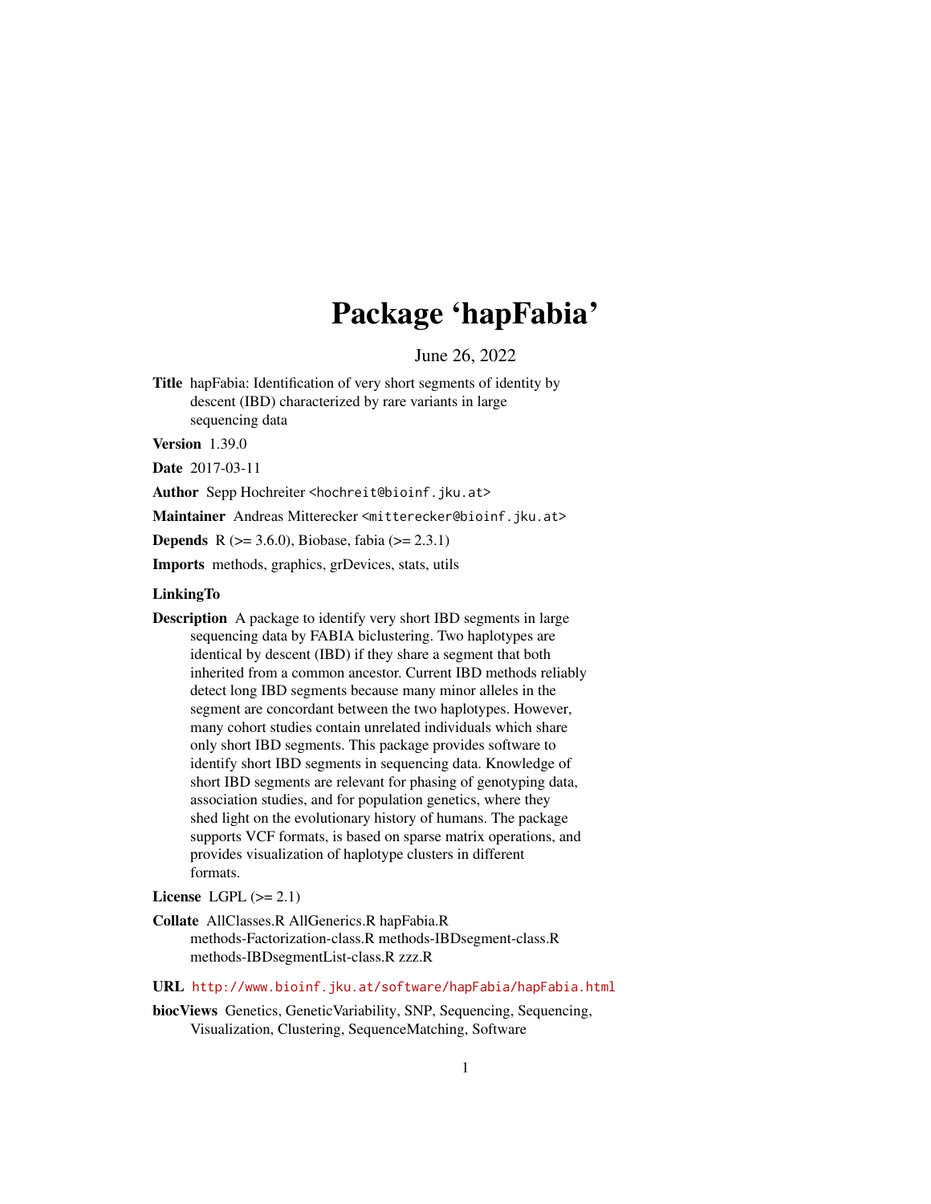# Package 'hapFabia'

June 26, 2022

**Title** hapFabia: Identification of very short segments of identity by descent (IBD) characterized by rare variants in large sequencing data

**Version** 1.39.0

**Date** 2017-03-11

**Author** Sepp Hochreiter <hochreit@bioinf.jku.at>

**Maintainer** Andreas Mitterecker <mitterecker@bioinf.jku.at>

**Depends** R (>= 3.6.0), Biobase, fabia (>= 2.3.1)

**Imports** methods, graphics, grDevices, stats, utils

**LinkingTo**

**Description** A package to identify very short IBD segments in large sequencing data by FABIA biclustering. Two haplotypes are identical by descent (IBD) if they share a segment that both inherited from a common ancestor. Current IBD methods reliably detect long IBD segments because many minor alleles in the segment are concordant between the two haplotypes. However, many cohort studies contain unrelated individuals which share only short IBD segments. This package provides software to identify short IBD segments in sequencing data. Knowledge of short IBD segments are relevant for phasing of genotyping data, association studies, and for population genetics, where they shed light on the evolutionary history of humans. The package supports VCF formats, is based on sparse matrix operations, and provides visualization of haplotype clusters in different formats.

**License** LGPL (>= 2.1)

**Collate** AllClasses.R AllGenerics.R hapFabia.R methods-Factorization-class.R methods-IBDsegment-class.R methods-IBDsegmentList-class.R zzz.R

**URL** http://www.bioinf.jku.at/software/hapFabia/hapFabia.html

**biocViews** Genetics, GeneticVariability, SNP, Sequencing, Sequencing, Visualization, Clustering, SequenceMatching, Software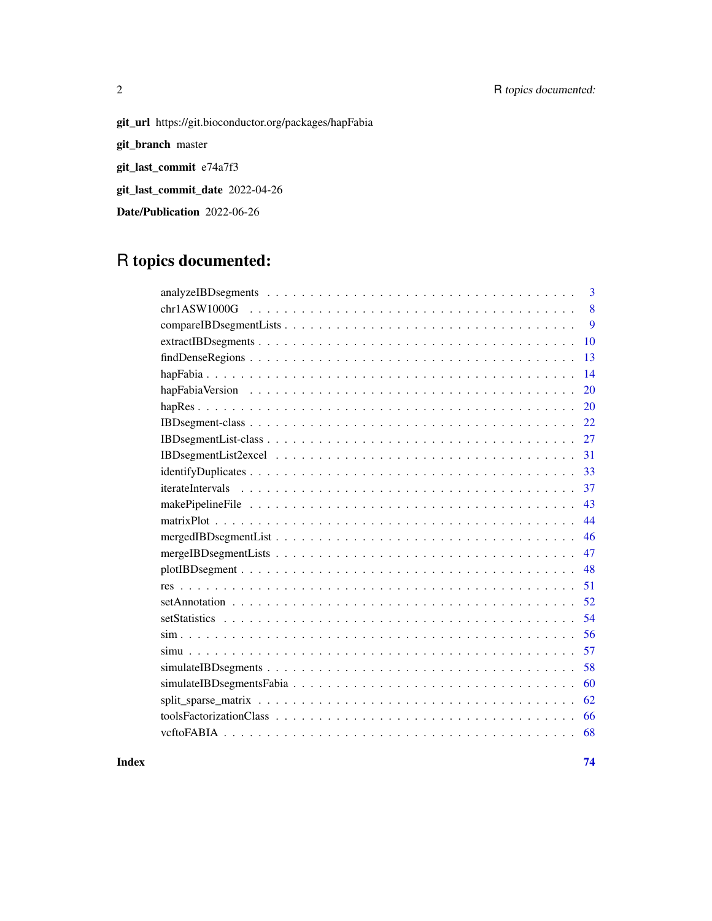**git_url** https://git.bioconductor.org/packages/hapFabia

**git_branch** master

**git_last_commit** e74a7f3

**git_last_commit_date** 2022-04-26

**Date/Publication** 2022-06-26

# R topics documented:

| | |
|---|---|
| analyzeIBDsegments | 3 |
| chr1ASW1000G | 8 |
| compareIBDsegmentLists | 9 |
| extractIBDsegments | 10 |
| findDenseRegions | 13 |
| hapFabia | 14 |
| hapFabiaVersion | 20 |
| hapRes | 20 |
| IBDsegment-class | 22 |
| IBDsegmentList-class | 27 |
| IBDsegmentList2excel | 31 |
| identifyDuplicates | 33 |
| iterateIntervals | 37 |
| makePipelineFile | 43 |
| matrixPlot | 44 |
| mergedIBDsegmentList | 46 |
| mergeIBDsegmentLists | 47 |
| plotIBDsegment | 48 |
| res | 51 |
| setAnnotation | 52 |
| setStatistics | 54 |
| sim | 56 |
| simu | 57 |
| simulateIBDsegments | 58 |
| simulateIBDsegmentsFabia | 60 |
| split_sparse_matrix | 62 |
| toolsFactorizationClass | 66 |
| vcftoFABIA | 68 |

**Index** **74**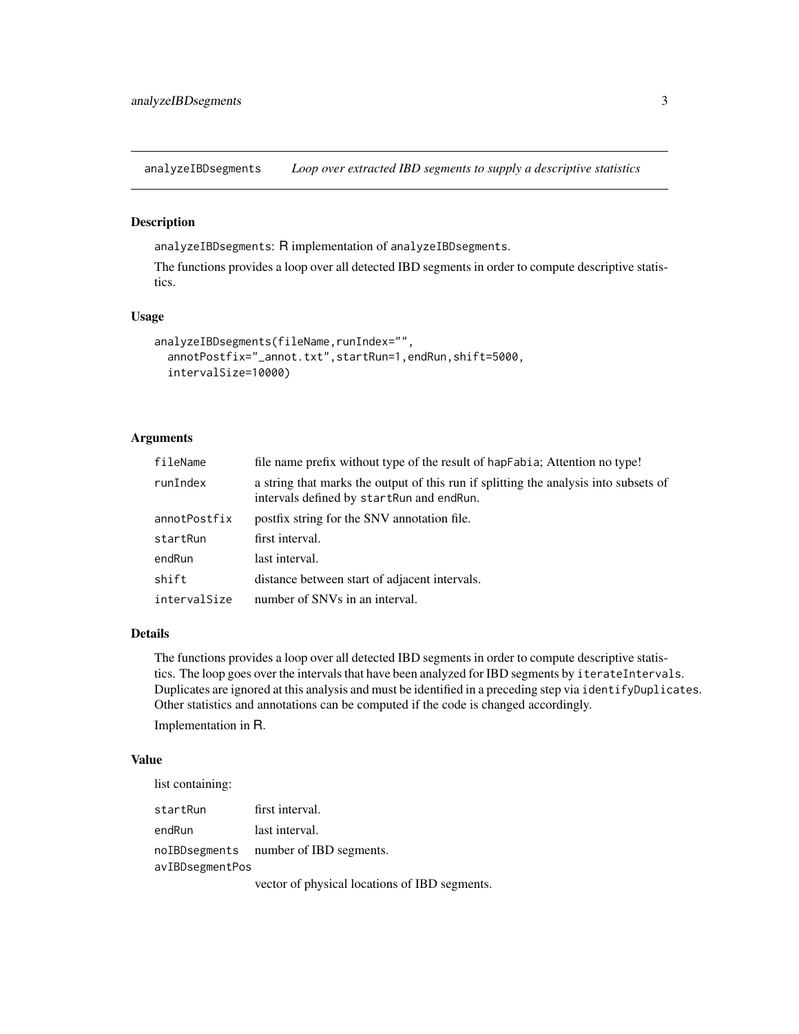# analyzeIBDsegments — *Loop over extracted IBD segments to supply a descriptive statistics*

## Description

`analyzeIBDsegments`: R implementation of `analyzeIBDsegments`.

The functions provides a loop over all detected IBD segments in order to compute descriptive statistics.

## Usage

```
analyzeIBDsegments(fileName,runIndex="",
  annotPostfix="_annot.txt",startRun=1,endRun,shift=5000,
  intervalSize=10000)
```

## Arguments

| | |
|---|---|
| `fileName` | file name prefix without type of the result of `hapFabia`; Attention no type! |
| `runIndex` | a string that marks the output of this run if splitting the analysis into subsets of intervals defined by `startRun` and `endRun`. |
| `annotPostfix` | postfix string for the SNV annotation file. |
| `startRun` | first interval. |
| `endRun` | last interval. |
| `shift` | distance between start of adjacent intervals. |
| `intervalSize` | number of SNVs in an interval. |

## Details

The functions provides a loop over all detected IBD segments in order to compute descriptive statistics. The loop goes over the intervals that have been analyzed for IBD segments by `iterateIntervals`. Duplicates are ignored at this analysis and must be identified in a preceding step via `identifyDuplicates`. Other statistics and annotations can be computed if the code is changed accordingly.

Implementation in R.

## Value

list containing:

| | |
|---|---|
| `startRun` | first interval. |
| `endRun` | last interval. |
| `noIBDsegments` | number of IBD segments. |
| `avIBDsegmentPos` | vector of physical locations of IBD segments. |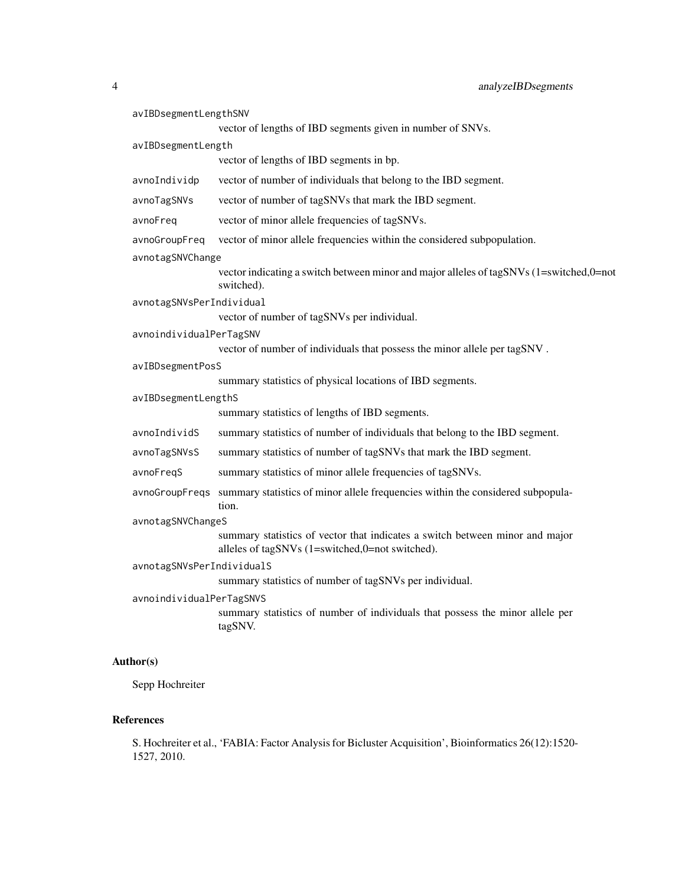`avIBDsegmentLengthSNV`
: vector of lengths of IBD segments given in number of SNVs.

`avIBDsegmentLength`
: vector of lengths of IBD segments in bp.

`avnoIndividp`
: vector of number of individuals that belong to the IBD segment.

`avnoTagSNVs`
: vector of number of tagSNVs that mark the IBD segment.

`avnoFreq`
: vector of minor allele frequencies of tagSNVs.

`avnoGroupFreq`
: vector of minor allele frequencies within the considered subpopulation.

`avnotagSNVChange`
: vector indicating a switch between minor and major alleles of tagSNVs (1=switched,0=not switched).

`avnotagSNVsPerIndividual`
: vector of number of tagSNVs per individual.

`avnoindividualPerTagSNV`
: vector of number of individuals that possess the minor allele per tagSNV .

`avIBDsegmentPosS`
: summary statistics of physical locations of IBD segments.

`avIBDsegmentLengthS`
: summary statistics of lengths of IBD segments.

`avnoIndividS`
: summary statistics of number of individuals that belong to the IBD segment.

`avnoTagSNVsS`
: summary statistics of number of tagSNVs that mark the IBD segment.

`avnoFreqS`
: summary statistics of minor allele frequencies of tagSNVs.

`avnoGroupFreqs`
: summary statistics of minor allele frequencies within the considered subpopulation.

`avnotagSNVChangeS`
: summary statistics of vector that indicates a switch between minor and major alleles of tagSNVs (1=switched,0=not switched).

`avnotagSNVsPerIndividualS`
: summary statistics of number of tagSNVs per individual.

`avnoindividualPerTagSNVS`
: summary statistics of number of individuals that possess the minor allele per tagSNV.

## Author(s)

Sepp Hochreiter

## References

S. Hochreiter et al., 'FABIA: Factor Analysis for Bicluster Acquisition', Bioinformatics 26(12):1520-1527, 2010.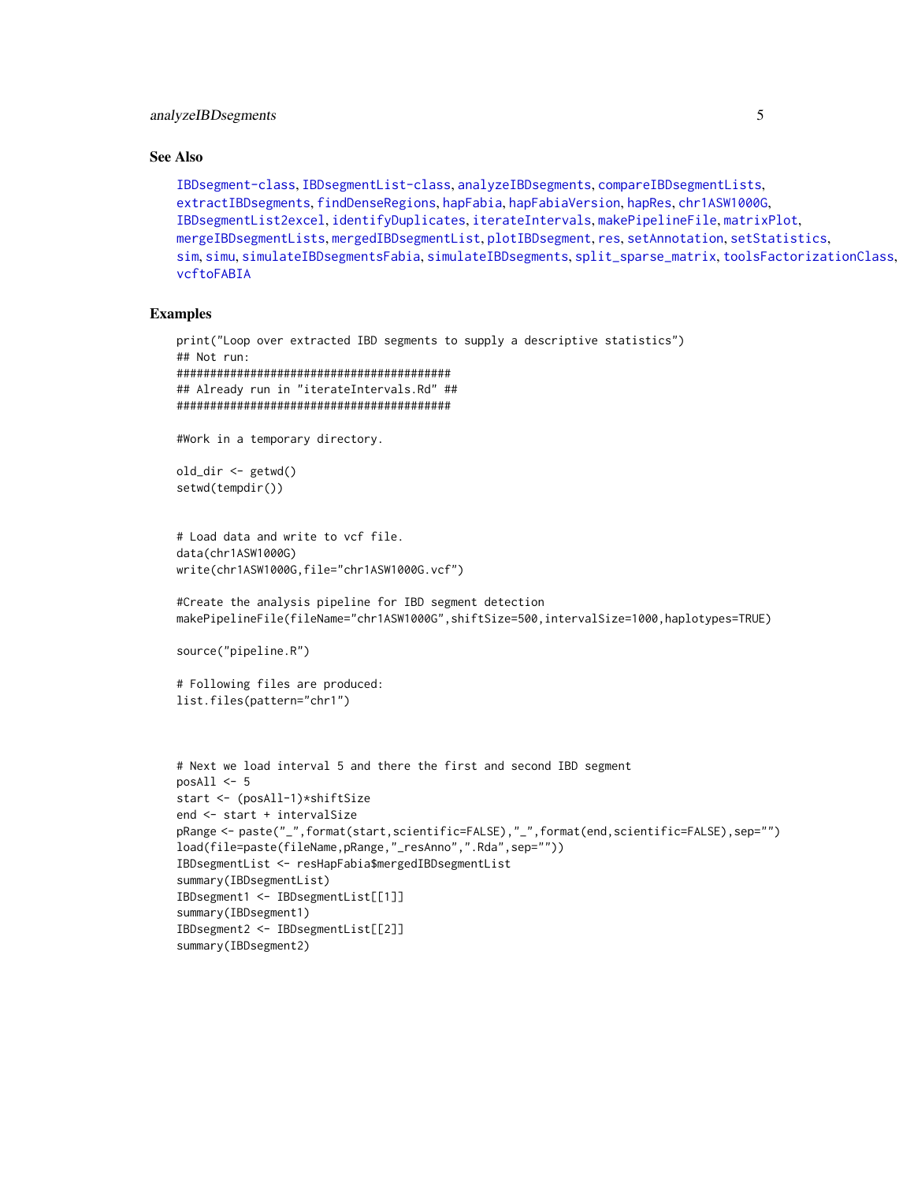## See Also

IBDsegment-class, IBDsegmentList-class, analyzeIBDsegments, compareIBDsegmentLists, extractIBDsegments, findDenseRegions, hapFabia, hapFabiaVersion, hapRes, chr1ASW1000G, IBDsegmentList2excel, identifyDuplicates, iterateIntervals, makePipelineFile, matrixPlot, mergeIBDsegmentLists, mergedIBDsegmentList, plotIBDsegment, res, setAnnotation, setStatistics, sim, simu, simulateIBDsegmentsFabia, simulateIBDsegments, split_sparse_matrix, toolsFactorizationClass, vcftoFABIA

## Examples

```
print("Loop over extracted IBD segments to supply a descriptive statistics")
## Not run:
#########################################
## Already run in "iterateIntervals.Rd" ##
#########################################

#Work in a temporary directory.

old_dir <- getwd()
setwd(tempdir())


# Load data and write to vcf file.
data(chr1ASW1000G)
write(chr1ASW1000G,file="chr1ASW1000G.vcf")

#Create the analysis pipeline for IBD segment detection
makePipelineFile(fileName="chr1ASW1000G",shiftSize=500,intervalSize=1000,haplotypes=TRUE)

source("pipeline.R")

# Following files are produced:
list.files(pattern="chr1")



# Next we load interval 5 and there the first and second IBD segment
posAll <- 5
start <- (posAll-1)*shiftSize
end <- start + intervalSize
pRange <- paste("_",format(start,scientific=FALSE),"_",format(end,scientific=FALSE),sep="")
load(file=paste(fileName,pRange,"_resAnno",".Rda",sep=""))
IBDsegmentList <- resHapFabia$mergedIBDsegmentList
summary(IBDsegmentList)
IBDsegment1 <- IBDsegmentList[[1]]
summary(IBDsegment1)
IBDsegment2 <- IBDsegmentList[[2]]
summary(IBDsegment2)
```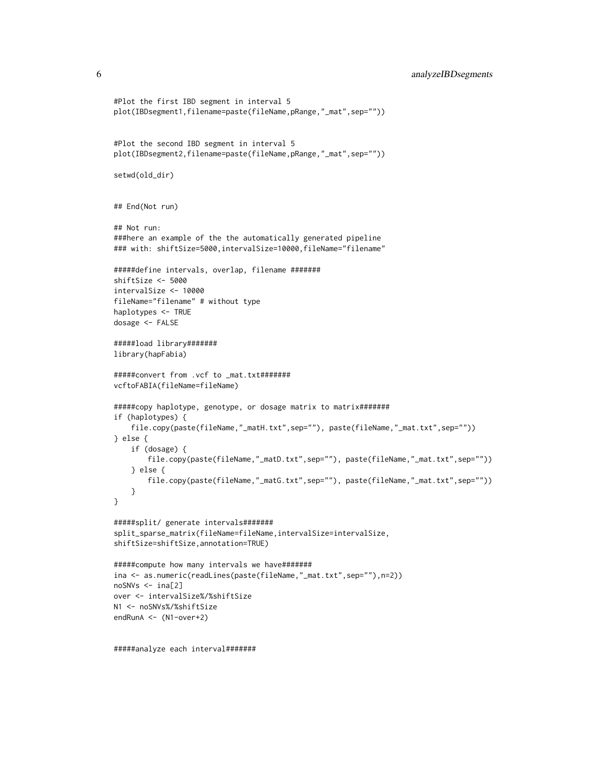```
#Plot the first IBD segment in interval 5
plot(IBDsegment1,filename=paste(fileName,pRange,"_mat",sep=""))


#Plot the second IBD segment in interval 5
plot(IBDsegment2,filename=paste(fileName,pRange,"_mat",sep=""))

setwd(old_dir)


## End(Not run)

## Not run:
###here an example of the the automatically generated pipeline
### with: shiftSize=5000,intervalSize=10000,fileName="filename"

#####define intervals, overlap, filename #######
shiftSize <- 5000
intervalSize <- 10000
fileName="filename" # without type
haplotypes <- TRUE
dosage <- FALSE

#####load library#######
library(hapFabia)

#####convert from .vcf to _mat.txt#######
vcftoFABIA(fileName=fileName)

#####copy haplotype, genotype, or dosage matrix to matrix#######
if (haplotypes) {
    file.copy(paste(fileName,"_matH.txt",sep=""), paste(fileName,"_mat.txt",sep=""))
} else {
    if (dosage) {
        file.copy(paste(fileName,"_matD.txt",sep=""), paste(fileName,"_mat.txt",sep=""))
    } else {
        file.copy(paste(fileName,"_matG.txt",sep=""), paste(fileName,"_mat.txt",sep=""))
    }
}

#####split/ generate intervals#######
split_sparse_matrix(fileName=fileName,intervalSize=intervalSize,
shiftSize=shiftSize,annotation=TRUE)

#####compute how many intervals we have#######
ina <- as.numeric(readLines(paste(fileName,"_mat.txt",sep=""),n=2))
noSNVs <- ina[2]
over <- intervalSize%/%shiftSize
N1 <- noSNVs%/%shiftSize
endRunA <- (N1-over+2)


#####analyze each interval#######
```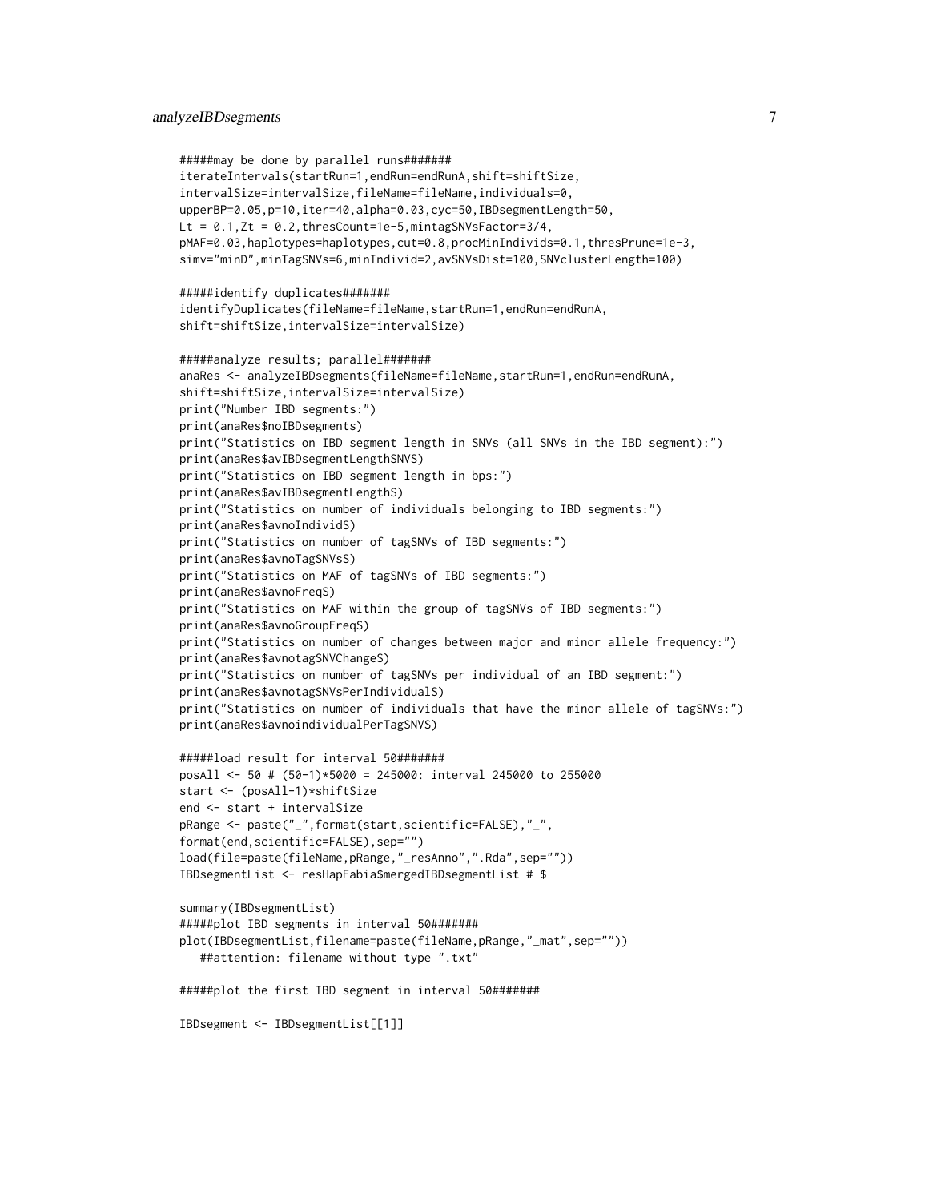```
#####may be done by parallel runs#######
iterateIntervals(startRun=1,endRun=endRunA,shift=shiftSize,
intervalSize=intervalSize,fileName=fileName,individuals=0,
upperBP=0.05,p=10,iter=40,alpha=0.03,cyc=50,IBDsegmentLength=50,
Lt = 0.1,Zt = 0.2,thresCount=1e-5,mintagSNVsFactor=3/4,
pMAF=0.03,haplotypes=haplotypes,cut=0.8,procMinIndivids=0.1,thresPrune=1e-3,
simv="minD",minTagSNVs=6,minIndivid=2,avSNVsDist=100,SNVclusterLength=100)

#####identify duplicates#######
identifyDuplicates(fileName=fileName,startRun=1,endRun=endRunA,
shift=shiftSize,intervalSize=intervalSize)

#####analyze results; parallel#######
anaRes <- analyzeIBDsegments(fileName=fileName,startRun=1,endRun=endRunA,
shift=shiftSize,intervalSize=intervalSize)
print("Number IBD segments:")
print(anaRes$noIBDsegments)
print("Statistics on IBD segment length in SNVs (all SNVs in the IBD segment):")
print(anaRes$avIBDsegmentLengthSNVS)
print("Statistics on IBD segment length in bps:")
print(anaRes$avIBDsegmentLengthS)
print("Statistics on number of individuals belonging to IBD segments:")
print(anaRes$avnoIndividS)
print("Statistics on number of tagSNVs of IBD segments:")
print(anaRes$avnoTagSNVsS)
print("Statistics on MAF of tagSNVs of IBD segments:")
print(anaRes$avnoFreqS)
print("Statistics on MAF within the group of tagSNVs of IBD segments:")
print(anaRes$avnoGroupFreqS)
print("Statistics on number of changes between major and minor allele frequency:")
print(anaRes$avnotagSNVChangeS)
print("Statistics on number of tagSNVs per individual of an IBD segment:")
print(anaRes$avnotagSNVsPerIndividualS)
print("Statistics on number of individuals that have the minor allele of tagSNVs:")
print(anaRes$avnoindividualPerTagSNVS)

#####load result for interval 50#######
posAll <- 50 # (50-1)*5000 = 245000: interval 245000 to 255000
start <- (posAll-1)*shiftSize
end <- start + intervalSize
pRange <- paste("_",format(start,scientific=FALSE),"_",
format(end,scientific=FALSE),sep="")
load(file=paste(fileName,pRange,"_resAnno",".Rda",sep=""))
IBDsegmentList <- resHapFabia$mergedIBDsegmentList # $

summary(IBDsegmentList)
#####plot IBD segments in interval 50#######
plot(IBDsegmentList,filename=paste(fileName,pRange,"_mat",sep=""))
   ##attention: filename without type ".txt"

#####plot the first IBD segment in interval 50#######

IBDsegment <- IBDsegmentList[[1]]
```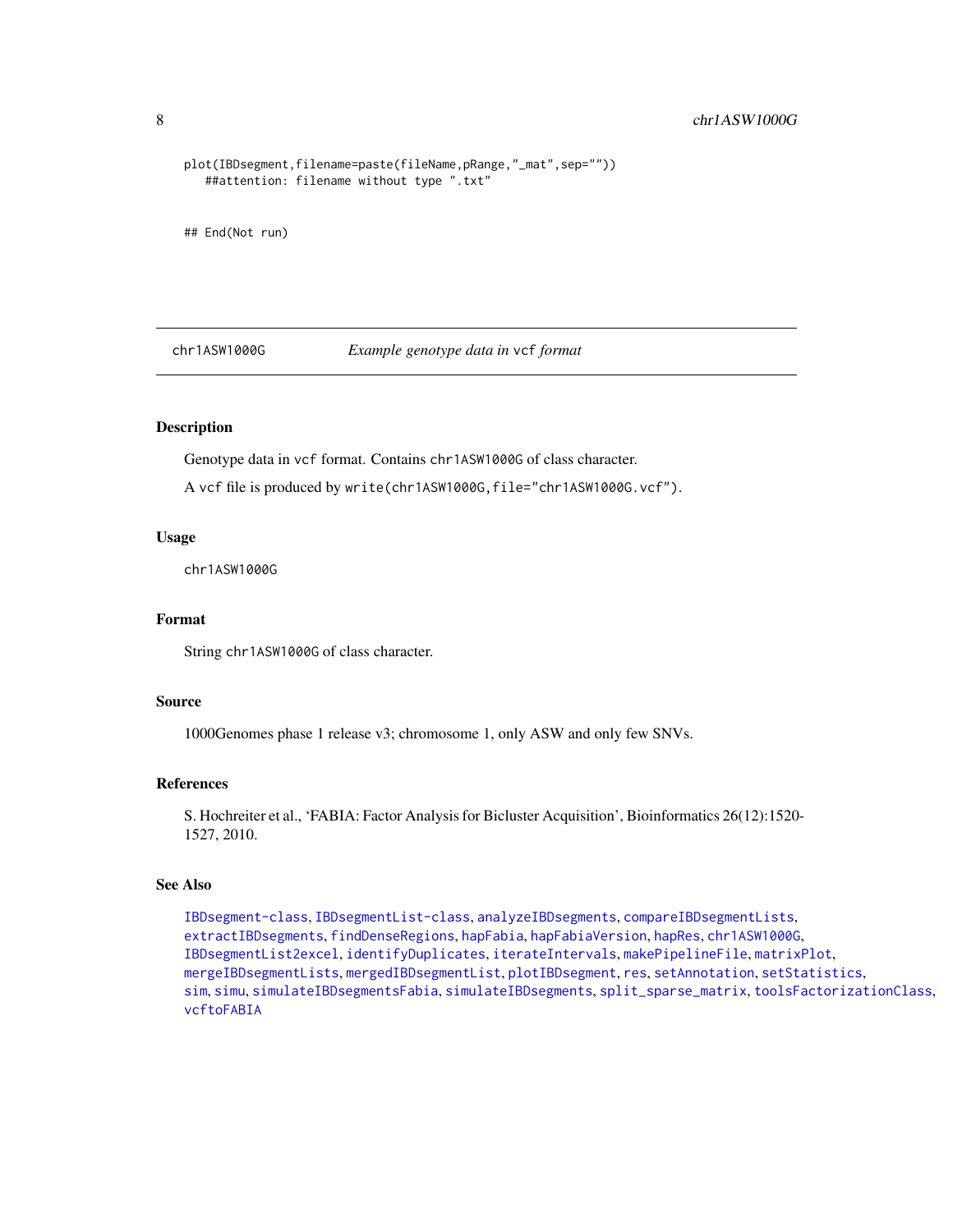```
plot(IBDsegment,filename=paste(fileName,pRange,"_mat",sep=""))
   ##attention: filename without type ".txt"


## End(Not run)
```

## chr1ASW1000G — *Example genotype data in* vcf *format*

### Description

Genotype data in vcf format. Contains chr1ASW1000G of class character.

A vcf file is produced by write(chr1ASW1000G,file="chr1ASW1000G.vcf").

### Usage

```
chr1ASW1000G
```

### Format

String chr1ASW1000G of class character.

### Source

1000Genomes phase 1 release v3; chromosome 1, only ASW and only few SNVs.

### References

S. Hochreiter et al., 'FABIA: Factor Analysis for Bicluster Acquisition', Bioinformatics 26(12):1520-1527, 2010.

### See Also

IBDsegment-class, IBDsegmentList-class, analyzeIBDsegments, compareIBDsegmentLists, extractIBDsegments, findDenseRegions, hapFabia, hapFabiaVersion, hapRes, chr1ASW1000G, IBDsegmentList2excel, identifyDuplicates, iterateIntervals, makePipelineFile, matrixPlot, mergeIBDsegmentLists, mergedIBDsegmentList, plotIBDsegment, res, setAnnotation, setStatistics, sim, simu, simulateIBDsegmentsFabia, simulateIBDsegments, split_sparse_matrix, toolsFactorizationClass, vcftoFABIA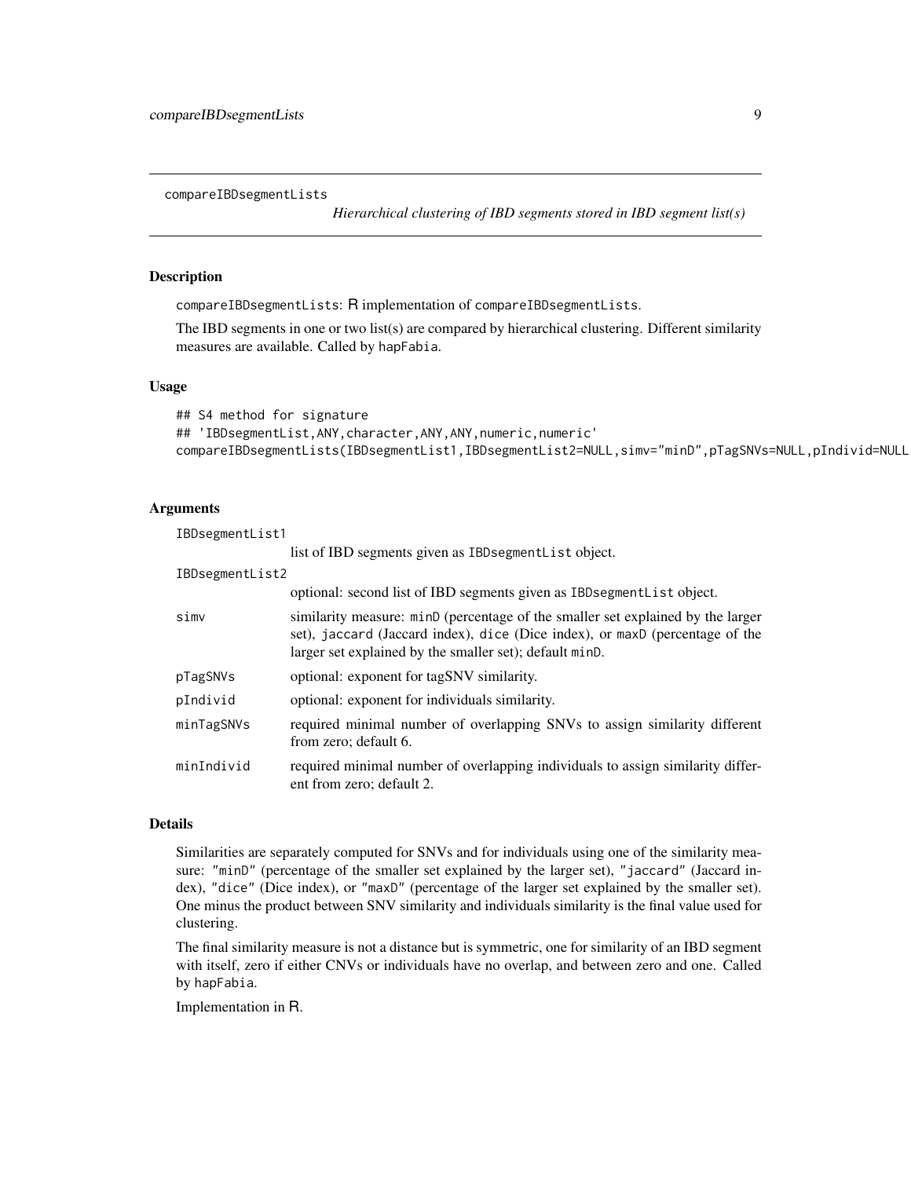compareIBDsegmentLists &nbsp;&nbsp;&nbsp;&nbsp;&nbsp; *Hierarchical clustering of IBD segments stored in IBD segment list(s)*

## Description

compareIBDsegmentLists: R implementation of compareIBDsegmentLists.

The IBD segments in one or two list(s) are compared by hierarchical clustering. Different similarity measures are available. Called by hapFabia.

## Usage

```
## S4 method for signature
## 'IBDsegmentList,ANY,character,ANY,ANY,numeric,numeric'
compareIBDsegmentLists(IBDsegmentList1,IBDsegmentList2=NULL,simv="minD",pTagSNVs=NULL,pIndivid=NULL
```

## Arguments

| | |
|---|---|
| IBDsegmentList1 | list of IBD segments given as IBDsegmentList object. |
| IBDsegmentList2 | optional: second list of IBD segments given as IBDsegmentList object. |
| simv | similarity measure: minD (percentage of the smaller set explained by the larger set), jaccard (Jaccard index), dice (Dice index), or maxD (percentage of the larger set explained by the smaller set); default minD. |
| pTagSNVs | optional: exponent for tagSNV similarity. |
| pIndivid | optional: exponent for individuals similarity. |
| minTagSNVs | required minimal number of overlapping SNVs to assign similarity different from zero; default 6. |
| minIndivid | required minimal number of overlapping individuals to assign similarity different from zero; default 2. |

## Details

Similarities are separately computed for SNVs and for individuals using one of the similarity measure: "minD" (percentage of the smaller set explained by the larger set), "jaccard" (Jaccard index), "dice" (Dice index), or "maxD" (percentage of the larger set explained by the smaller set). One minus the product between SNV similarity and individuals similarity is the final value used for clustering.

The final similarity measure is not a distance but is symmetric, one for similarity of an IBD segment with itself, zero if either CNVs or individuals have no overlap, and between zero and one. Called by hapFabia.

Implementation in R.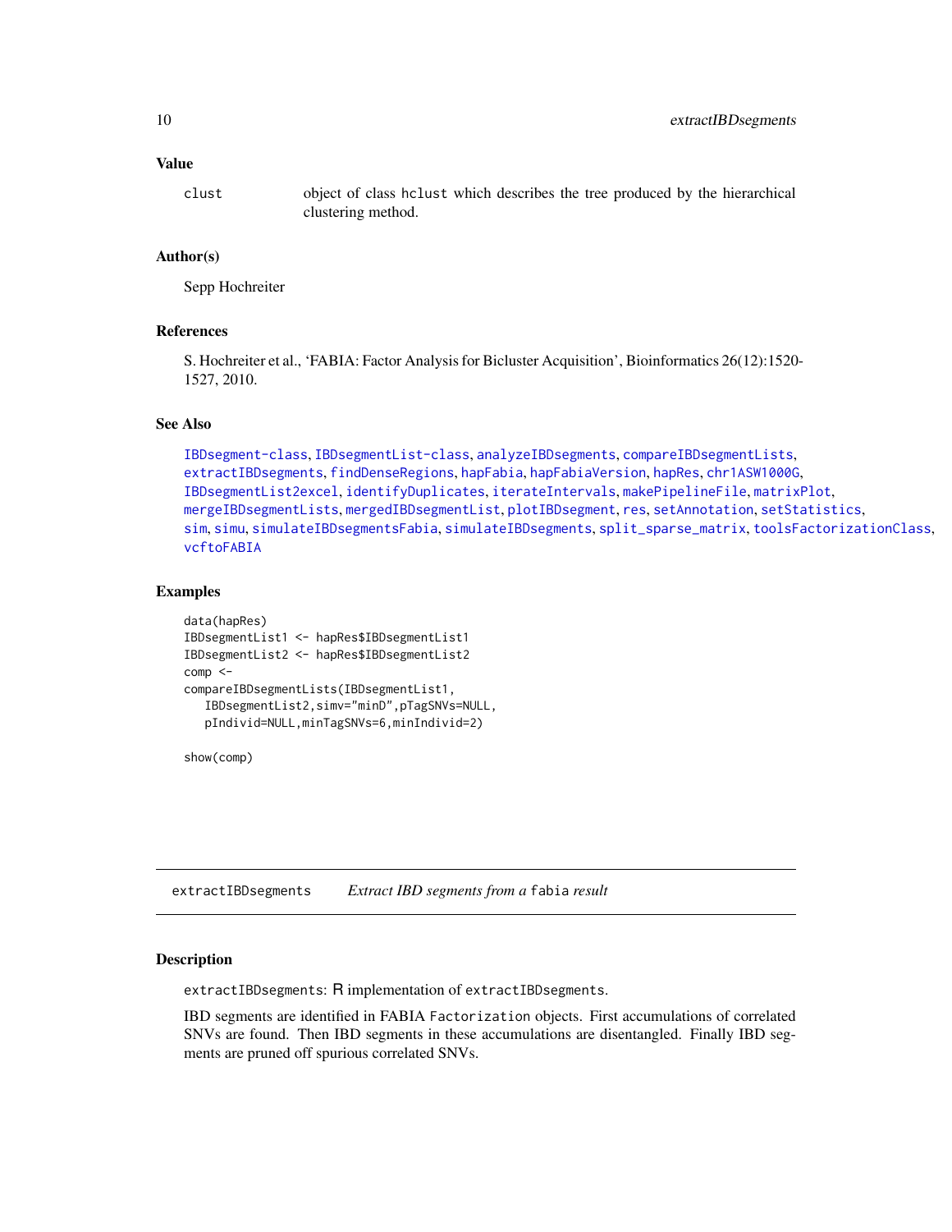### Value

| | |
|---|---|
| `clust` | object of class `hclust` which describes the tree produced by the hierarchical clustering method. |

### Author(s)

Sepp Hochreiter

### References

S. Hochreiter et al., 'FABIA: Factor Analysis for Bicluster Acquisition', Bioinformatics 26(12):1520-1527, 2010.

### See Also

`IBDsegment-class`, `IBDsegmentList-class`, `analyzeIBDsegments`, `compareIBDsegmentLists`, `extractIBDsegments`, `findDenseRegions`, `hapFabia`, `hapFabiaVersion`, `hapRes`, `chr1ASW1000G`, `IBDsegmentList2excel`, `identifyDuplicates`, `iterateIntervals`, `makePipelineFile`, `matrixPlot`, `mergeIBDsegmentLists`, `mergedIBDsegmentList`, `plotIBDsegment`, `res`, `setAnnotation`, `setStatistics`, `sim`, `simu`, `simulateIBDsegmentsFabia`, `simulateIBDsegments`, `split_sparse_matrix`, `toolsFactorizationClass`, `vcftoFABIA`

### Examples

```
data(hapRes)
IBDsegmentList1 <- hapRes$IBDsegmentList1
IBDsegmentList2 <- hapRes$IBDsegmentList2
comp <-
compareIBDsegmentLists(IBDsegmentList1,
   IBDsegmentList2,simv="minD",pTagSNVs=NULL,
   pIndivid=NULL,minTagSNVs=6,minIndivid=2)

show(comp)
```

---

## extractIBDsegments    *Extract IBD segments from a* `fabia` *result*

### Description

`extractIBDsegments`: R implementation of `extractIBDsegments`.

IBD segments are identified in FABIA `Factorization` objects. First accumulations of correlated SNVs are found. Then IBD segments in these accumulations are disentangled. Finally IBD segments are pruned off spurious correlated SNVs.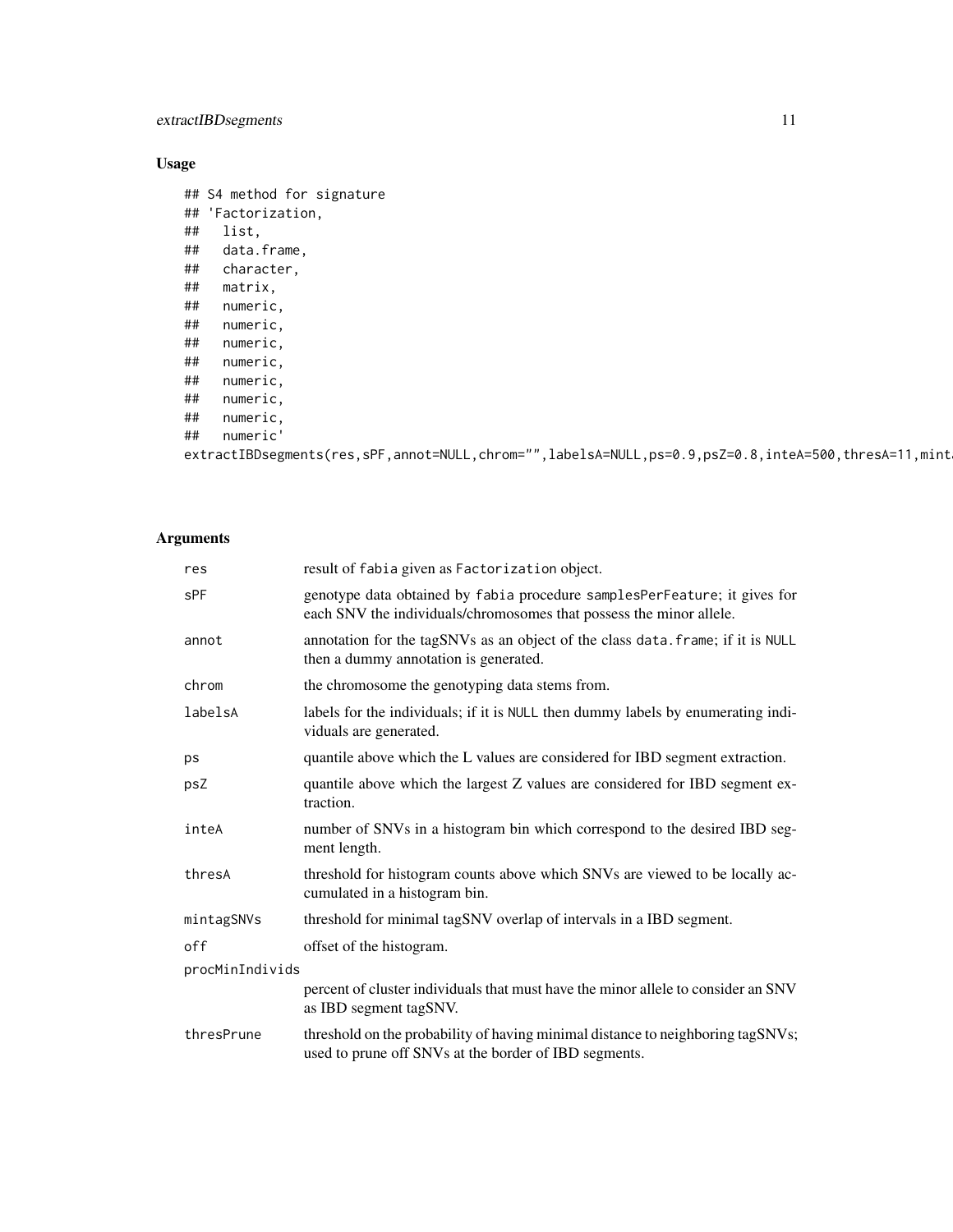## Usage

```
## S4 method for signature
## 'Factorization,
##   list,
##   data.frame,
##   character,
##   matrix,
##   numeric,
##   numeric,
##   numeric,
##   numeric,
##   numeric,
##   numeric,
##   numeric,
##   numeric'
extractIBDsegments(res,sPF,annot=NULL,chrom="",labelsA=NULL,ps=0.9,psZ=0.8,inteA=500,thresA=11,mint
```

## Arguments

| | |
|---|---|
| res | result of fabia given as Factorization object. |
| sPF | genotype data obtained by fabia procedure samplesPerFeature; it gives for each SNV the individuals/chromosomes that possess the minor allele. |
| annot | annotation for the tagSNVs as an object of the class data.frame; if it is NULL then a dummy annotation is generated. |
| chrom | the chromosome the genotyping data stems from. |
| labelsA | labels for the individuals; if it is NULL then dummy labels by enumerating individuals are generated. |
| ps | quantile above which the L values are considered for IBD segment extraction. |
| psZ | quantile above which the largest Z values are considered for IBD segment extraction. |
| inteA | number of SNVs in a histogram bin which correspond to the desired IBD segment length. |
| thresA | threshold for histogram counts above which SNVs are viewed to be locally accumulated in a histogram bin. |
| mintagSNVs | threshold for minimal tagSNV overlap of intervals in a IBD segment. |
| off | offset of the histogram. |
| procMinIndivids | percent of cluster individuals that must have the minor allele to consider an SNV as IBD segment tagSNV. |
| thresPrune | threshold on the probability of having minimal distance to neighboring tagSNVs; used to prune off SNVs at the border of IBD segments. |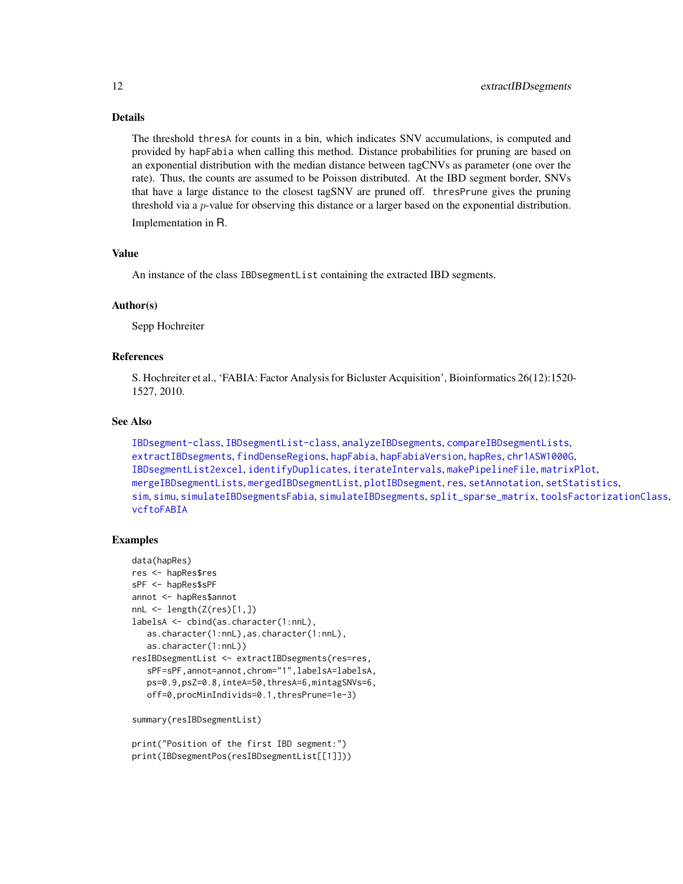## Details

The threshold `thresA` for counts in a bin, which indicates SNV accumulations, is computed and provided by `hapFabia` when calling this method. Distance probabilities for pruning are based on an exponential distribution with the median distance between tagCNVs as parameter (one over the rate). Thus, the counts are assumed to be Poisson distributed. At the IBD segment border, SNVs that have a large distance to the closest tagSNV are pruned off. `thresPrune` gives the pruning threshold via a $p$-value for observing this distance or a larger based on the exponential distribution.

Implementation in R.

## Value

An instance of the class `IBDsegmentList` containing the extracted IBD segments.

## Author(s)

Sepp Hochreiter

## References

S. Hochreiter et al., 'FABIA: Factor Analysis for Bicluster Acquisition', Bioinformatics 26(12):1520-1527, 2010.

## See Also

IBDsegment-class, IBDsegmentList-class, analyzeIBDsegments, compareIBDsegmentLists, extractIBDsegments, findDenseRegions, hapFabia, hapFabiaVersion, hapRes, chr1ASW1000G, IBDsegmentList2excel, identifyDuplicates, iterateIntervals, makePipelineFile, matrixPlot, mergeIBDsegmentLists, mergedIBDsegmentList, plotIBDsegment, res, setAnnotation, setStatistics, sim, simu, simulateIBDsegmentsFabia, simulateIBDsegments, split_sparse_matrix, toolsFactorizationClass, vcftoFABIA

## Examples

```
data(hapRes)
res <- hapRes$res
sPF <- hapRes$sPF
annot <- hapRes$annot
nnL <- length(Z(res)[1,])
labelsA <- cbind(as.character(1:nnL),
   as.character(1:nnL),as.character(1:nnL),
   as.character(1:nnL))
resIBDsegmentList <- extractIBDsegments(res=res,
   sPF=sPF,annot=annot,chrom="1",labelsA=labelsA,
   ps=0.9,psZ=0.8,inteA=50,thresA=6,mintagSNVs=6,
   off=0,procMinIndivids=0.1,thresPrune=1e-3)

summary(resIBDsegmentList)

print("Position of the first IBD segment:")
print(IBDsegmentPos(resIBDsegmentList[[1]]))
```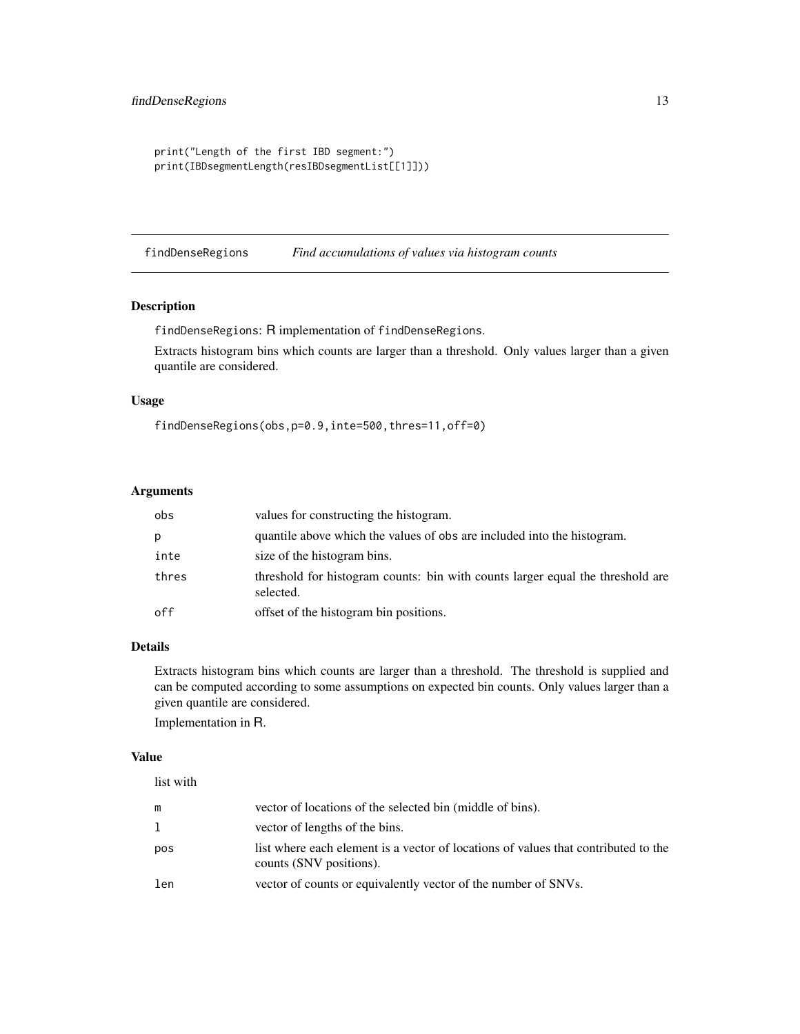```
print("Length of the first IBD segment:")
print(IBDsegmentLength(resIBDsegmentList[[1]]))
```

## findDenseRegions — *Find accumulations of values via histogram counts*

### Description

findDenseRegions: R implementation of findDenseRegions.

Extracts histogram bins which counts are larger than a threshold. Only values larger than a given quantile are considered.

### Usage

```
findDenseRegions(obs,p=0.9,inte=500,thres=11,off=0)
```

### Arguments

| | |
|---|---|
| obs | values for constructing the histogram. |
| p | quantile above which the values of obs are included into the histogram. |
| inte | size of the histogram bins. |
| thres | threshold for histogram counts: bin with counts larger equal the threshold are selected. |
| off | offset of the histogram bin positions. |

### Details

Extracts histogram bins which counts are larger than a threshold. The threshold is supplied and can be computed according to some assumptions on expected bin counts. Only values larger than a given quantile are considered.

Implementation in R.

### Value

list with

| | |
|---|---|
| m | vector of locations of the selected bin (middle of bins). |
| l | vector of lengths of the bins. |
| pos | list where each element is a vector of locations of values that contributed to the counts (SNV positions). |
| len | vector of counts or equivalently vector of the number of SNVs. |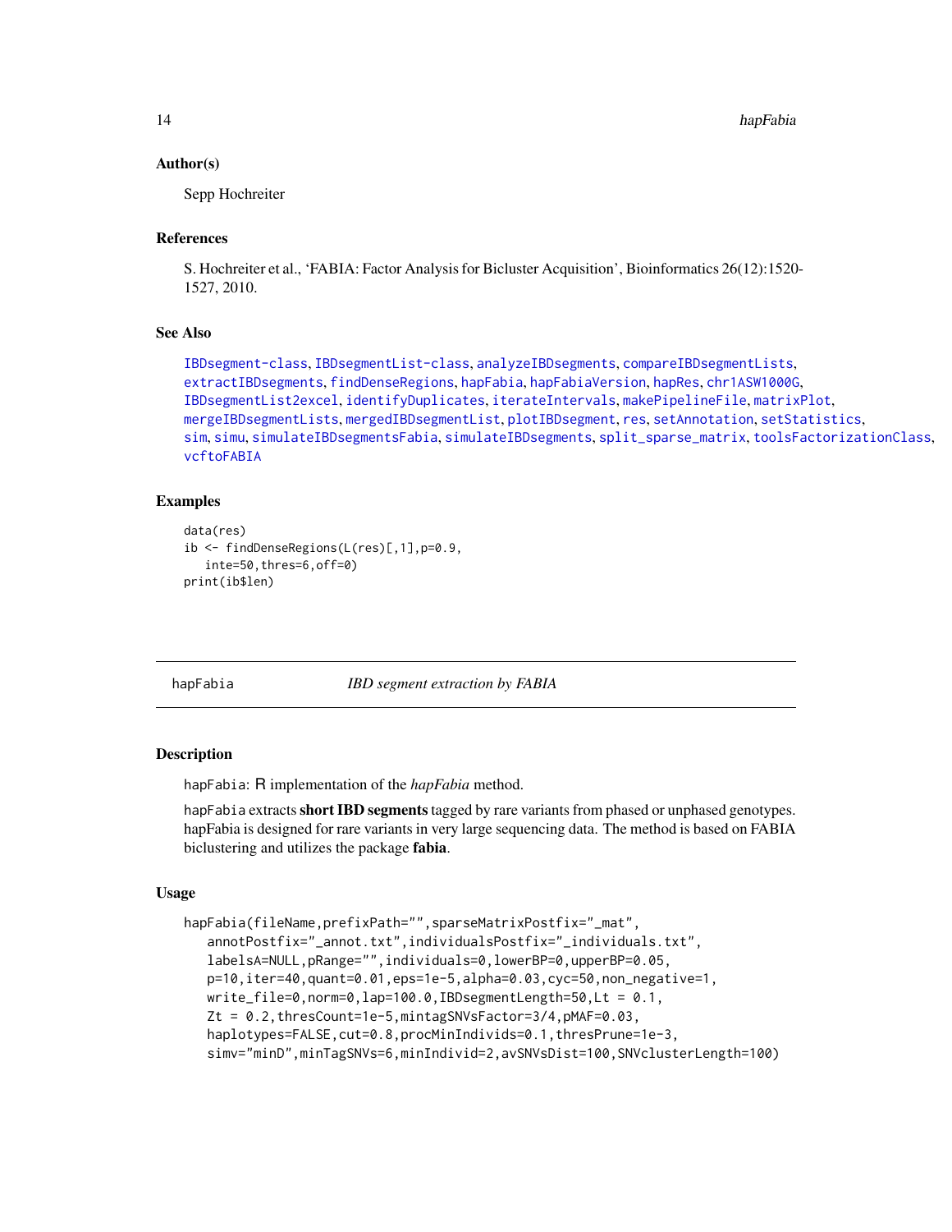### Author(s)

Sepp Hochreiter

### References

S. Hochreiter et al., 'FABIA: Factor Analysis for Bicluster Acquisition', Bioinformatics 26(12):1520-1527, 2010.

### See Also

IBDsegment-class, IBDsegmentList-class, analyzeIBDsegments, compareIBDsegmentLists, extractIBDsegments, findDenseRegions, hapFabia, hapFabiaVersion, hapRes, chr1ASW1000G, IBDsegmentList2excel, identifyDuplicates, iterateIntervals, makePipelineFile, matrixPlot, mergeIBDsegmentLists, mergedIBDsegmentList, plotIBDsegment, res, setAnnotation, setStatistics, sim, simu, simulateIBDsegmentsFabia, simulateIBDsegments, split_sparse_matrix, toolsFactorizationClass, vcftoFABIA

### Examples

```
data(res)
ib <- findDenseRegions(L(res)[,1],p=0.9,
   inte=50,thres=6,off=0)
print(ib$len)
```

---

## hapFabia — *IBD segment extraction by FABIA*

### Description

hapFabia: R implementation of the *hapFabia* method.

hapFabia extracts **short IBD segments** tagged by rare variants from phased or unphased genotypes. hapFabia is designed for rare variants in very large sequencing data. The method is based on FABIA biclustering and utilizes the package **fabia**.

### Usage

```
hapFabia(fileName,prefixPath="",sparseMatrixPostfix="_mat",
   annotPostfix="_annot.txt",individualsPostfix="_individuals.txt",
   labelsA=NULL,pRange="",individuals=0,lowerBP=0,upperBP=0.05,
   p=10,iter=40,quant=0.01,eps=1e-5,alpha=0.03,cyc=50,non_negative=1,
   write_file=0,norm=0,lap=100.0,IBDsegmentLength=50,Lt = 0.1,
   Zt = 0.2,thresCount=1e-5,mintagSNVsFactor=3/4,pMAF=0.03,
   haplotypes=FALSE,cut=0.8,procMinIndivids=0.1,thresPrune=1e-3,
   simv="minD",minTagSNVs=6,minIndivid=2,avSNVsDist=100,SNVclusterLength=100)
```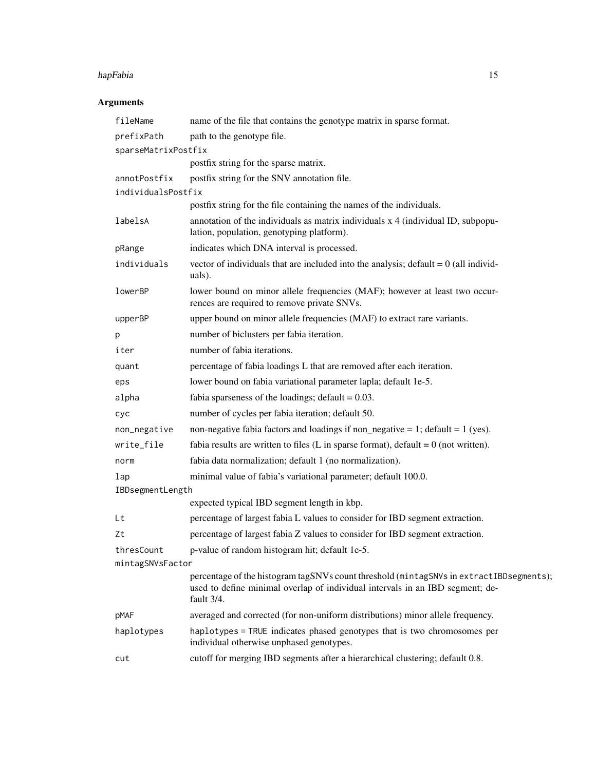## Arguments

| | |
|---|---|
| `fileName` | name of the file that contains the genotype matrix in sparse format. |
| `prefixPath` | path to the genotype file. |
| `sparseMatrixPostfix` | postfix string for the sparse matrix. |
| `annotPostfix` | postfix string for the SNV annotation file. |
| `individualsPostfix` | postfix string for the file containing the names of the individuals. |
| `labelsA` | annotation of the individuals as matrix individuals x 4 (individual ID, subpopulation, population, genotyping platform). |
| `pRange` | indicates which DNA interval is processed. |
| `individuals` | vector of individuals that are included into the analysis; default = 0 (all individuals). |
| `lowerBP` | lower bound on minor allele frequencies (MAF); however at least two occurrences are required to remove private SNVs. |
| `upperBP` | upper bound on minor allele frequencies (MAF) to extract rare variants. |
| `p` | number of biclusters per fabia iteration. |
| `iter` | number of fabia iterations. |
| `quant` | percentage of fabia loadings L that are removed after each iteration. |
| `eps` | lower bound on fabia variational parameter lapla; default 1e-5. |
| `alpha` | fabia sparseness of the loadings; default = 0.03. |
| `cyc` | number of cycles per fabia iteration; default 50. |
| `non_negative` | non-negative fabia factors and loadings if non_negative = 1; default = 1 (yes). |
| `write_file` | fabia results are written to files (L in sparse format), default = 0 (not written). |
| `norm` | fabia data normalization; default 1 (no normalization). |
| `lap` | minimal value of fabia's variational parameter; default 100.0. |
| `IBDsegmentLength` | expected typical IBD segment length in kbp. |
| `Lt` | percentage of largest fabia L values to consider for IBD segment extraction. |
| `Zt` | percentage of largest fabia Z values to consider for IBD segment extraction. |
| `thresCount` | p-value of random histogram hit; default 1e-5. |
| `mintagSNVsFactor` | percentage of the histogram tagSNVs count threshold (`mintagSNVs` in `extractIBDsegments`); used to define minimal overlap of individual intervals in an IBD segment; default 3/4. |
| `pMAF` | averaged and corrected (for non-uniform distributions) minor allele frequency. |
| `haplotypes` | `haplotypes = TRUE` indicates phased genotypes that is two chromosomes per individual otherwise unphased genotypes. |
| `cut` | cutoff for merging IBD segments after a hierarchical clustering; default 0.8. |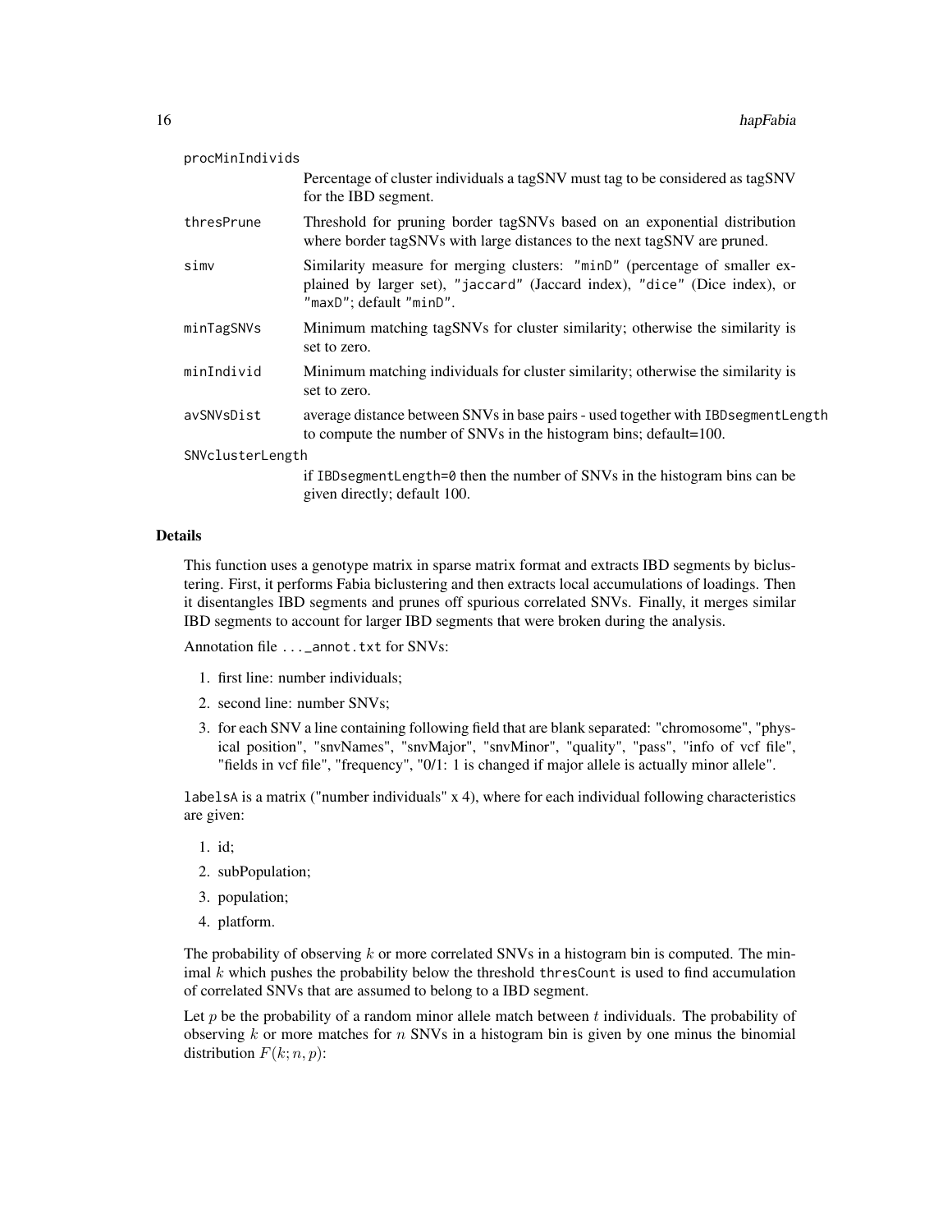procMinIndivids
: Percentage of cluster individuals a tagSNV must tag to be considered as tagSNV for the IBD segment.

thresPrune
: Threshold for pruning border tagSNVs based on an exponential distribution where border tagSNVs with large distances to the next tagSNV are pruned.

simv
: Similarity measure for merging clusters: "minD" (percentage of smaller explained by larger set), "jaccard" (Jaccard index), "dice" (Dice index), or "maxD"; default "minD".

minTagSNVs
: Minimum matching tagSNVs for cluster similarity; otherwise the similarity is set to zero.

minIndivid
: Minimum matching individuals for cluster similarity; otherwise the similarity is set to zero.

avSNVsDist
: average distance between SNVs in base pairs - used together with IBDsegmentLength to compute the number of SNVs in the histogram bins; default=100.

SNVclusterLength
: if IBDsegmentLength=0 then the number of SNVs in the histogram bins can be given directly; default 100.

## Details

This function uses a genotype matrix in sparse matrix format and extracts IBD segments by biclustering. First, it performs Fabia biclustering and then extracts local accumulations of loadings. Then it disentangles IBD segments and prunes off spurious correlated SNVs. Finally, it merges similar IBD segments to account for larger IBD segments that were broken during the analysis.

Annotation file `..._annot.txt` for SNVs:

1. first line: number individuals;
2. second line: number SNVs;
3. for each SNV a line containing following field that are blank separated: "chromosome", "physical position", "snvNames", "snvMajor", "snvMinor", "quality", "pass", "info of vcf file", "fields in vcf file", "frequency", "0/1: 1 is changed if major allele is actually minor allele".

`labelsA` is a matrix ("number individuals" x 4), where for each individual following characteristics are given:

1. id;
2. subPopulation;
3. population;
4. platform.

The probability of observing $k$ or more correlated SNVs in a histogram bin is computed. The minimal $k$ which pushes the probability below the threshold `thresCount` is used to find accumulation of correlated SNVs that are assumed to belong to a IBD segment.

Let $p$ be the probability of a random minor allele match between $t$ individuals. The probability of observing $k$ or more matches for $n$ SNVs in a histogram bin is given by one minus the binomial distribution $F(k; n, p)$: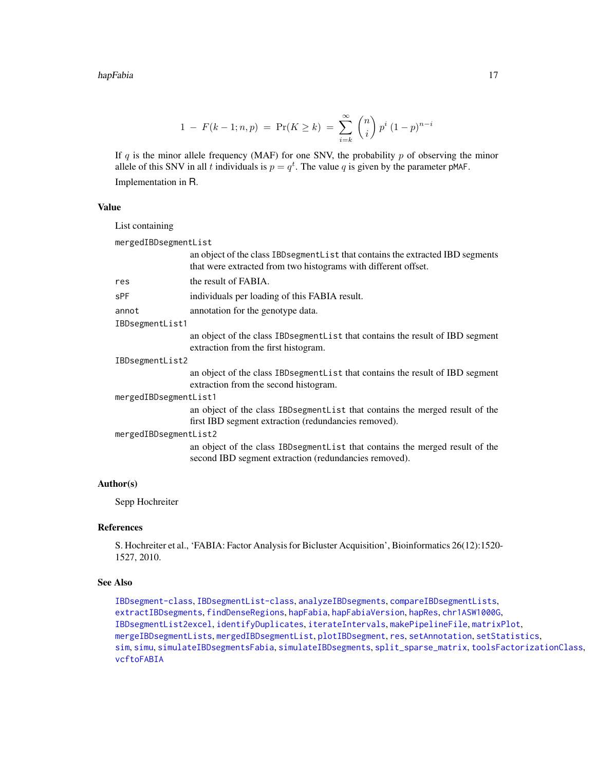$$1 - F(k-1; n, p) = \Pr(K \geq k) = \sum_{i=k}^{\infty} \binom{n}{i} p^i (1-p)^{n-i}$$

If $q$ is the minor allele frequency (MAF) for one SNV, the probability $p$ of observing the minor allele of this SNV in all $t$ individuals is $p = q^t$. The value $q$ is given by the parameter `pMAF`.

Implementation in R.

### Value

List containing

`mergedIBDsegmentList`
: an object of the class `IBDsegmentList` that contains the extracted IBD segments that were extracted from two histograms with different offset.

`res`
: the result of FABIA.

`sPF`
: individuals per loading of this FABIA result.

`annot`
: annotation for the genotype data.

`IBDsegmentList1`
: an object of the class `IBDsegmentList` that contains the result of IBD segment extraction from the first histogram.

`IBDsegmentList2`
: an object of the class `IBDsegmentList` that contains the result of IBD segment extraction from the second histogram.

`mergedIBDsegmentList1`
: an object of the class `IBDsegmentList` that contains the merged result of the first IBD segment extraction (redundancies removed).

`mergedIBDsegmentList2`
: an object of the class `IBDsegmentList` that contains the merged result of the second IBD segment extraction (redundancies removed).

### Author(s)

Sepp Hochreiter

### References

S. Hochreiter et al., 'FABIA: Factor Analysis for Bicluster Acquisition', Bioinformatics 26(12):1520-1527, 2010.

### See Also

`IBDsegment-class`, `IBDsegmentList-class`, `analyzeIBDsegments`, `compareIBDsegmentLists`, `extractIBDsegments`, `findDenseRegions`, `hapFabia`, `hapFabiaVersion`, `hapRes`, `chr1ASW1000G`, `IBDsegmentList2excel`, `identifyDuplicates`, `iterateIntervals`, `makePipelineFile`, `matrixPlot`, `mergeIBDsegmentLists`, `mergedIBDsegmentList`, `plotIBDsegment`, `res`, `setAnnotation`, `setStatistics`, `sim`, `simu`, `simulateIBDsegmentsFabia`, `simulateIBDsegments`, `split_sparse_matrix`, `toolsFactorizationClass`, `vcftoFABIA`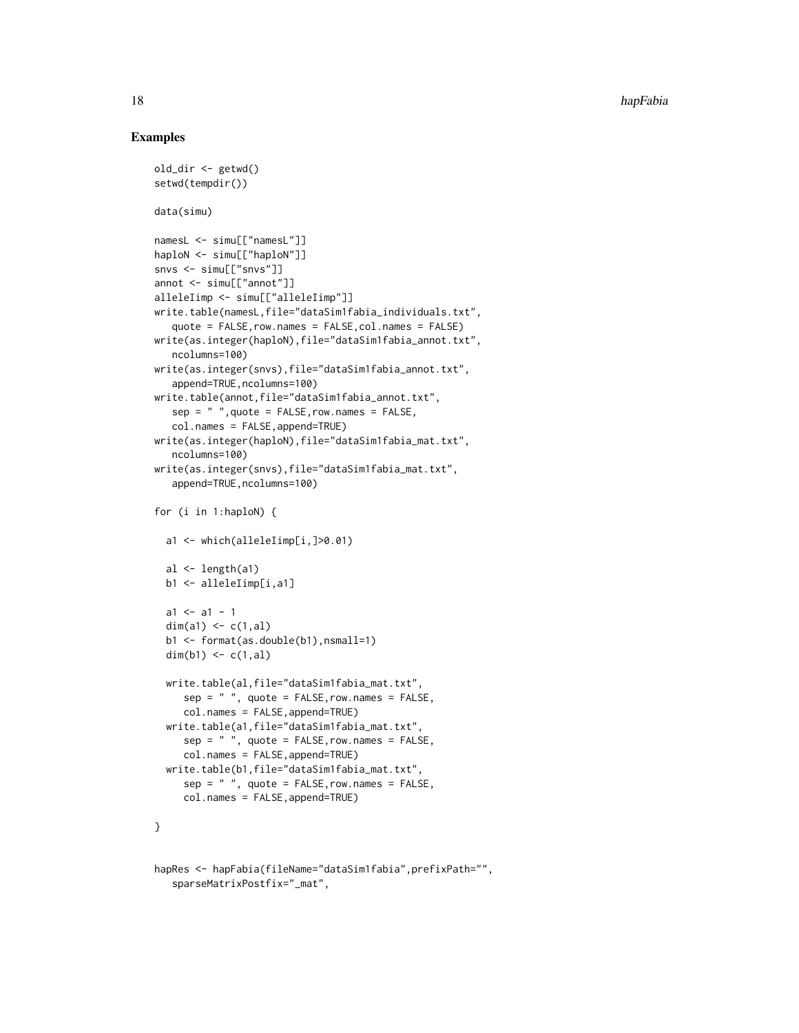## Examples

```
old_dir <- getwd()
setwd(tempdir())

data(simu)

namesL <- simu[["namesL"]]
haploN <- simu[["haploN"]]
snvs <- simu[["snvs"]]
annot <- simu[["annot"]]
alleleIimp <- simu[["alleleIimp"]]
write.table(namesL,file="dataSim1fabia_individuals.txt",
   quote = FALSE,row.names = FALSE,col.names = FALSE)
write(as.integer(haploN),file="dataSim1fabia_annot.txt",
   ncolumns=100)
write(as.integer(snvs),file="dataSim1fabia_annot.txt",
   append=TRUE,ncolumns=100)
write.table(annot,file="dataSim1fabia_annot.txt",
   sep = " ",quote = FALSE,row.names = FALSE,
   col.names = FALSE,append=TRUE)
write(as.integer(haploN),file="dataSim1fabia_mat.txt",
   ncolumns=100)
write(as.integer(snvs),file="dataSim1fabia_mat.txt",
   append=TRUE,ncolumns=100)

for (i in 1:haploN) {

  a1 <- which(alleleIimp[i,]>0.01)

  al <- length(a1)
  b1 <- alleleIimp[i,a1]

  a1 <- a1 - 1
  dim(a1) <- c(1,al)
  b1 <- format(as.double(b1),nsmall=1)
  dim(b1) <- c(1,al)

  write.table(al,file="dataSim1fabia_mat.txt",
     sep = " ", quote = FALSE,row.names = FALSE,
     col.names = FALSE,append=TRUE)
  write.table(a1,file="dataSim1fabia_mat.txt",
     sep = " ", quote = FALSE,row.names = FALSE,
     col.names = FALSE,append=TRUE)
  write.table(b1,file="dataSim1fabia_mat.txt",
     sep = " ", quote = FALSE,row.names = FALSE,
     col.names = FALSE,append=TRUE)

}


hapRes <- hapFabia(fileName="dataSim1fabia",prefixPath="",
   sparseMatrixPostfix="_mat",
```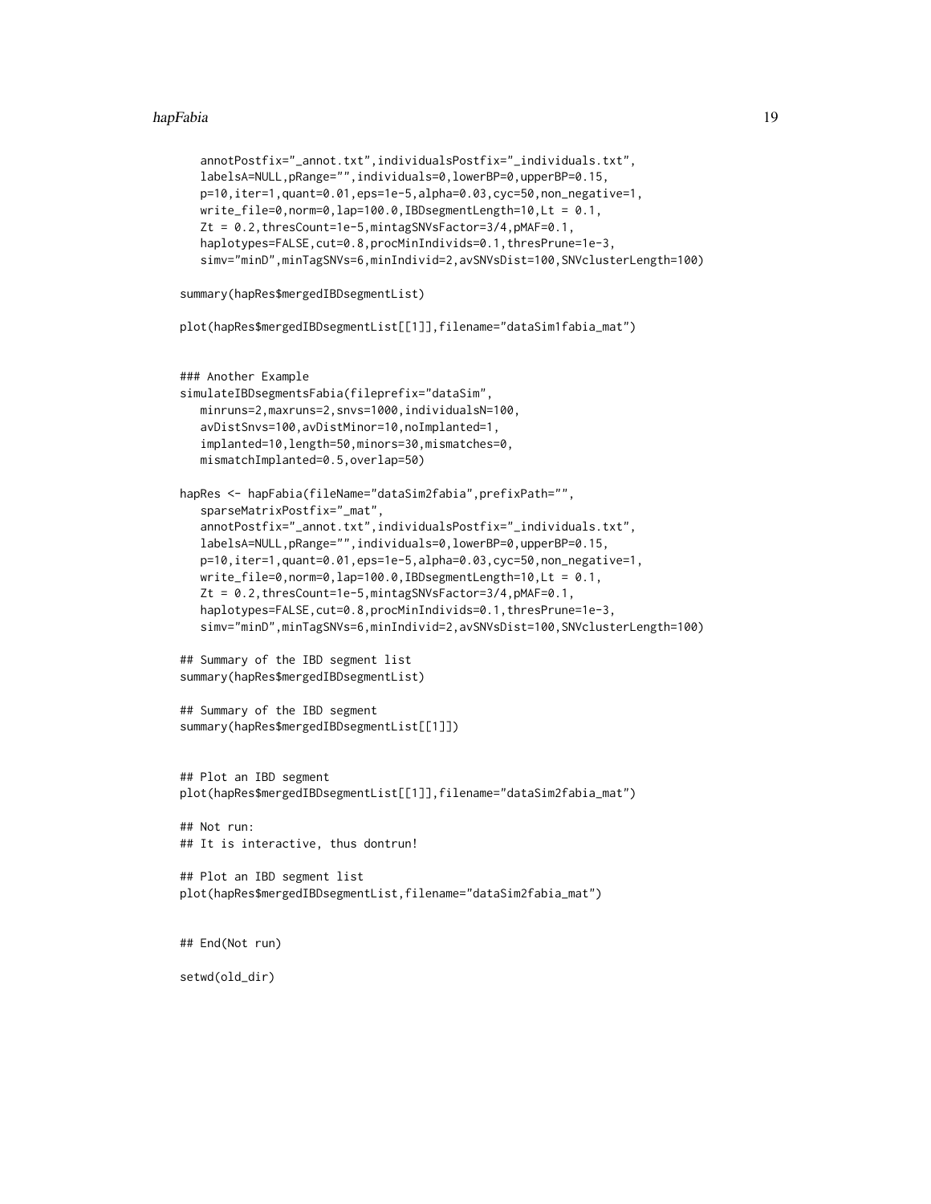```
   annotPostfix="_annot.txt",individualsPostfix="_individuals.txt",
   labelsA=NULL,pRange="",individuals=0,lowerBP=0,upperBP=0.15,
   p=10,iter=1,quant=0.01,eps=1e-5,alpha=0.03,cyc=50,non_negative=1,
   write_file=0,norm=0,lap=100.0,IBDsegmentLength=10,Lt = 0.1,
   Zt = 0.2,thresCount=1e-5,mintagSNVsFactor=3/4,pMAF=0.1,
   haplotypes=FALSE,cut=0.8,procMinIndivids=0.1,thresPrune=1e-3,
   simv="minD",minTagSNVs=6,minIndivid=2,avSNVsDist=100,SNVclusterLength=100)

summary(hapRes$mergedIBDsegmentList)

plot(hapRes$mergedIBDsegmentList[[1]],filename="dataSim1fabia_mat")


### Another Example
simulateIBDsegmentsFabia(fileprefix="dataSim",
   minruns=2,maxruns=2,snvs=1000,individualsN=100,
   avDistSnvs=100,avDistMinor=10,noImplanted=1,
   implanted=10,length=50,minors=30,mismatches=0,
   mismatchImplanted=0.5,overlap=50)

hapRes <- hapFabia(fileName="dataSim2fabia",prefixPath="",
   sparseMatrixPostfix="_mat",
   annotPostfix="_annot.txt",individualsPostfix="_individuals.txt",
   labelsA=NULL,pRange="",individuals=0,lowerBP=0,upperBP=0.15,
   p=10,iter=1,quant=0.01,eps=1e-5,alpha=0.03,cyc=50,non_negative=1,
   write_file=0,norm=0,lap=100.0,IBDsegmentLength=10,Lt = 0.1,
   Zt = 0.2,thresCount=1e-5,mintagSNVsFactor=3/4,pMAF=0.1,
   haplotypes=FALSE,cut=0.8,procMinIndivids=0.1,thresPrune=1e-3,
   simv="minD",minTagSNVs=6,minIndivid=2,avSNVsDist=100,SNVclusterLength=100)

## Summary of the IBD segment list
summary(hapRes$mergedIBDsegmentList)

## Summary of the IBD segment
summary(hapRes$mergedIBDsegmentList[[1]])


## Plot an IBD segment
plot(hapRes$mergedIBDsegmentList[[1]],filename="dataSim2fabia_mat")

## Not run:
## It is interactive, thus dontrun!

## Plot an IBD segment list
plot(hapRes$mergedIBDsegmentList,filename="dataSim2fabia_mat")


## End(Not run)

setwd(old_dir)
```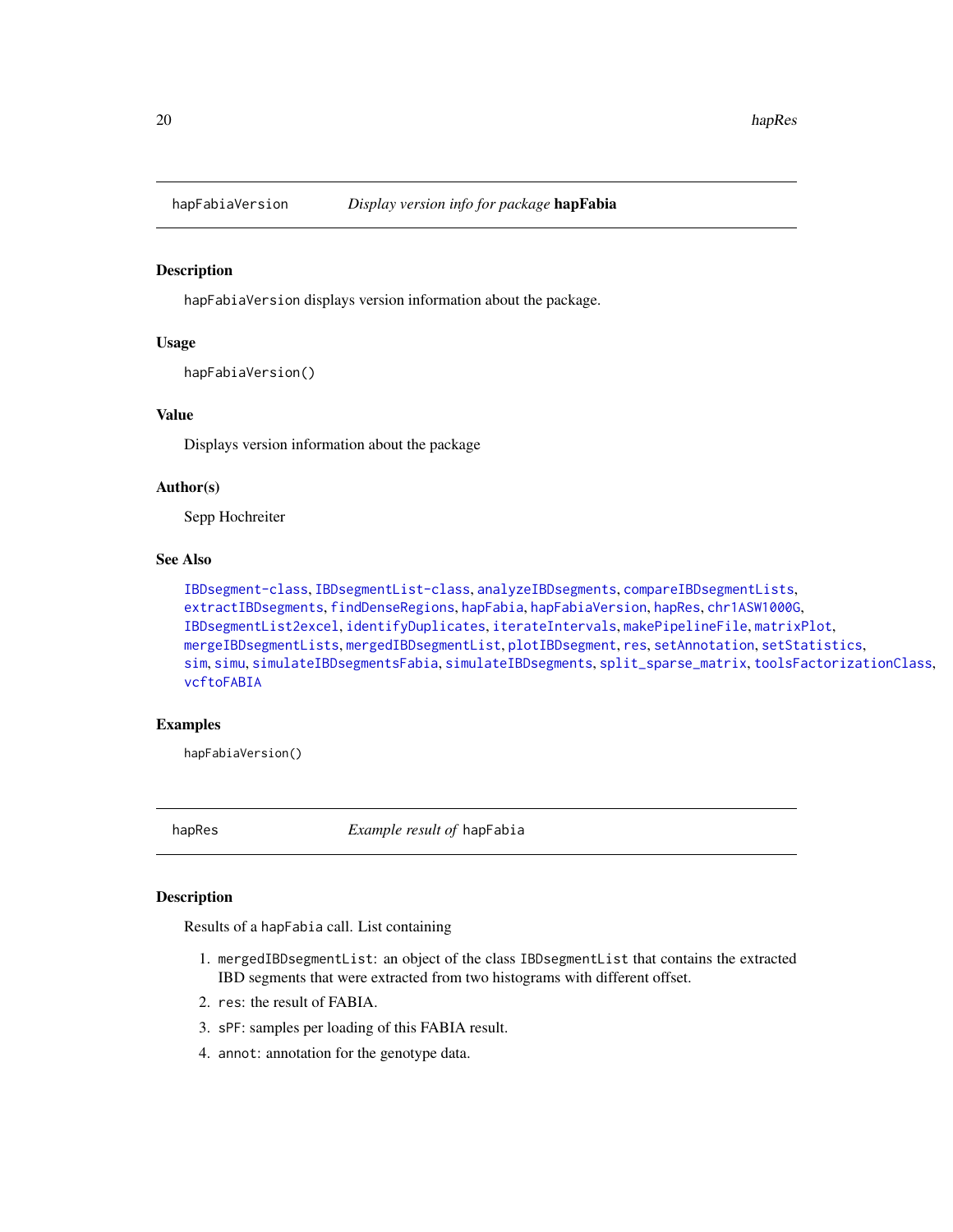## hapFabiaVersion — *Display version info for package* **hapFabia**

### Description

`hapFabiaVersion` displays version information about the package.

### Usage

```
hapFabiaVersion()
```

### Value

Displays version information about the package

### Author(s)

Sepp Hochreiter

### See Also

IBDsegment-class, IBDsegmentList-class, analyzeIBDsegments, compareIBDsegmentLists, extractIBDsegments, findDenseRegions, hapFabia, hapFabiaVersion, hapRes, chr1ASW1000G, IBDsegmentList2excel, identifyDuplicates, iterateIntervals, makePipelineFile, matrixPlot, mergeIBDsegmentLists, mergedIBDsegmentList, plotIBDsegment, res, setAnnotation, setStatistics, sim, simu, simulateIBDsegmentsFabia, simulateIBDsegments, split_sparse_matrix, toolsFactorizationClass, vcftoFABIA

### Examples

```
hapFabiaVersion()
```

## hapRes — *Example result of* `hapFabia`

### Description

Results of a `hapFabia` call. List containing

1. `mergedIBDsegmentList`: an object of the class `IBDsegmentList` that contains the extracted IBD segments that were extracted from two histograms with different offset.
2. `res`: the result of FABIA.
3. `sPF`: samples per loading of this FABIA result.
4. `annot`: annotation for the genotype data.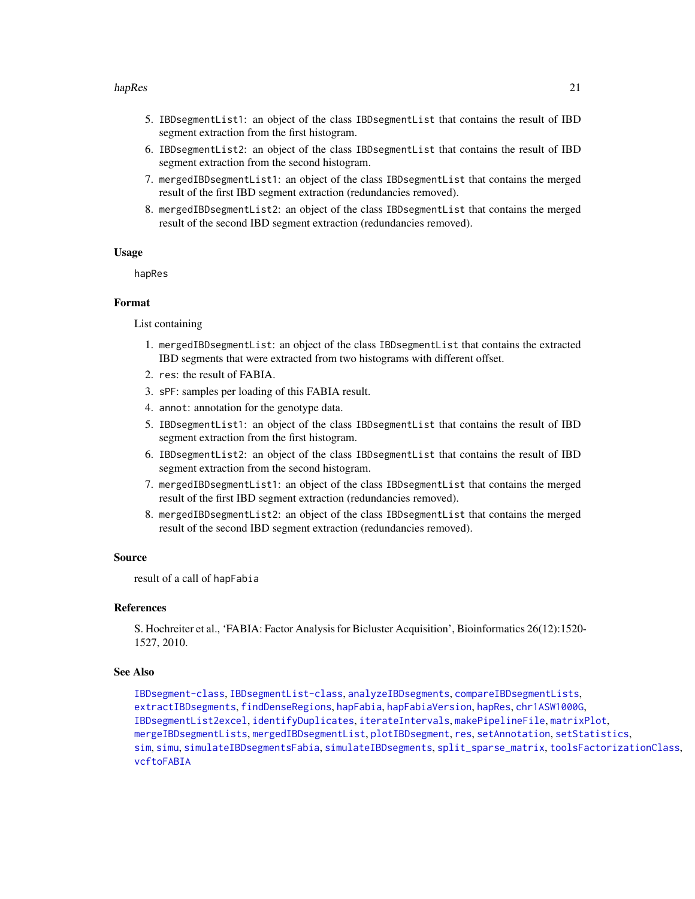5. `IBDsegmentList1`: an object of the class `IBDsegmentList` that contains the result of IBD segment extraction from the first histogram.
6. `IBDsegmentList2`: an object of the class `IBDsegmentList` that contains the result of IBD segment extraction from the second histogram.
7. `mergedIBDsegmentList1`: an object of the class `IBDsegmentList` that contains the merged result of the first IBD segment extraction (redundancies removed).
8. `mergedIBDsegmentList2`: an object of the class `IBDsegmentList` that contains the merged result of the second IBD segment extraction (redundancies removed).

### Usage

```
hapRes
```

### Format

List containing

1. `mergedIBDsegmentList`: an object of the class `IBDsegmentList` that contains the extracted IBD segments that were extracted from two histograms with different offset.
2. `res`: the result of FABIA.
3. `sPF`: samples per loading of this FABIA result.
4. `annot`: annotation for the genotype data.
5. `IBDsegmentList1`: an object of the class `IBDsegmentList` that contains the result of IBD segment extraction from the first histogram.
6. `IBDsegmentList2`: an object of the class `IBDsegmentList` that contains the result of IBD segment extraction from the second histogram.
7. `mergedIBDsegmentList1`: an object of the class `IBDsegmentList` that contains the merged result of the first IBD segment extraction (redundancies removed).
8. `mergedIBDsegmentList2`: an object of the class `IBDsegmentList` that contains the merged result of the second IBD segment extraction (redundancies removed).

### Source

result of a call of `hapFabia`

### References

S. Hochreiter et al., 'FABIA: Factor Analysis for Bicluster Acquisition', Bioinformatics 26(12):1520-1527, 2010.

### See Also

`IBDsegment-class`, `IBDsegmentList-class`, `analyzeIBDsegments`, `compareIBDsegmentLists`, `extractIBDsegments`, `findDenseRegions`, `hapFabia`, `hapFabiaVersion`, `hapRes`, `chr1ASW1000G`, `IBDsegmentList2excel`, `identifyDuplicates`, `iterateIntervals`, `makePipelineFile`, `matrixPlot`, `mergeIBDsegmentLists`, `mergedIBDsegmentList`, `plotIBDsegment`, `res`, `setAnnotation`, `setStatistics`, `sim`, `simu`, `simulateIBDsegmentsFabia`, `simulateIBDsegments`, `split_sparse_matrix`, `toolsFactorizationClass`, `vcftoFABIA`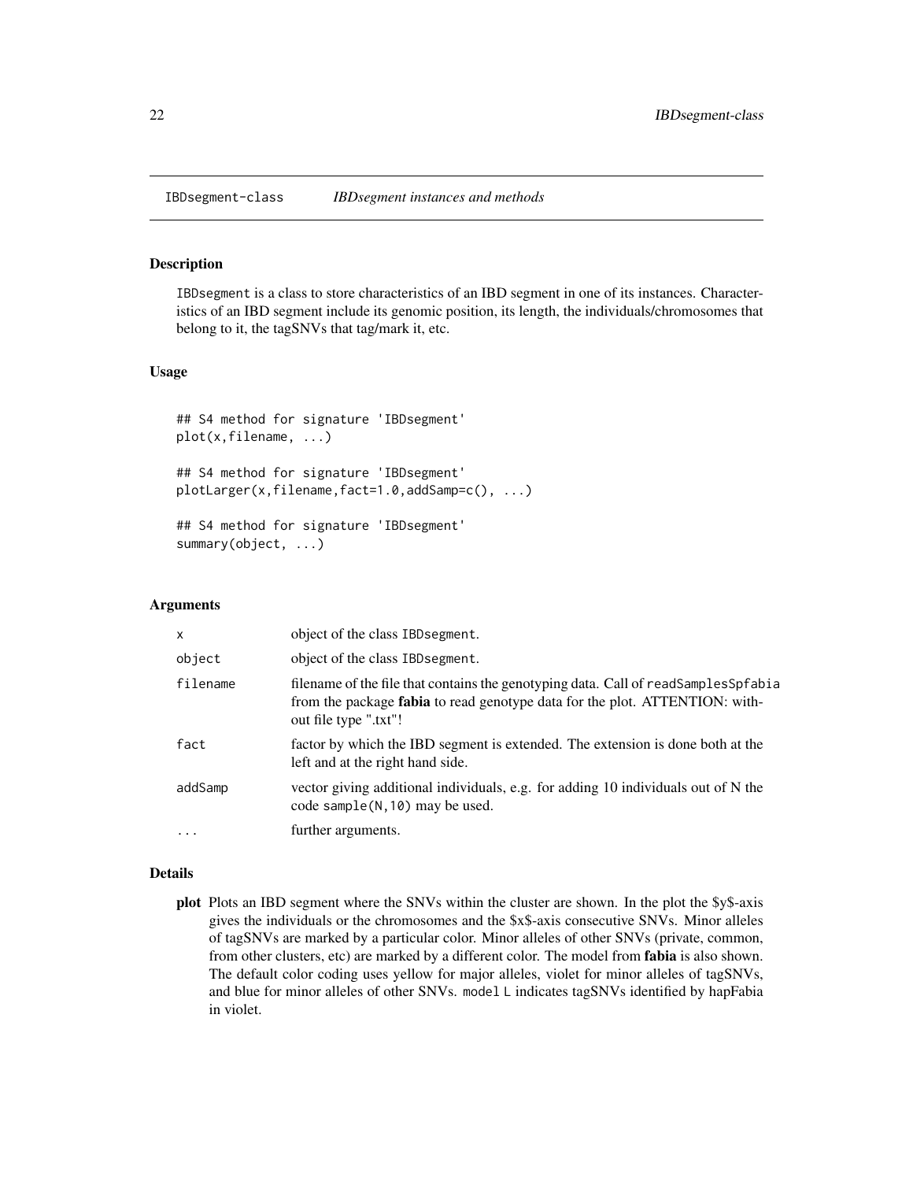## IBDsegment-class    *IBDsegment instances and methods*

### Description

IBDsegment is a class to store characteristics of an IBD segment in one of its instances. Characteristics of an IBD segment include its genomic position, its length, the individuals/chromosomes that belong to it, the tagSNVs that tag/mark it, etc.

### Usage

```
## S4 method for signature 'IBDsegment'
plot(x,filename, ...)

## S4 method for signature 'IBDsegment'
plotLarger(x,filename,fact=1.0,addSamp=c(), ...)

## S4 method for signature 'IBDsegment'
summary(object, ...)
```

### Arguments

| | |
|---|---|
| x | object of the class IBDsegment. |
| object | object of the class IBDsegment. |
| filename | filename of the file that contains the genotyping data. Call of readSamplesSpfabia from the package **fabia** to read genotype data for the plot. ATTENTION: without file type ".txt"! |
| fact | factor by which the IBD segment is extended. The extension is done both at the left and at the right hand side. |
| addSamp | vector giving additional individuals, e.g. for adding 10 individuals out of N the code sample(N,10) may be used. |
| ... | further arguments. |

### Details

**plot** Plots an IBD segment where the SNVs within the cluster are shown. In the plot the $y$-axis gives the individuals or the chromosomes and the $x$-axis consecutive SNVs. Minor alleles of tagSNVs are marked by a particular color. Minor alleles of other SNVs (private, common, from other clusters, etc) are marked by a different color. The model from **fabia** is also shown. The default color coding uses yellow for major alleles, violet for minor alleles of tagSNVs, and blue for minor alleles of other SNVs. model L indicates tagSNVs identified by hapFabia in violet.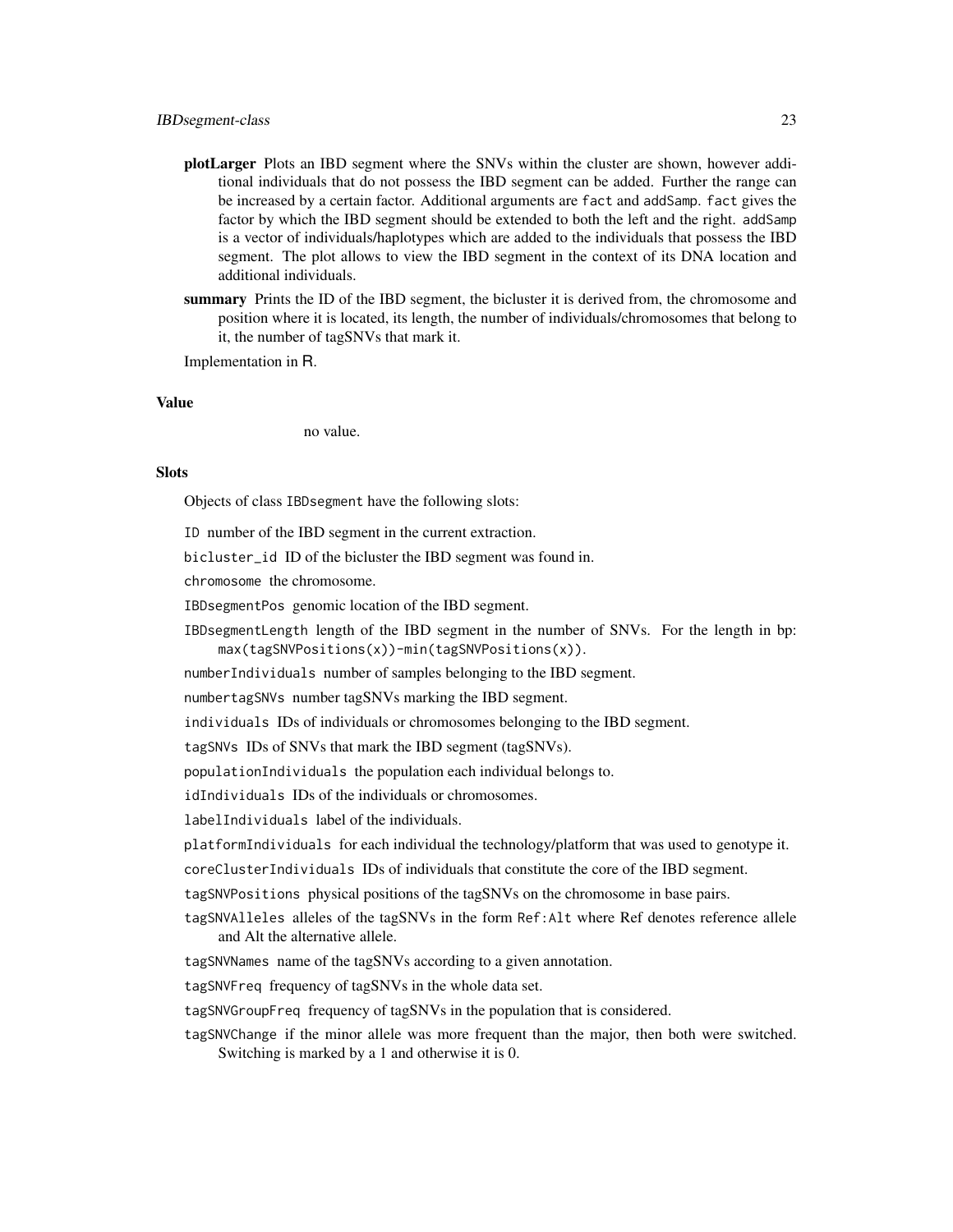**plotLarger** Plots an IBD segment where the SNVs within the cluster are shown, however additional individuals that do not possess the IBD segment can be added. Further the range can be increased by a certain factor. Additional arguments are `fact` and `addSamp`. `fact` gives the factor by which the IBD segment should be extended to both the left and the right. `addSamp` is a vector of individuals/haplotypes which are added to the individuals that possess the IBD segment. The plot allows to view the IBD segment in the context of its DNA location and additional individuals.

**summary** Prints the ID of the IBD segment, the bicluster it is derived from, the chromosome and position where it is located, its length, the number of individuals/chromosomes that belong to it, the number of tagSNVs that mark it.

Implementation in R.

### Value

no value.

### Slots

Objects of class `IBDsegment` have the following slots:

`ID` number of the IBD segment in the current extraction.

`bicluster_id` ID of the bicluster the IBD segment was found in.

`chromosome` the chromosome.

`IBDsegmentPos` genomic location of the IBD segment.

`IBDsegmentLength` length of the IBD segment in the number of SNVs. For the length in bp: `max(tagSNVPositions(x))-min(tagSNVPositions(x))`.

`numberIndividuals` number of samples belonging to the IBD segment.

`numbertagSNVs` number tagSNVs marking the IBD segment.

`individuals` IDs of individuals or chromosomes belonging to the IBD segment.

`tagSNVs` IDs of SNVs that mark the IBD segment (tagSNVs).

`populationIndividuals` the population each individual belongs to.

`idIndividuals` IDs of the individuals or chromosomes.

`labelIndividuals` label of the individuals.

`platformIndividuals` for each individual the technology/platform that was used to genotype it.

`coreClusterIndividuals` IDs of individuals that constitute the core of the IBD segment.

`tagSNVPositions` physical positions of the tagSNVs on the chromosome in base pairs.

`tagSNVAlleles` alleles of the tagSNVs in the form `Ref:Alt` where Ref denotes reference allele and Alt the alternative allele.

`tagSNVNames` name of the tagSNVs according to a given annotation.

`tagSNVFreq` frequency of tagSNVs in the whole data set.

`tagSNVGroupFreq` frequency of tagSNVs in the population that is considered.

`tagSNVChange` if the minor allele was more frequent than the major, then both were switched. Switching is marked by a 1 and otherwise it is 0.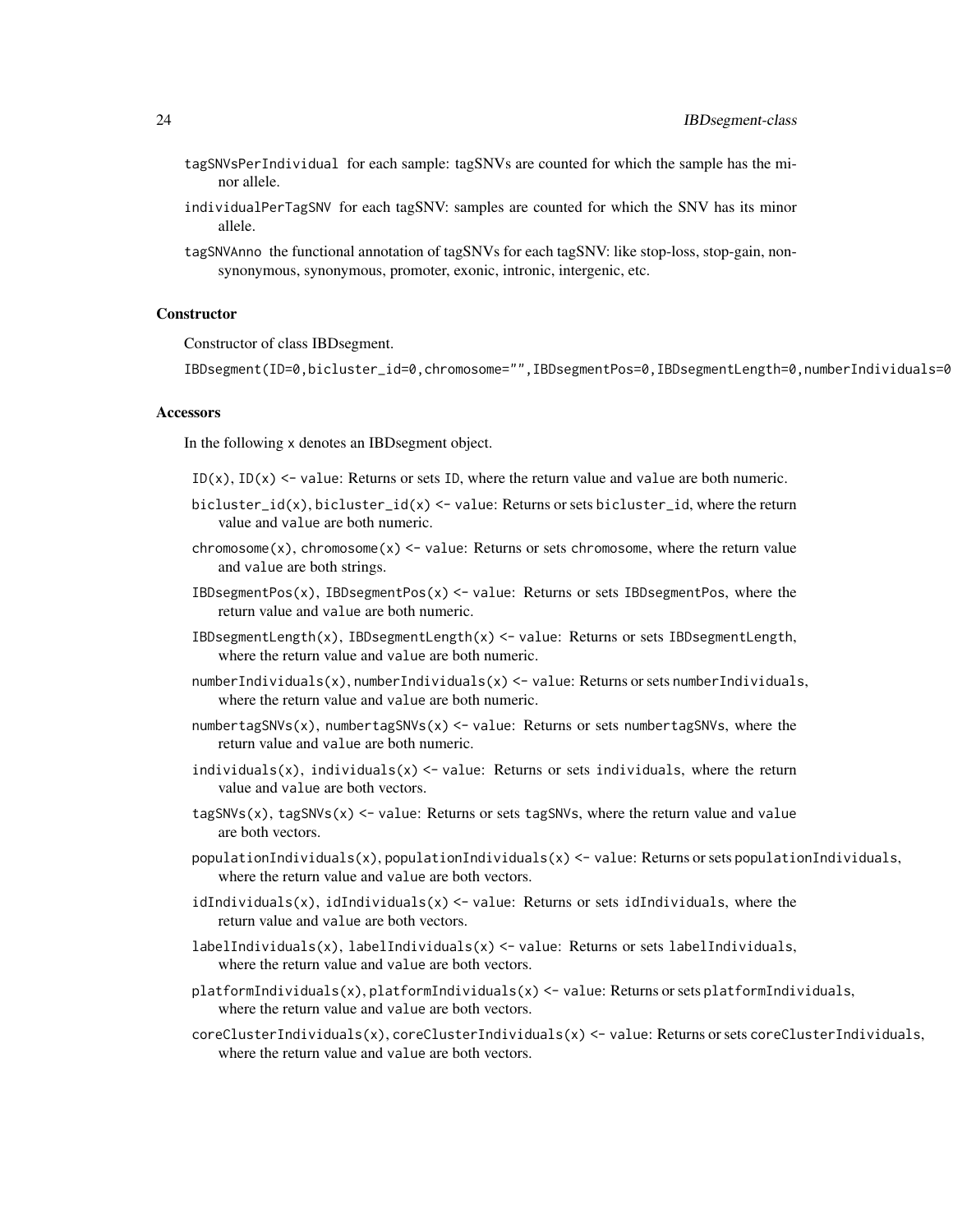tagSNVsPerIndividual for each sample: tagSNVs are counted for which the sample has the minor allele.

individualPerTagSNV for each tagSNV: samples are counted for which the SNV has its minor allele.

tagSNVAnno the functional annotation of tagSNVs for each tagSNV: like stop-loss, stop-gain, non-synonymous, synonymous, promoter, exonic, intronic, intergenic, etc.

### Constructor

Constructor of class IBDsegment.

```
IBDsegment(ID=0,bicluster_id=0,chromosome="",IBDsegmentPos=0,IBDsegmentLength=0,numberIndividuals=0
```

### Accessors

In the following x denotes an IBDsegment object.

- ID(x), ID(x) <- value: Returns or sets ID, where the return value and value are both numeric.
- bicluster_id(x), bicluster_id(x) <- value: Returns or sets bicluster_id, where the return value and value are both numeric.
- chromosome(x), chromosome(x) <- value: Returns or sets chromosome, where the return value and value are both strings.
- IBDsegmentPos(x), IBDsegmentPos(x) <- value: Returns or sets IBDsegmentPos, where the return value and value are both numeric.
- IBDsegmentLength(x), IBDsegmentLength(x) <- value: Returns or sets IBDsegmentLength, where the return value and value are both numeric.
- numberIndividuals(x), numberIndividuals(x) <- value: Returns or sets numberIndividuals, where the return value and value are both numeric.
- numbertagSNVs(x), numbertagSNVs(x) <- value: Returns or sets numbertagSNVs, where the return value and value are both numeric.
- individuals(x), individuals(x) <- value: Returns or sets individuals, where the return value and value are both vectors.
- tagSNVs(x), tagSNVs(x) <- value: Returns or sets tagSNVs, where the return value and value are both vectors.
- populationIndividuals(x), populationIndividuals(x) <- value: Returns or sets populationIndividuals, where the return value and value are both vectors.
- idIndividuals(x), idIndividuals(x) <- value: Returns or sets idIndividuals, where the return value and value are both vectors.
- labelIndividuals(x), labelIndividuals(x) <- value: Returns or sets labelIndividuals, where the return value and value are both vectors.
- platformIndividuals(x), platformIndividuals(x) <- value: Returns or sets platformIndividuals, where the return value and value are both vectors.
- coreClusterIndividuals(x), coreClusterIndividuals(x) <- value: Returns or sets coreClusterIndividuals, where the return value and value are both vectors.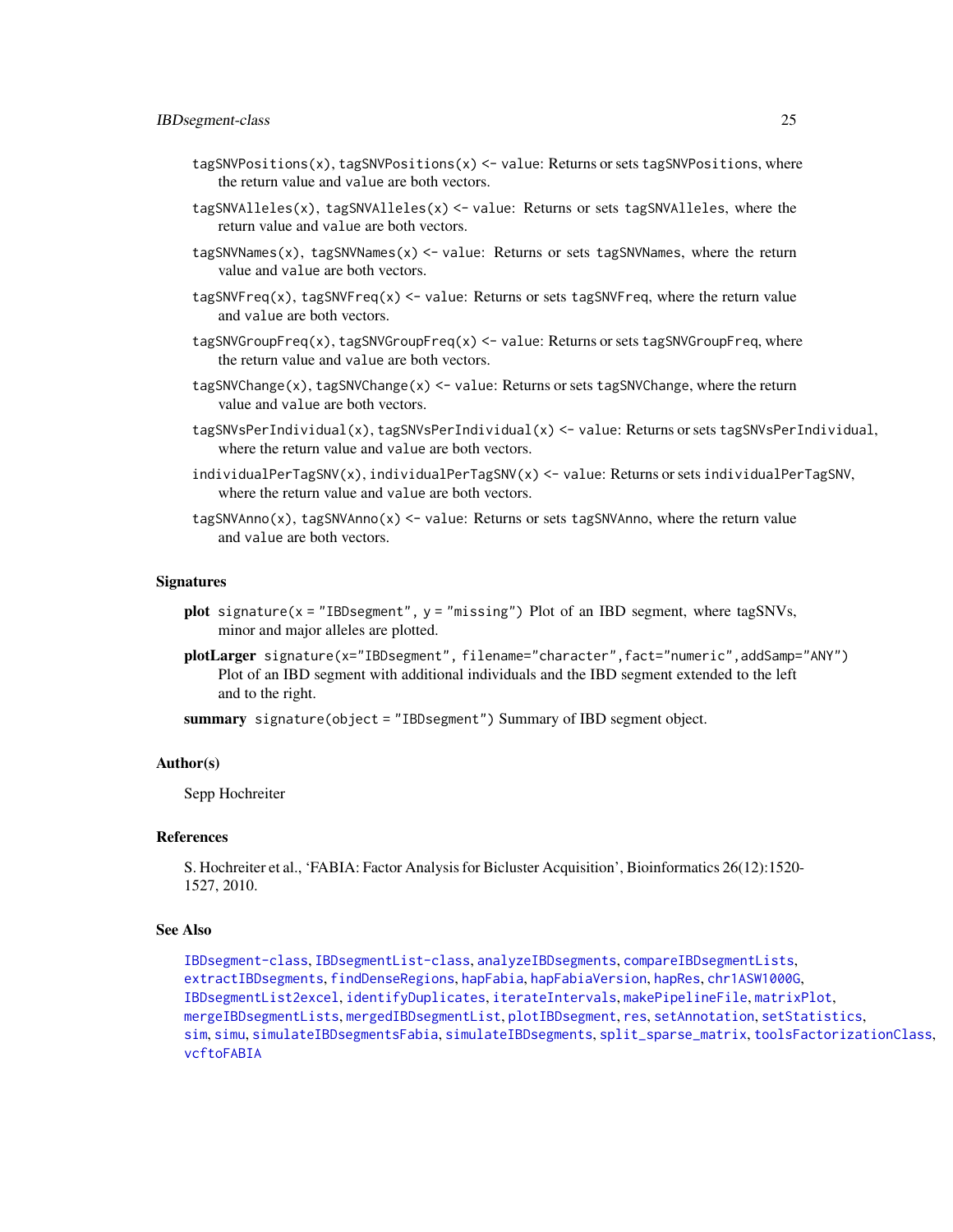`tagSNVPositions(x)`, `tagSNVPositions(x) <- value`: Returns or sets `tagSNVPositions`, where the return value and `value` are both vectors.

`tagSNVAlleles(x)`, `tagSNVAlleles(x) <- value`: Returns or sets `tagSNVAlleles`, where the return value and `value` are both vectors.

`tagSNVNames(x)`, `tagSNVNames(x) <- value`: Returns or sets `tagSNVNames`, where the return value and `value` are both vectors.

`tagSNVFreq(x)`, `tagSNVFreq(x) <- value`: Returns or sets `tagSNVFreq`, where the return value and `value` are both vectors.

`tagSNVGroupFreq(x)`, `tagSNVGroupFreq(x) <- value`: Returns or sets `tagSNVGroupFreq`, where the return value and `value` are both vectors.

`tagSNVChange(x)`, `tagSNVChange(x) <- value`: Returns or sets `tagSNVChange`, where the return value and `value` are both vectors.

`tagSNVsPerIndividual(x)`, `tagSNVsPerIndividual(x) <- value`: Returns or sets `tagSNVsPerIndividual`, where the return value and `value` are both vectors.

`individualPerTagSNV(x)`, `individualPerTagSNV(x) <- value`: Returns or sets `individualPerTagSNV`, where the return value and `value` are both vectors.

`tagSNVAnno(x)`, `tagSNVAnno(x) <- value`: Returns or sets `tagSNVAnno`, where the return value and `value` are both vectors.

## Signatures

**plot** `signature(x = "IBDsegment", y = "missing")` Plot of an IBD segment, where tagSNVs, minor and major alleles are plotted.

**plotLarger** `signature(x="IBDsegment", filename="character",fact="numeric",addSamp="ANY")` Plot of an IBD segment with additional individuals and the IBD segment extended to the left and to the right.

**summary** `signature(object = "IBDsegment")` Summary of IBD segment object.

## Author(s)

Sepp Hochreiter

## References

S. Hochreiter et al., 'FABIA: Factor Analysis for Bicluster Acquisition', Bioinformatics 26(12):1520-1527, 2010.

## See Also

IBDsegment-class, IBDsegmentList-class, analyzeIBDsegments, compareIBDsegmentLists, extractIBDsegments, findDenseRegions, hapFabia, hapFabiaVersion, hapRes, chr1ASW1000G, IBDsegmentList2excel, identifyDuplicates, iterateIntervals, makePipelineFile, matrixPlot, mergeIBDsegmentLists, mergedIBDsegmentList, plotIBDsegment, res, setAnnotation, setStatistics, sim, simu, simulateIBDsegmentsFabia, simulateIBDsegments, split_sparse_matrix, toolsFactorizationClass, vcftoFABIA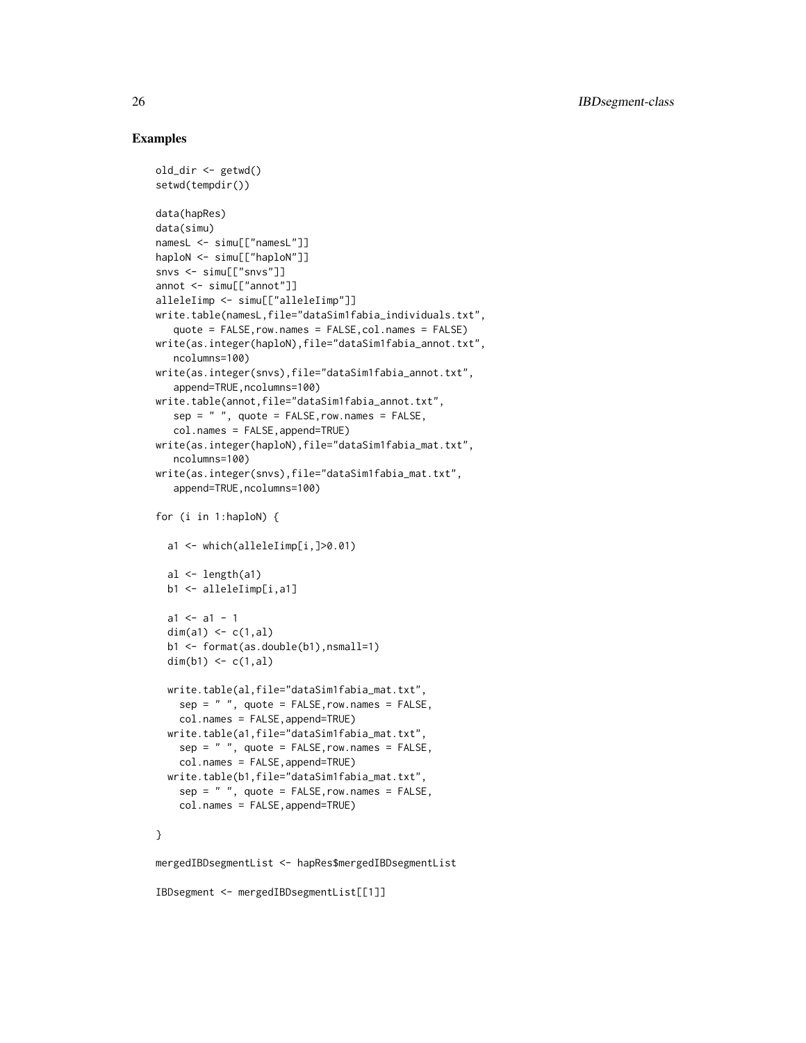## Examples

```
old_dir <- getwd()
setwd(tempdir())

data(hapRes)
data(simu)
namesL <- simu[["namesL"]]
haploN <- simu[["haploN"]]
snvs <- simu[["snvs"]]
annot <- simu[["annot"]]
alleleIimp <- simu[["alleleIimp"]]
write.table(namesL,file="dataSim1fabia_individuals.txt",
   quote = FALSE,row.names = FALSE,col.names = FALSE)
write(as.integer(haploN),file="dataSim1fabia_annot.txt",
   ncolumns=100)
write(as.integer(snvs),file="dataSim1fabia_annot.txt",
   append=TRUE,ncolumns=100)
write.table(annot,file="dataSim1fabia_annot.txt",
   sep = " ", quote = FALSE,row.names = FALSE,
   col.names = FALSE,append=TRUE)
write(as.integer(haploN),file="dataSim1fabia_mat.txt",
   ncolumns=100)
write(as.integer(snvs),file="dataSim1fabia_mat.txt",
   append=TRUE,ncolumns=100)

for (i in 1:haploN) {

  a1 <- which(alleleIimp[i,]>0.01)

  al <- length(a1)
  b1 <- alleleIimp[i,a1]

  a1 <- a1 - 1
  dim(a1) <- c(1,al)
  b1 <- format(as.double(b1),nsmall=1)
  dim(b1) <- c(1,al)

  write.table(al,file="dataSim1fabia_mat.txt",
    sep = " ", quote = FALSE,row.names = FALSE,
    col.names = FALSE,append=TRUE)
  write.table(a1,file="dataSim1fabia_mat.txt",
    sep = " ", quote = FALSE,row.names = FALSE,
    col.names = FALSE,append=TRUE)
  write.table(b1,file="dataSim1fabia_mat.txt",
    sep = " ", quote = FALSE,row.names = FALSE,
    col.names = FALSE,append=TRUE)

}

mergedIBDsegmentList <- hapRes$mergedIBDsegmentList

IBDsegment <- mergedIBDsegmentList[[1]]
```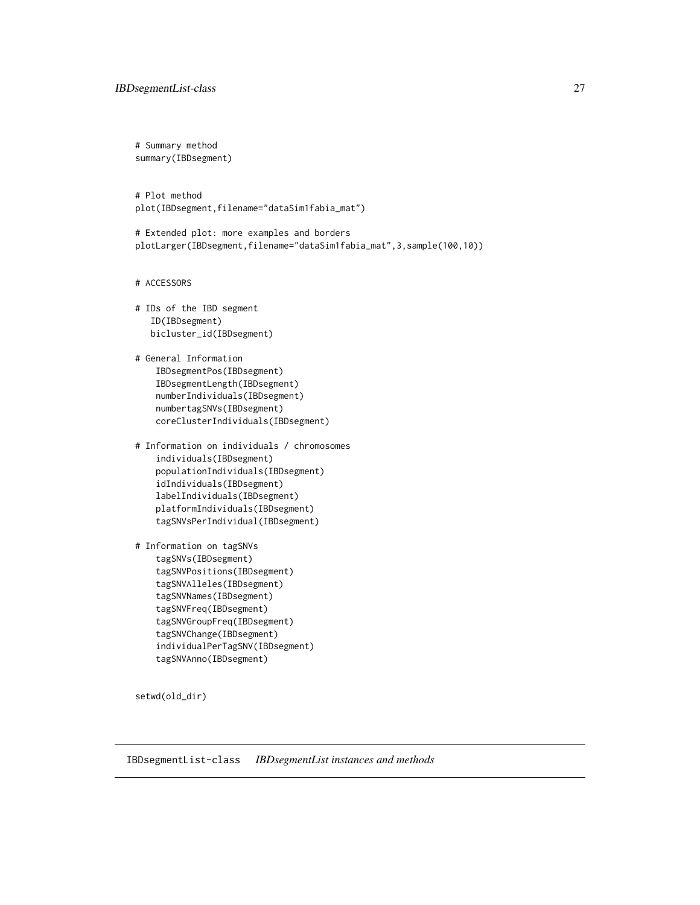```
# Summary method
summary(IBDsegment)


# Plot method
plot(IBDsegment,filename="dataSim1fabia_mat")

# Extended plot: more examples and borders
plotLarger(IBDsegment,filename="dataSim1fabia_mat",3,sample(100,10))


# ACCESSORS

# IDs of the IBD segment
   ID(IBDsegment)
   bicluster_id(IBDsegment)

# General Information
    IBDsegmentPos(IBDsegment)
    IBDsegmentLength(IBDsegment)
    numberIndividuals(IBDsegment)
    numbertagSNVs(IBDsegment)
    coreClusterIndividuals(IBDsegment)

# Information on individuals / chromosomes
    individuals(IBDsegment)
    populationIndividuals(IBDsegment)
    idIndividuals(IBDsegment)
    labelIndividuals(IBDsegment)
    platformIndividuals(IBDsegment)
    tagSNVsPerIndividual(IBDsegment)

# Information on tagSNVs
    tagSNVs(IBDsegment)
    tagSNVPositions(IBDsegment)
    tagSNVAlleles(IBDsegment)
    tagSNVNames(IBDsegment)
    tagSNVFreq(IBDsegment)
    tagSNVGroupFreq(IBDsegment)
    tagSNVChange(IBDsegment)
    individualPerTagSNV(IBDsegment)
    tagSNVAnno(IBDsegment)


setwd(old_dir)
```

## IBDsegmentList-class &nbsp;&nbsp; *IBDsegmentList instances and methods*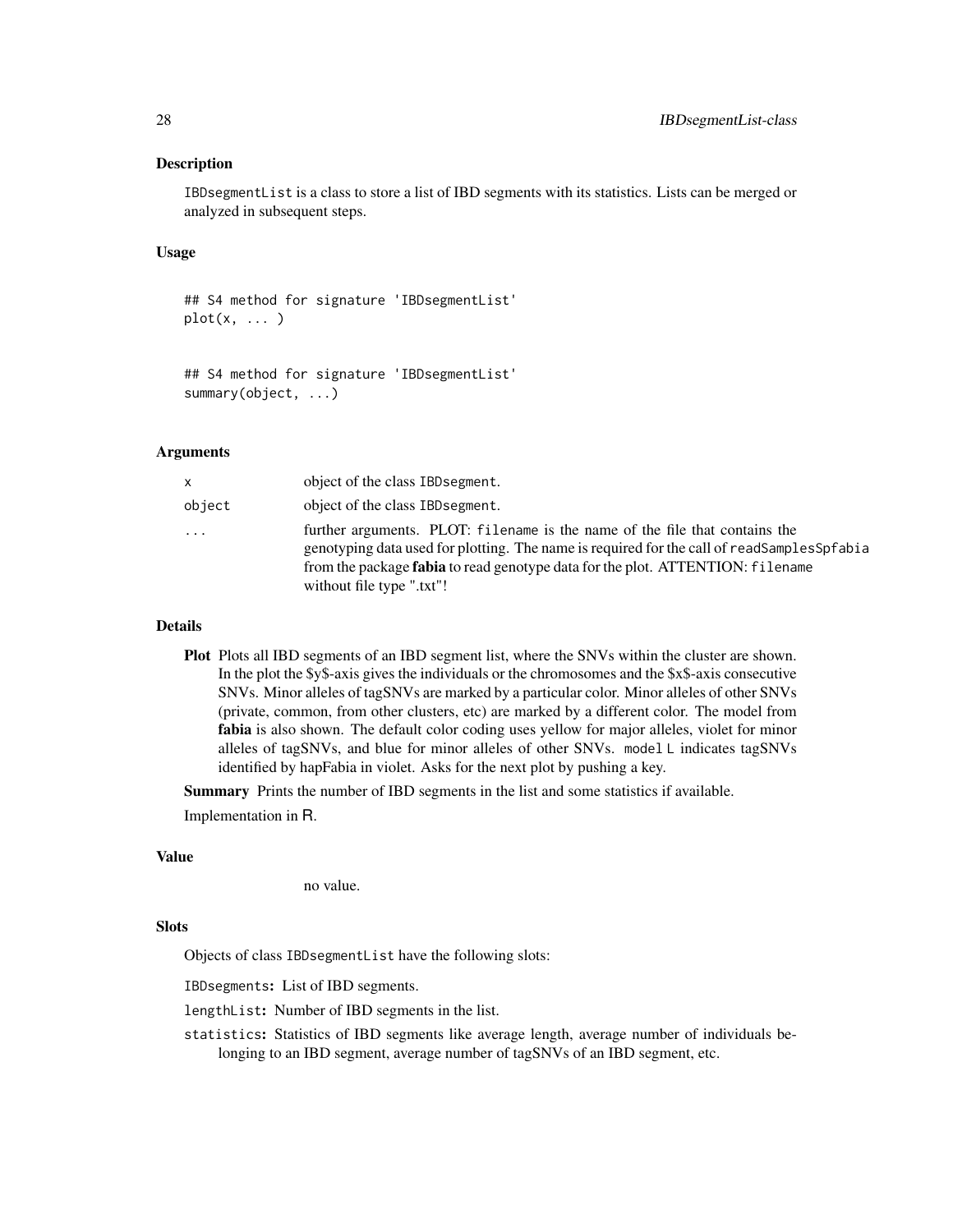## Description

`IBDsegmentList` is a class to store a list of IBD segments with its statistics. Lists can be merged or analyzed in subsequent steps.

## Usage

```
## S4 method for signature 'IBDsegmentList'
plot(x, ... )


## S4 method for signature 'IBDsegmentList'
summary(object, ...)
```

## Arguments

| | |
|---|---|
| `x` | object of the class `IBDsegment`. |
| `object` | object of the class `IBDsegment`. |
| `...` | further arguments. PLOT: `filename` is the name of the file that contains the genotyping data used for plotting. The name is required for the call of `readSamplesSpfabia` from the package **fabia** to read genotype data for the plot. ATTENTION: `filename` without file type ".txt"! |

## Details

**Plot** Plots all IBD segments of an IBD segment list, where the SNVs within the cluster are shown. In the plot the $y$-axis gives the individuals or the chromosomes and the $x$-axis consecutive SNVs. Minor alleles of tagSNVs are marked by a particular color. Minor alleles of other SNVs (private, common, from other clusters, etc) are marked by a different color. The model from **fabia** is also shown. The default color coding uses yellow for major alleles, violet for minor alleles of tagSNVs, and blue for minor alleles of other SNVs. `model L` indicates tagSNVs identified by hapFabia in violet. Asks for the next plot by pushing a key.

**Summary** Prints the number of IBD segments in the list and some statistics if available.

Implementation in R.

## Value

no value.

## Slots

Objects of class `IBDsegmentList` have the following slots:

`IBDsegments`: List of IBD segments.

`lengthList`: Number of IBD segments in the list.

`statistics`: Statistics of IBD segments like average length, average number of individuals belonging to an IBD segment, average number of tagSNVs of an IBD segment, etc.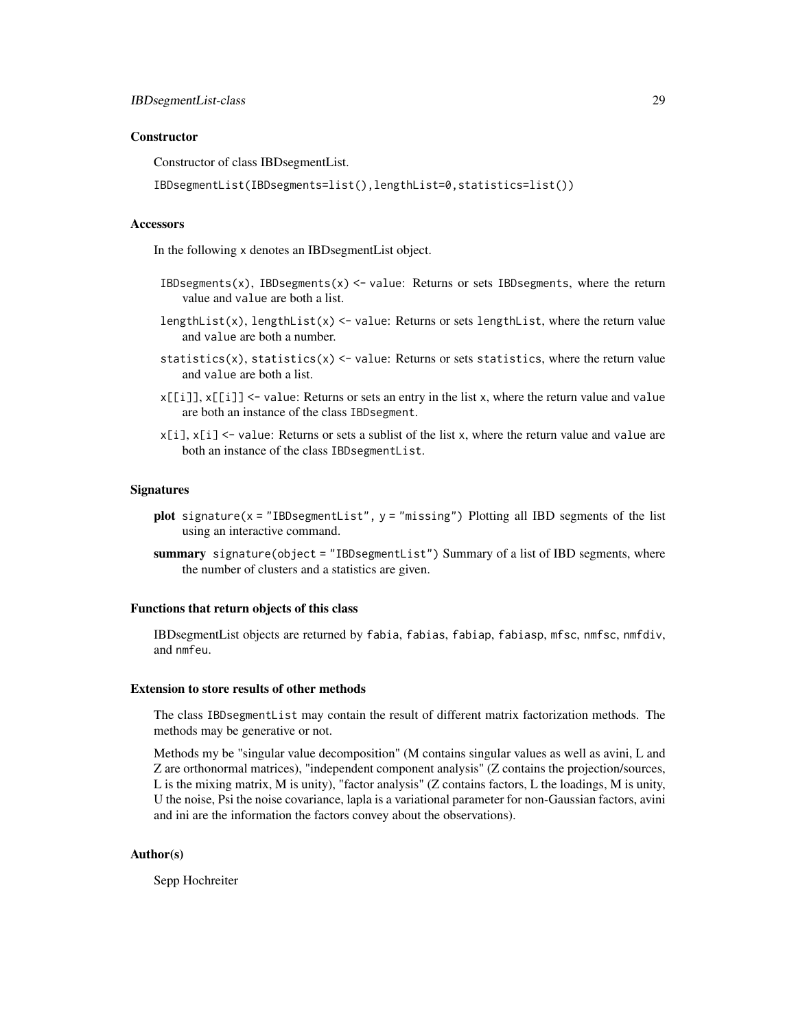### Constructor

Constructor of class IBDsegmentList.

`IBDsegmentList(IBDsegments=list(),lengthList=0,statistics=list())`

### Accessors

In the following `x` denotes an IBDsegmentList object.

`IBDsegments(x)`, `IBDsegments(x) <- value`: Returns or sets `IBDsegments`, where the return value and `value` are both a list.

`lengthList(x)`, `lengthList(x) <- value`: Returns or sets `lengthList`, where the return value and `value` are both a number.

`statistics(x)`, `statistics(x) <- value`: Returns or sets `statistics`, where the return value and `value` are both a list.

`x[[i]]`, `x[[i]] <- value`: Returns or sets an entry in the list `x`, where the return value and `value` are both an instance of the class `IBDsegment`.

`x[i]`, `x[i] <- value`: Returns or sets a sublist of the list `x`, where the return value and `value` are both an instance of the class `IBDsegmentList`.

### Signatures

**plot** `signature(x = "IBDsegmentList", y = "missing")` Plotting all IBD segments of the list using an interactive command.

**summary** `signature(object = "IBDsegmentList")` Summary of a list of IBD segments, where the number of clusters and a statistics are given.

### Functions that return objects of this class

IBDsegmentList objects are returned by `fabia`, `fabias`, `fabiap`, `fabiasp`, `mfsc`, `nmfsc`, `nmfdiv`, and `nmfeu`.

### Extension to store results of other methods

The class `IBDsegmentList` may contain the result of different matrix factorization methods. The methods may be generative or not.

Methods my be "singular value decomposition" (M contains singular values as well as avini, L and Z are orthonormal matrices), "independent component analysis" (Z contains the projection/sources, L is the mixing matrix, M is unity), "factor analysis" (Z contains factors, L the loadings, M is unity, U the noise, Psi the noise covariance, lapla is a variational parameter for non-Gaussian factors, avini and ini are the information the factors convey about the observations).

### Author(s)

Sepp Hochreiter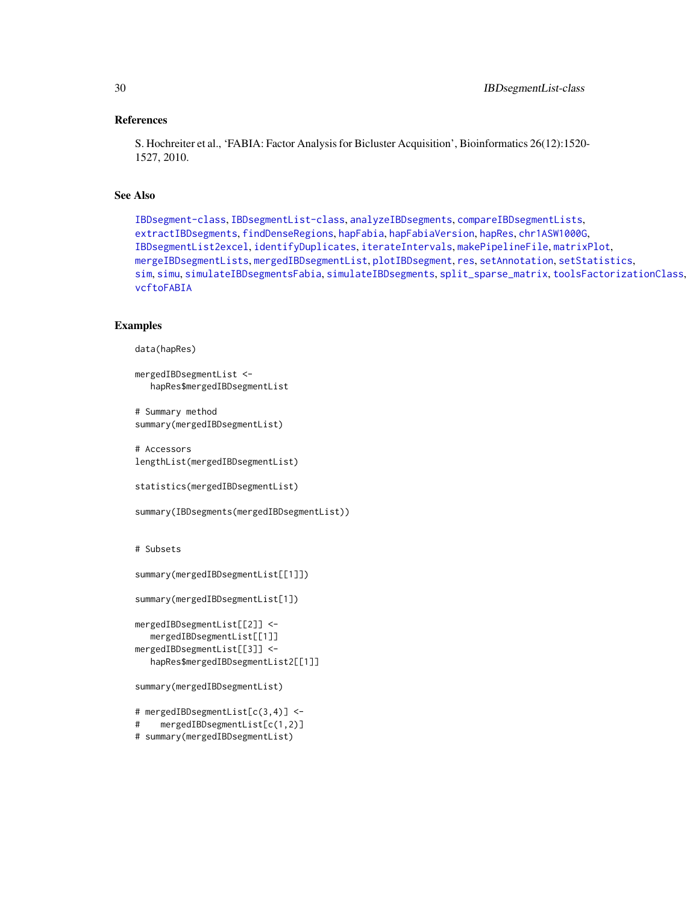## References

S. Hochreiter et al., 'FABIA: Factor Analysis for Bicluster Acquisition', Bioinformatics 26(12):1520-1527, 2010.

## See Also

IBDsegment-class, IBDsegmentList-class, analyzeIBDsegments, compareIBDsegmentLists, extractIBDsegments, findDenseRegions, hapFabia, hapFabiaVersion, hapRes, chr1ASW1000G, IBDsegmentList2excel, identifyDuplicates, iterateIntervals, makePipelineFile, matrixPlot, mergeIBDsegmentLists, mergedIBDsegmentList, plotIBDsegment, res, setAnnotation, setStatistics, sim, simu, simulateIBDsegmentsFabia, simulateIBDsegments, split_sparse_matrix, toolsFactorizationClass, vcftoFABIA

## Examples

```
data(hapRes)

mergedIBDsegmentList <-
   hapRes$mergedIBDsegmentList

# Summary method
summary(mergedIBDsegmentList)

# Accessors
lengthList(mergedIBDsegmentList)

statistics(mergedIBDsegmentList)

summary(IBDsegments(mergedIBDsegmentList))


# Subsets

summary(mergedIBDsegmentList[[1]])

summary(mergedIBDsegmentList[1])

mergedIBDsegmentList[[2]] <-
   mergedIBDsegmentList[[1]]
mergedIBDsegmentList[[3]] <-
   hapRes$mergedIBDsegmentList2[[1]]

summary(mergedIBDsegmentList)

# mergedIBDsegmentList[c(3,4)] <-
#    mergedIBDsegmentList[c(1,2)]
# summary(mergedIBDsegmentList)
```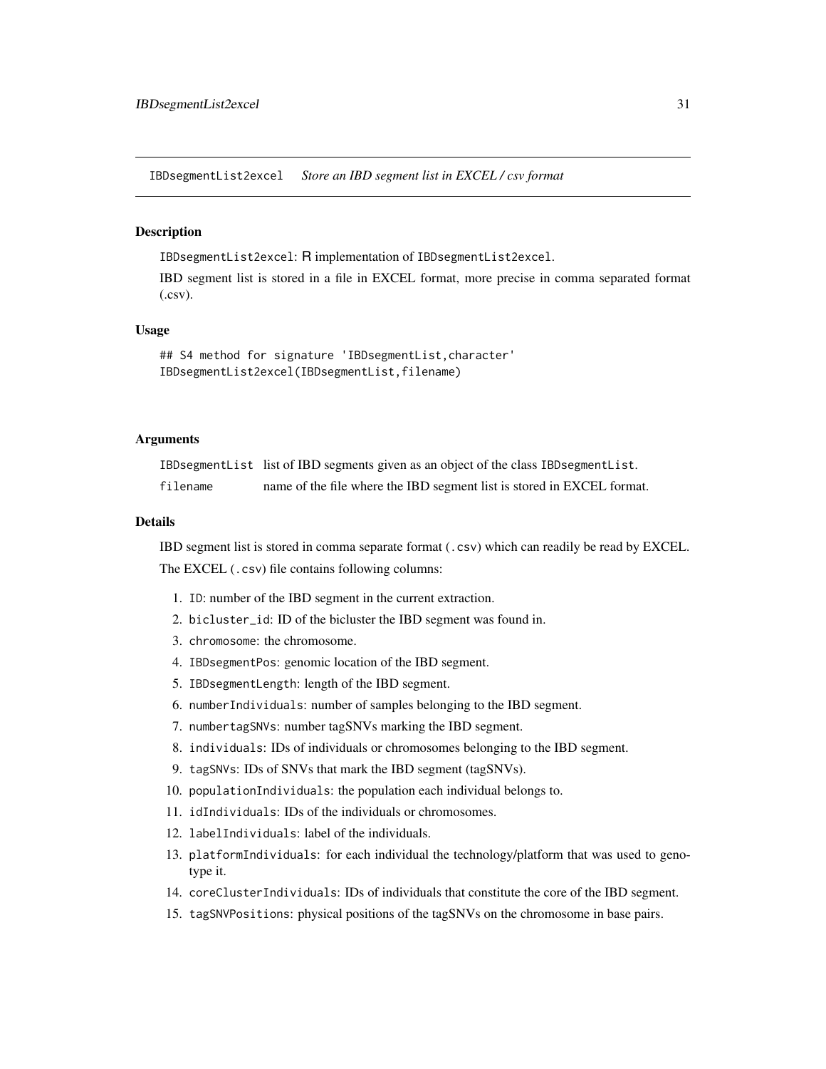IBDsegmentList2excel    *Store an IBD segment list in EXCEL / csv format*

## Description

IBDsegmentList2excel: R implementation of IBDsegmentList2excel.

IBD segment list is stored in a file in EXCEL format, more precise in comma separated format (.csv).

## Usage

```
## S4 method for signature 'IBDsegmentList,character'
IBDsegmentList2excel(IBDsegmentList,filename)
```

## Arguments

| | |
|---|---|
| IBDsegmentList | list of IBD segments given as an object of the class IBDsegmentList. |
| filename | name of the file where the IBD segment list is stored in EXCEL format. |

## Details

IBD segment list is stored in comma separate format (.csv) which can readily be read by EXCEL.

The EXCEL (.csv) file contains following columns:

1. ID: number of the IBD segment in the current extraction.
2. bicluster_id: ID of the bicluster the IBD segment was found in.
3. chromosome: the chromosome.
4. IBDsegmentPos: genomic location of the IBD segment.
5. IBDsegmentLength: length of the IBD segment.
6. numberIndividuals: number of samples belonging to the IBD segment.
7. numbertagSNVs: number tagSNVs marking the IBD segment.
8. individuals: IDs of individuals or chromosomes belonging to the IBD segment.
9. tagSNVs: IDs of SNVs that mark the IBD segment (tagSNVs).
10. populationIndividuals: the population each individual belongs to.
11. idIndividuals: IDs of the individuals or chromosomes.
12. labelIndividuals: label of the individuals.
13. platformIndividuals: for each individual the technology/platform that was used to genotype it.
14. coreClusterIndividuals: IDs of individuals that constitute the core of the IBD segment.
15. tagSNVPositions: physical positions of the tagSNVs on the chromosome in base pairs.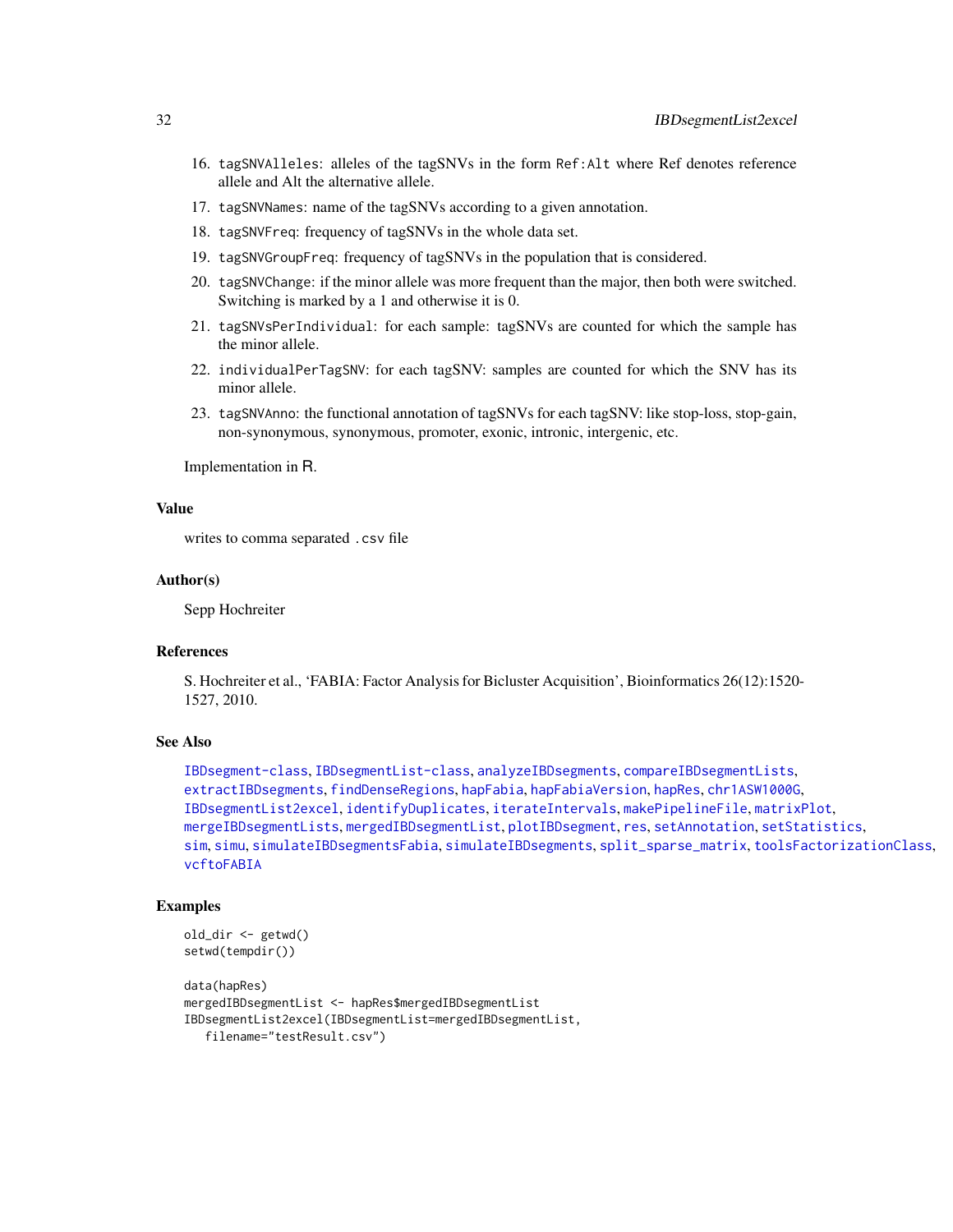16. `tagSNVAlleles`: alleles of the tagSNVs in the form `Ref:Alt` where Ref denotes reference allele and Alt the alternative allele.
17. `tagSNVNames`: name of the tagSNVs according to a given annotation.
18. `tagSNVFreq`: frequency of tagSNVs in the whole data set.
19. `tagSNVGroupFreq`: frequency of tagSNVs in the population that is considered.
20. `tagSNVChange`: if the minor allele was more frequent than the major, then both were switched. Switching is marked by a 1 and otherwise it is 0.
21. `tagSNVsPerIndividual`: for each sample: tagSNVs are counted for which the sample has the minor allele.
22. `individualPerTagSNV`: for each tagSNV: samples are counted for which the SNV has its minor allele.
23. `tagSNVAnno`: the functional annotation of tagSNVs for each tagSNV: like stop-loss, stop-gain, non-synonymous, synonymous, promoter, exonic, intronic, intergenic, etc.

Implementation in R.

### Value

writes to comma separated `.csv` file

### Author(s)

Sepp Hochreiter

### References

S. Hochreiter et al., 'FABIA: Factor Analysis for Bicluster Acquisition', Bioinformatics 26(12):1520-1527, 2010.

### See Also

IBDsegment-class, IBDsegmentList-class, analyzeIBDsegments, compareIBDsegmentLists, extractIBDsegments, findDenseRegions, hapFabia, hapFabiaVersion, hapRes, chr1ASW1000G, IBDsegmentList2excel, identifyDuplicates, iterateIntervals, makePipelineFile, matrixPlot, mergeIBDsegmentLists, mergedIBDsegmentList, plotIBDsegment, res, setAnnotation, setStatistics, sim, simu, simulateIBDsegmentsFabia, simulateIBDsegments, split_sparse_matrix, toolsFactorizationClass, vcftoFABIA

### Examples

```
old_dir <- getwd()
setwd(tempdir())

data(hapRes)
mergedIBDsegmentList <- hapRes$mergedIBDsegmentList
IBDsegmentList2excel(IBDsegmentList=mergedIBDsegmentList,
   filename="testResult.csv")
```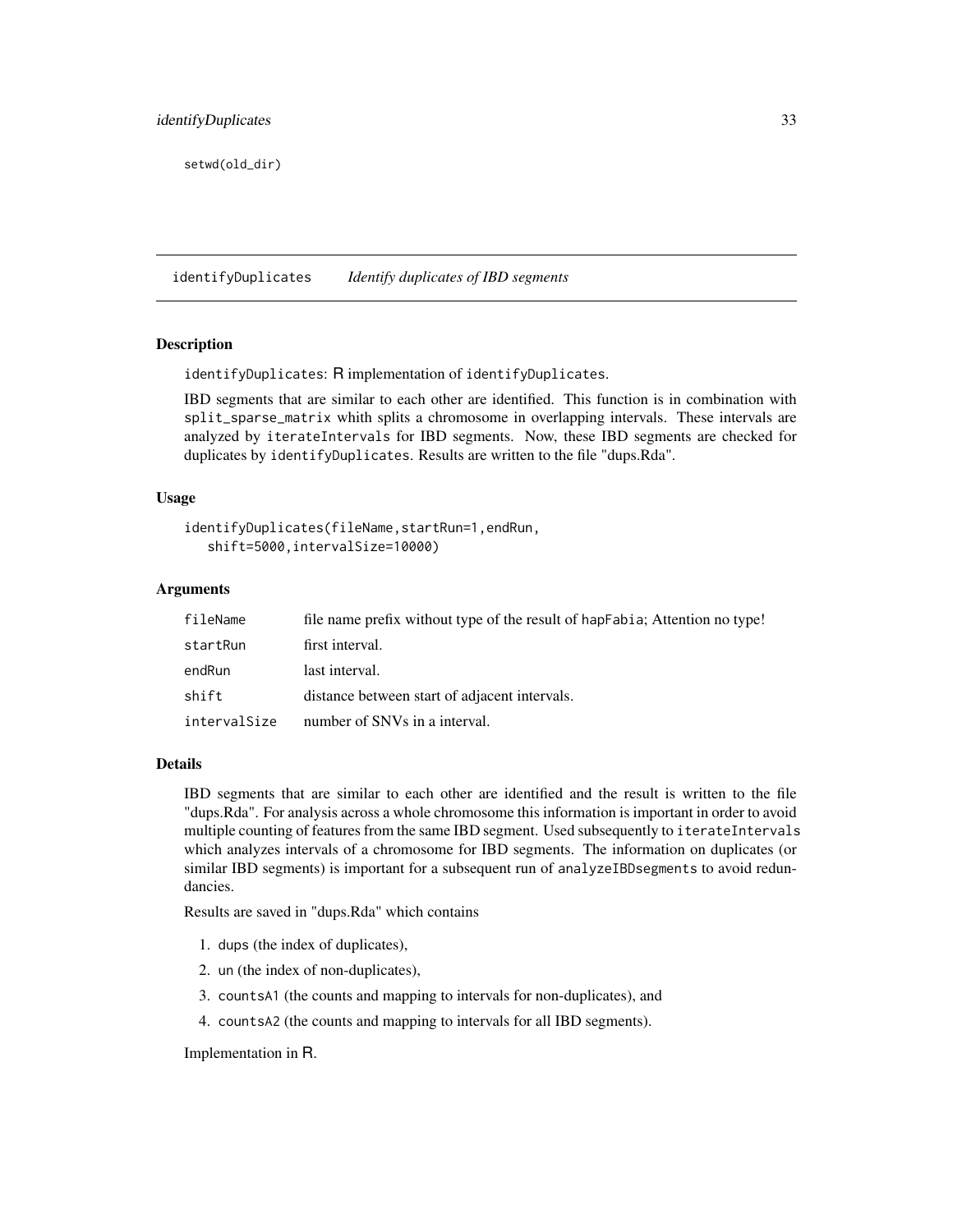```
setwd(old_dir)
```

---

## identifyDuplicates *Identify duplicates of IBD segments*

### Description

identifyDuplicates: R implementation of identifyDuplicates.

IBD segments that are similar to each other are identified. This function is in combination with split_sparse_matrix whith splits a chromosome in overlapping intervals. These intervals are analyzed by iterateIntervals for IBD segments. Now, these IBD segments are checked for duplicates by identifyDuplicates. Results are written to the file "dups.Rda".

### Usage

```
identifyDuplicates(fileName,startRun=1,endRun,
   shift=5000,intervalSize=10000)
```

### Arguments

| | |
|---|---|
| fileName | file name prefix without type of the result of hapFabia; Attention no type! |
| startRun | first interval. |
| endRun | last interval. |
| shift | distance between start of adjacent intervals. |
| intervalSize | number of SNVs in a interval. |

### Details

IBD segments that are similar to each other are identified and the result is written to the file "dups.Rda". For analysis across a whole chromosome this information is important in order to avoid multiple counting of features from the same IBD segment. Used subsequently to iterateIntervals which analyzes intervals of a chromosome for IBD segments. The information on duplicates (or similar IBD segments) is important for a subsequent run of analyzeIBDsegments to avoid redundancies.

Results are saved in "dups.Rda" which contains

1. dups (the index of duplicates),
2. un (the index of non-duplicates),
3. countsA1 (the counts and mapping to intervals for non-duplicates), and
4. countsA2 (the counts and mapping to intervals for all IBD segments).

Implementation in R.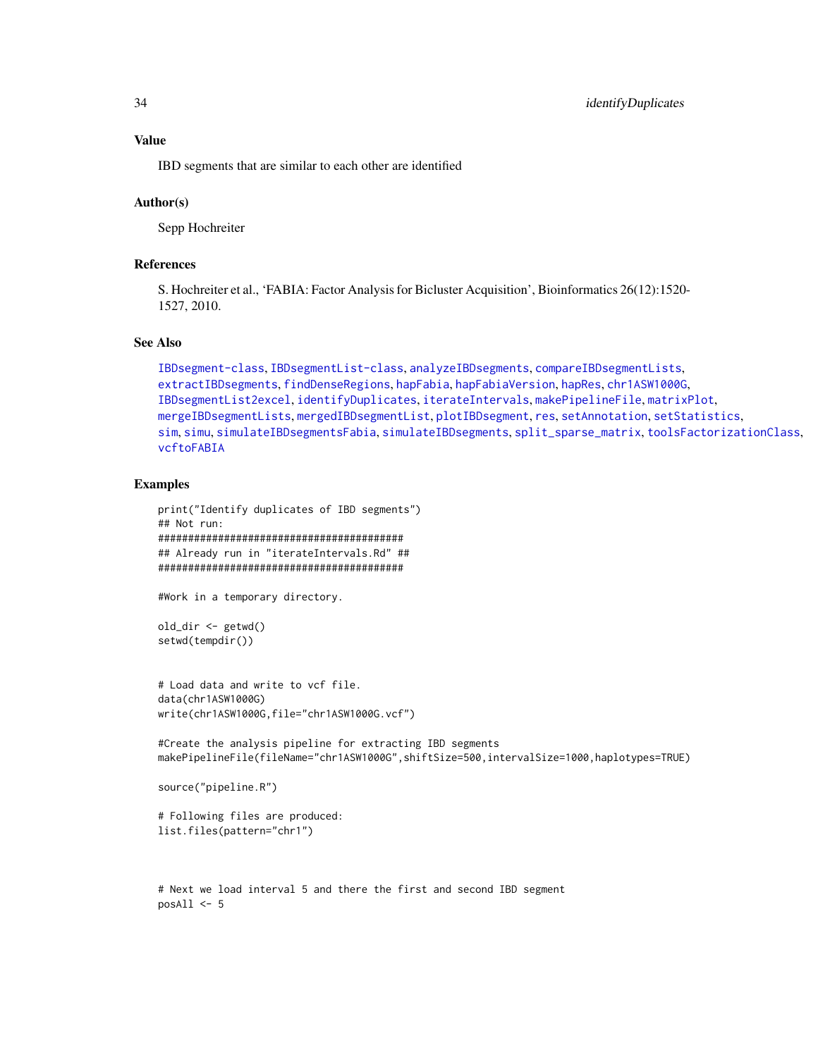## Value

IBD segments that are similar to each other are identified

## Author(s)

Sepp Hochreiter

## References

S. Hochreiter et al., 'FABIA: Factor Analysis for Bicluster Acquisition', Bioinformatics 26(12):1520-1527, 2010.

## See Also

IBDsegment-class, IBDsegmentList-class, analyzeIBDsegments, compareIBDsegmentLists, extractIBDsegments, findDenseRegions, hapFabia, hapFabiaVersion, hapRes, chr1ASW1000G, IBDsegmentList2excel, identifyDuplicates, iterateIntervals, makePipelineFile, matrixPlot, mergeIBDsegmentLists, mergedIBDsegmentList, plotIBDsegment, res, setAnnotation, setStatistics, sim, simu, simulateIBDsegmentsFabia, simulateIBDsegments, split_sparse_matrix, toolsFactorizationClass, vcftoFABIA

## Examples

```
print("Identify duplicates of IBD segments")
## Not run:
###########################################
## Already run in "iterateIntervals.Rd" ##
###########################################

#Work in a temporary directory.

old_dir <- getwd()
setwd(tempdir())


# Load data and write to vcf file.
data(chr1ASW1000G)
write(chr1ASW1000G,file="chr1ASW1000G.vcf")

#Create the analysis pipeline for extracting IBD segments
makePipelineFile(fileName="chr1ASW1000G",shiftSize=500,intervalSize=1000,haplotypes=TRUE)

source("pipeline.R")

# Following files are produced:
list.files(pattern="chr1")



# Next we load interval 5 and there the first and second IBD segment
posAll <- 5
```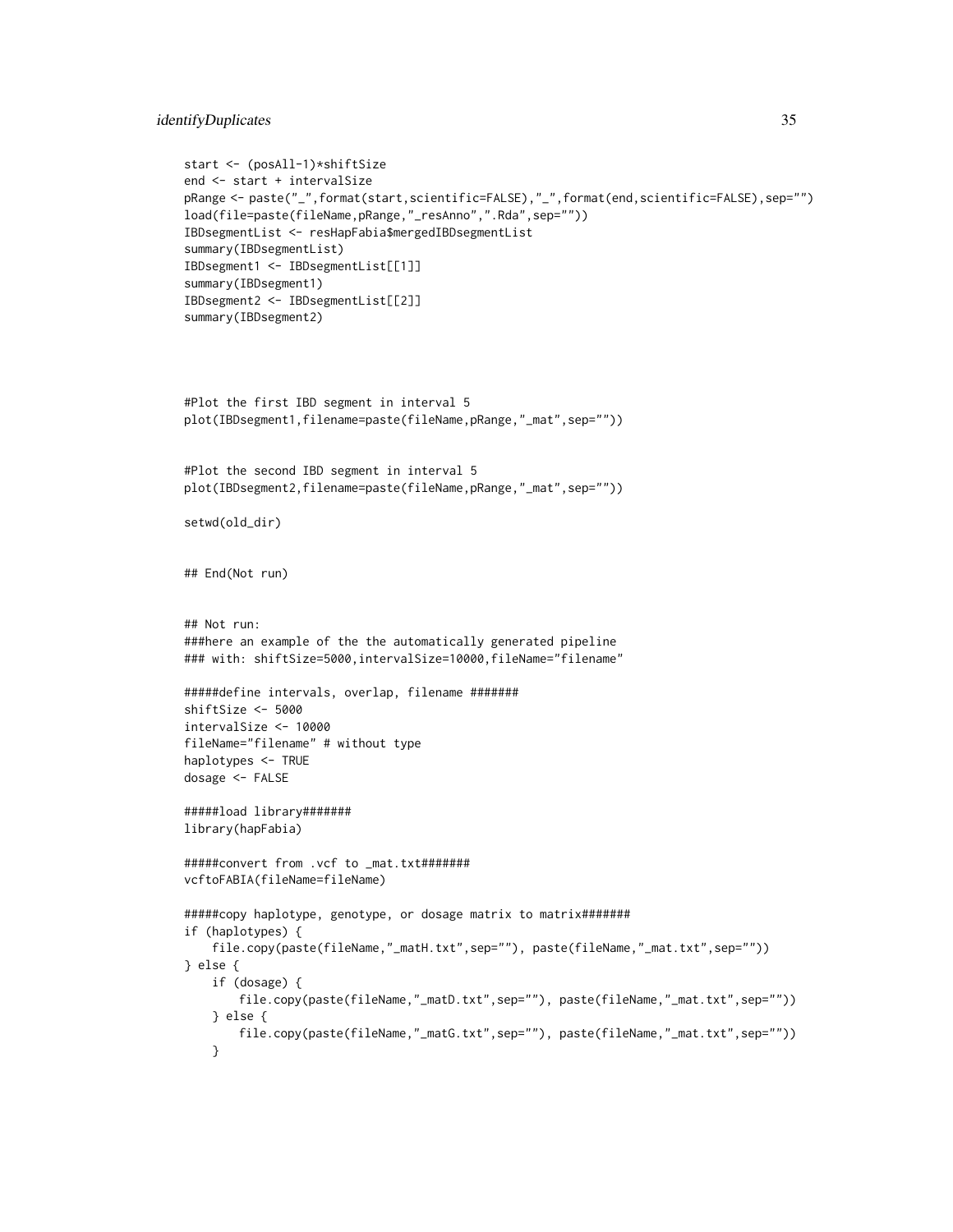```
start <- (posAll-1)*shiftSize
end <- start + intervalSize
pRange <- paste("_",format(start,scientific=FALSE),"_",format(end,scientific=FALSE),sep="")
load(file=paste(fileName,pRange,"_resAnno",".Rda",sep=""))
IBDsegmentList <- resHapFabia$mergedIBDsegmentList
summary(IBDsegmentList)
IBDsegment1 <- IBDsegmentList[[1]]
summary(IBDsegment1)
IBDsegment2 <- IBDsegmentList[[2]]
summary(IBDsegment2)




#Plot the first IBD segment in interval 5
plot(IBDsegment1,filename=paste(fileName,pRange,"_mat",sep=""))


#Plot the second IBD segment in interval 5
plot(IBDsegment2,filename=paste(fileName,pRange,"_mat",sep=""))

setwd(old_dir)


## End(Not run)


## Not run:
###here an example of the the automatically generated pipeline
### with: shiftSize=5000,intervalSize=10000,fileName="filename"

#####define intervals, overlap, filename #######
shiftSize <- 5000
intervalSize <- 10000
fileName="filename" # without type
haplotypes <- TRUE
dosage <- FALSE

#####load library#######
library(hapFabia)

#####convert from .vcf to _mat.txt#######
vcftoFABIA(fileName=fileName)

#####copy haplotype, genotype, or dosage matrix to matrix#######
if (haplotypes) {
    file.copy(paste(fileName,"_matH.txt",sep=""), paste(fileName,"_mat.txt",sep=""))
} else {
    if (dosage) {
        file.copy(paste(fileName,"_matD.txt",sep=""), paste(fileName,"_mat.txt",sep=""))
    } else {
        file.copy(paste(fileName,"_matG.txt",sep=""), paste(fileName,"_mat.txt",sep=""))
    }
```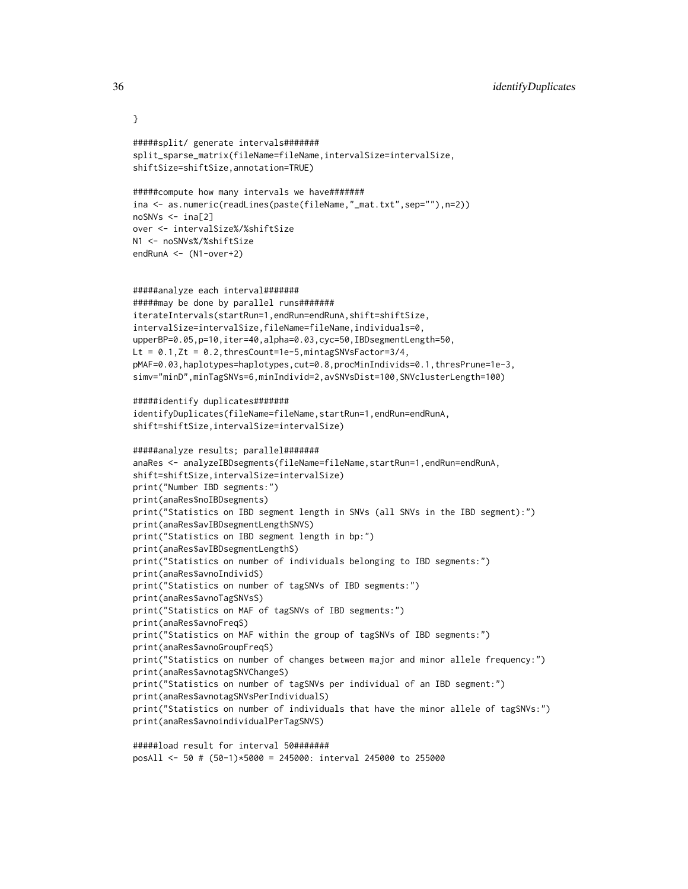```
}

#####split/ generate intervals#######
split_sparse_matrix(fileName=fileName,intervalSize=intervalSize,
shiftSize=shiftSize,annotation=TRUE)

#####compute how many intervals we have#######
ina <- as.numeric(readLines(paste(fileName,"_mat.txt",sep=""),n=2))
noSNVs <- ina[2]
over <- intervalSize%/%shiftSize
N1 <- noSNVs%/%shiftSize
endRunA <- (N1-over+2)


#####analyze each interval#######
#####may be done by parallel runs#######
iterateIntervals(startRun=1,endRun=endRunA,shift=shiftSize,
intervalSize=intervalSize,fileName=fileName,individuals=0,
upperBP=0.05,p=10,iter=40,alpha=0.03,cyc=50,IBDsegmentLength=50,
Lt = 0.1,Zt = 0.2,thresCount=1e-5,mintagSNVsFactor=3/4,
pMAF=0.03,haplotypes=haplotypes,cut=0.8,procMinIndivids=0.1,thresPrune=1e-3,
simv="minD",minTagSNVs=6,minIndivid=2,avSNVsDist=100,SNVclusterLength=100)

#####identify duplicates#######
identifyDuplicates(fileName=fileName,startRun=1,endRun=endRunA,
shift=shiftSize,intervalSize=intervalSize)

#####analyze results; parallel#######
anaRes <- analyzeIBDsegments(fileName=fileName,startRun=1,endRun=endRunA,
shift=shiftSize,intervalSize=intervalSize)
print("Number IBD segments:")
print(anaRes$noIBDsegments)
print("Statistics on IBD segment length in SNVs (all SNVs in the IBD segment):")
print(anaRes$avIBDsegmentLengthSNVS)
print("Statistics on IBD segment length in bp:")
print(anaRes$avIBDsegmentLengthS)
print("Statistics on number of individuals belonging to IBD segments:")
print(anaRes$avnoIndividS)
print("Statistics on number of tagSNVs of IBD segments:")
print(anaRes$avnoTagSNVsS)
print("Statistics on MAF of tagSNVs of IBD segments:")
print(anaRes$avnoFreqS)
print("Statistics on MAF within the group of tagSNVs of IBD segments:")
print(anaRes$avnoGroupFreqS)
print("Statistics on number of changes between major and minor allele frequency:")
print(anaRes$avnotagSNVChangeS)
print("Statistics on number of tagSNVs per individual of an IBD segment:")
print(anaRes$avnotagSNVsPerIndividualS)
print("Statistics on number of individuals that have the minor allele of tagSNVs:")
print(anaRes$avnoindividualPerTagSNVS)

#####load result for interval 50#######
posAll <- 50 # (50-1)*5000 = 245000: interval 245000 to 255000
```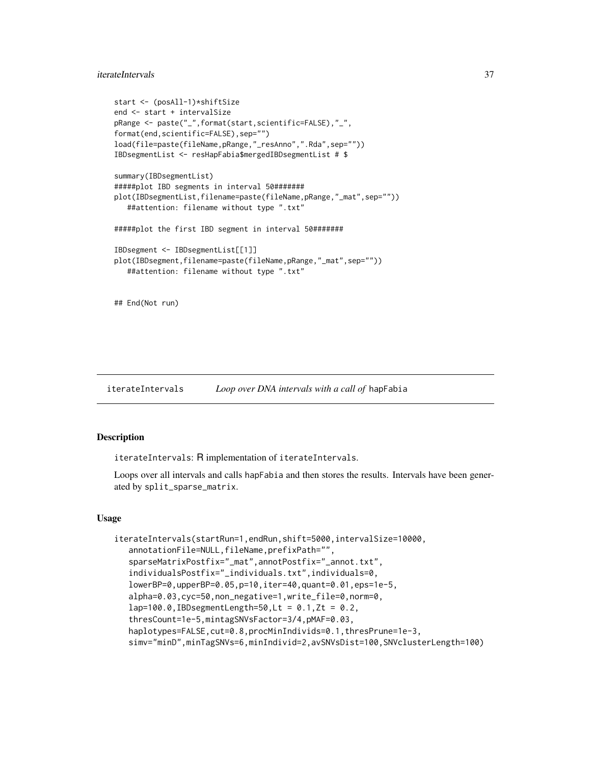```
start <- (posAll-1)*shiftSize
end <- start + intervalSize
pRange <- paste("_",format(start,scientific=FALSE),"_",
format(end,scientific=FALSE),sep="")
load(file=paste(fileName,pRange,"_resAnno",".Rda",sep=""))
IBDsegmentList <- resHapFabia$mergedIBDsegmentList # $

summary(IBDsegmentList)
#####plot IBD segments in interval 50#######
plot(IBDsegmentList,filename=paste(fileName,pRange,"_mat",sep=""))
   ##attention: filename without type ".txt"

#####plot the first IBD segment in interval 50#######

IBDsegment <- IBDsegmentList[[1]]
plot(IBDsegment,filename=paste(fileName,pRange,"_mat",sep=""))
   ##attention: filename without type ".txt"


## End(Not run)
```

## iterateIntervals — *Loop over DNA intervals with a call of* `hapFabia`

### Description

`iterateIntervals`: R implementation of `iterateIntervals`.

Loops over all intervals and calls `hapFabia` and then stores the results. Intervals have been generated by `split_sparse_matrix`.

### Usage

```
iterateIntervals(startRun=1,endRun,shift=5000,intervalSize=10000,
   annotationFile=NULL,fileName,prefixPath="",
   sparseMatrixPostfix="_mat",annotPostfix="_annot.txt",
   individualsPostfix="_individuals.txt",individuals=0,
   lowerBP=0,upperBP=0.05,p=10,iter=40,quant=0.01,eps=1e-5,
   alpha=0.03,cyc=50,non_negative=1,write_file=0,norm=0,
   lap=100.0,IBDsegmentLength=50,Lt = 0.1,Zt = 0.2,
   thresCount=1e-5,mintagSNVsFactor=3/4,pMAF=0.03,
   haplotypes=FALSE,cut=0.8,procMinIndivids=0.1,thresPrune=1e-3,
   simv="minD",minTagSNVs=6,minIndivid=2,avSNVsDist=100,SNVclusterLength=100)
```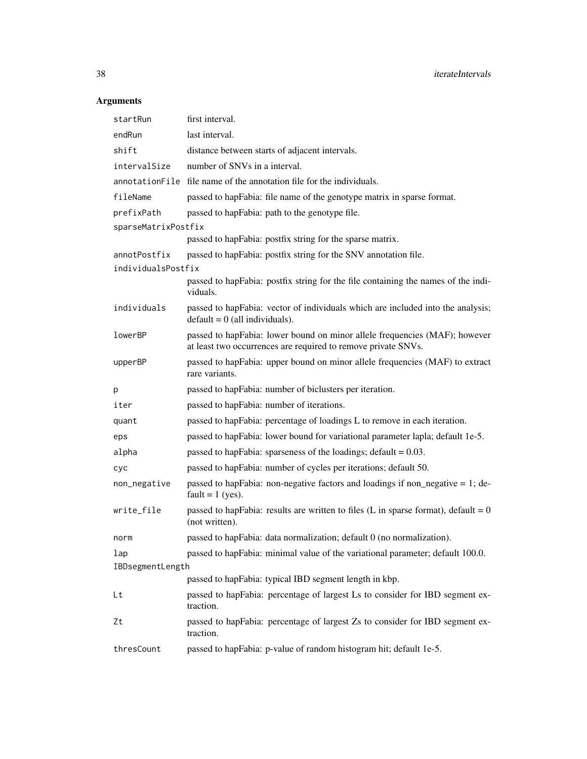## Arguments

| | |
|---|---|
| `startRun` | first interval. |
| `endRun` | last interval. |
| `shift` | distance between starts of adjacent intervals. |
| `intervalSize` | number of SNVs in a interval. |
| `annotationFile` | file name of the annotation file for the individuals. |
| `fileName` | passed to hapFabia: file name of the genotype matrix in sparse format. |
| `prefixPath` | passed to hapFabia: path to the genotype file. |
| `sparseMatrixPostfix` | passed to hapFabia: postfix string for the sparse matrix. |
| `annotPostfix` | passed to hapFabia: postfix string for the SNV annotation file. |
| `individualsPostfix` | passed to hapFabia: postfix string for the file containing the names of the individuals. |
| `individuals` | passed to hapFabia: vector of individuals which are included into the analysis; default = 0 (all individuals). |
| `lowerBP` | passed to hapFabia: lower bound on minor allele frequencies (MAF); however at least two occurrences are required to remove private SNVs. |
| `upperBP` | passed to hapFabia: upper bound on minor allele frequencies (MAF) to extract rare variants. |
| `p` | passed to hapFabia: number of biclusters per iteration. |
| `iter` | passed to hapFabia: number of iterations. |
| `quant` | passed to hapFabia: percentage of loadings L to remove in each iteration. |
| `eps` | passed to hapFabia: lower bound for variational parameter lapla; default 1e-5. |
| `alpha` | passed to hapFabia: sparseness of the loadings; default = 0.03. |
| `cyc` | passed to hapFabia: number of cycles per iterations; default 50. |
| `non_negative` | passed to hapFabia: non-negative factors and loadings if non_negative = 1; default = 1 (yes). |
| `write_file` | passed to hapFabia: results are written to files (L in sparse format), default = 0 (not written). |
| `norm` | passed to hapFabia: data normalization; default 0 (no normalization). |
| `lap` | passed to hapFabia: minimal value of the variational parameter; default 100.0. |
| `IBDsegmentLength` | passed to hapFabia: typical IBD segment length in kbp. |
| `Lt` | passed to hapFabia: percentage of largest Ls to consider for IBD segment extraction. |
| `Zt` | passed to hapFabia: percentage of largest Zs to consider for IBD segment extraction. |
| `thresCount` | passed to hapFabia: p-value of random histogram hit; default 1e-5. |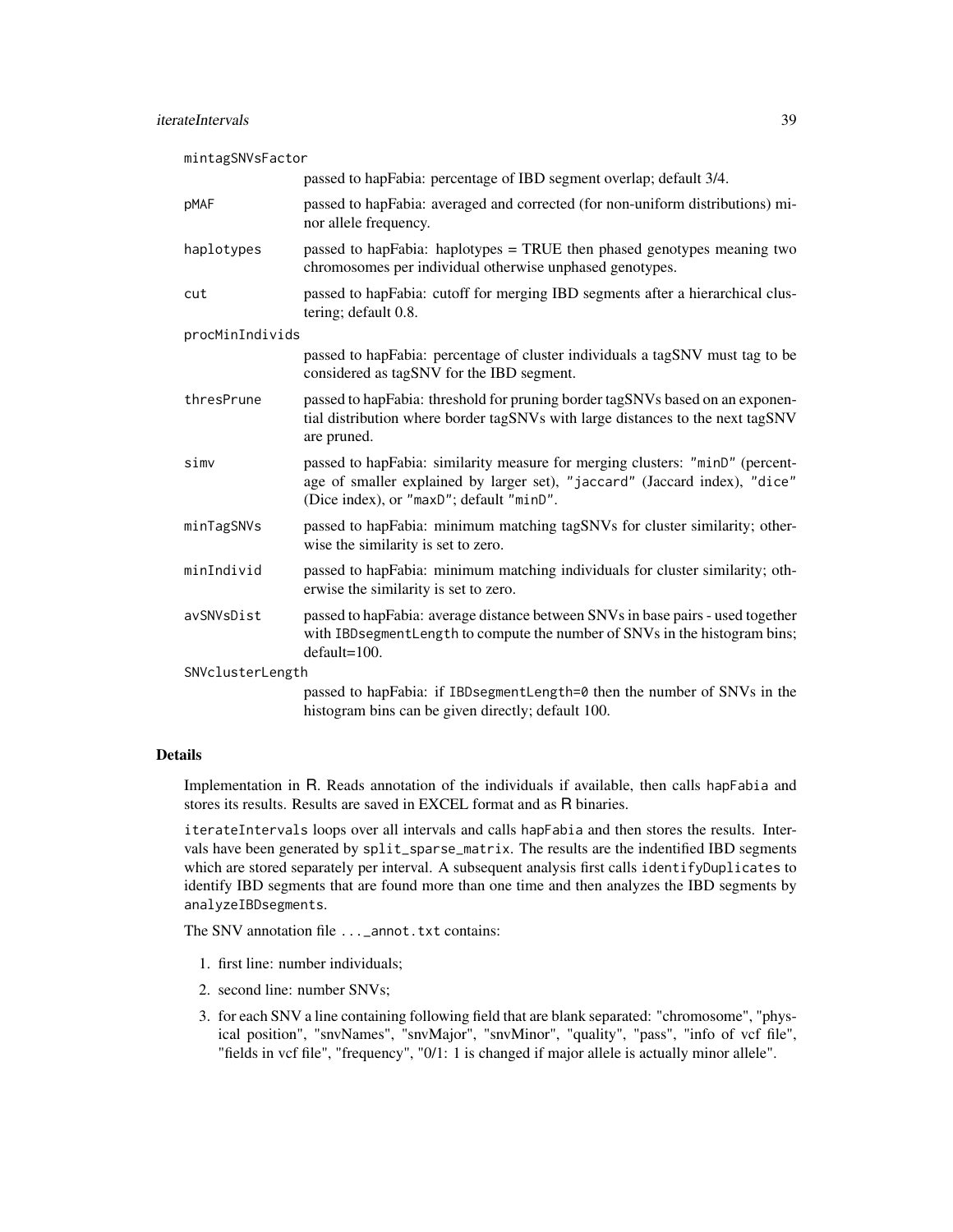`mintagSNVsFactor`
: passed to hapFabia: percentage of IBD segment overlap; default 3/4.

`pMAF`
: passed to hapFabia: averaged and corrected (for non-uniform distributions) minor allele frequency.

`haplotypes`
: passed to hapFabia: haplotypes = TRUE then phased genotypes meaning two chromosomes per individual otherwise unphased genotypes.

`cut`
: passed to hapFabia: cutoff for merging IBD segments after a hierarchical clustering; default 0.8.

`procMinIndivids`
: passed to hapFabia: percentage of cluster individuals a tagSNV must tag to be considered as tagSNV for the IBD segment.

`thresPrune`
: passed to hapFabia: threshold for pruning border tagSNVs based on an exponential distribution where border tagSNVs with large distances to the next tagSNV are pruned.

`simv`
: passed to hapFabia: similarity measure for merging clusters: `"minD"` (percentage of smaller explained by larger set), `"jaccard"` (Jaccard index), `"dice"` (Dice index), or `"maxD"`; default `"minD"`.

`minTagSNVs`
: passed to hapFabia: minimum matching tagSNVs for cluster similarity; otherwise the similarity is set to zero.

`minIndivid`
: passed to hapFabia: minimum matching individuals for cluster similarity; otherwise the similarity is set to zero.

`avSNVsDist`
: passed to hapFabia: average distance between SNVs in base pairs - used together with `IBDsegmentLength` to compute the number of SNVs in the histogram bins; default=100.

`SNVclusterLength`
: passed to hapFabia: if `IBDsegmentLength=0` then the number of SNVs in the histogram bins can be given directly; default 100.

## Details

Implementation in R. Reads annotation of the individuals if available, then calls hapFabia and stores its results. Results are saved in EXCEL format and as R binaries.

`iterateIntervals` loops over all intervals and calls `hapFabia` and then stores the results. Intervals have been generated by `split_sparse_matrix`. The results are the indentified IBD segments which are stored separately per interval. A subsequent analysis first calls `identifyDuplicates` to identify IBD segments that are found more than one time and then analyzes the IBD segments by `analyzeIBDsegments`.

The SNV annotation file `..._annot.txt` contains:

1. first line: number individuals;
2. second line: number SNVs;
3. for each SNV a line containing following field that are blank separated: "chromosome", "physical position", "snvNames", "snvMajor", "snvMinor", "quality", "pass", "info of vcf file", "fields in vcf file", "frequency", "0/1: 1 is changed if major allele is actually minor allele".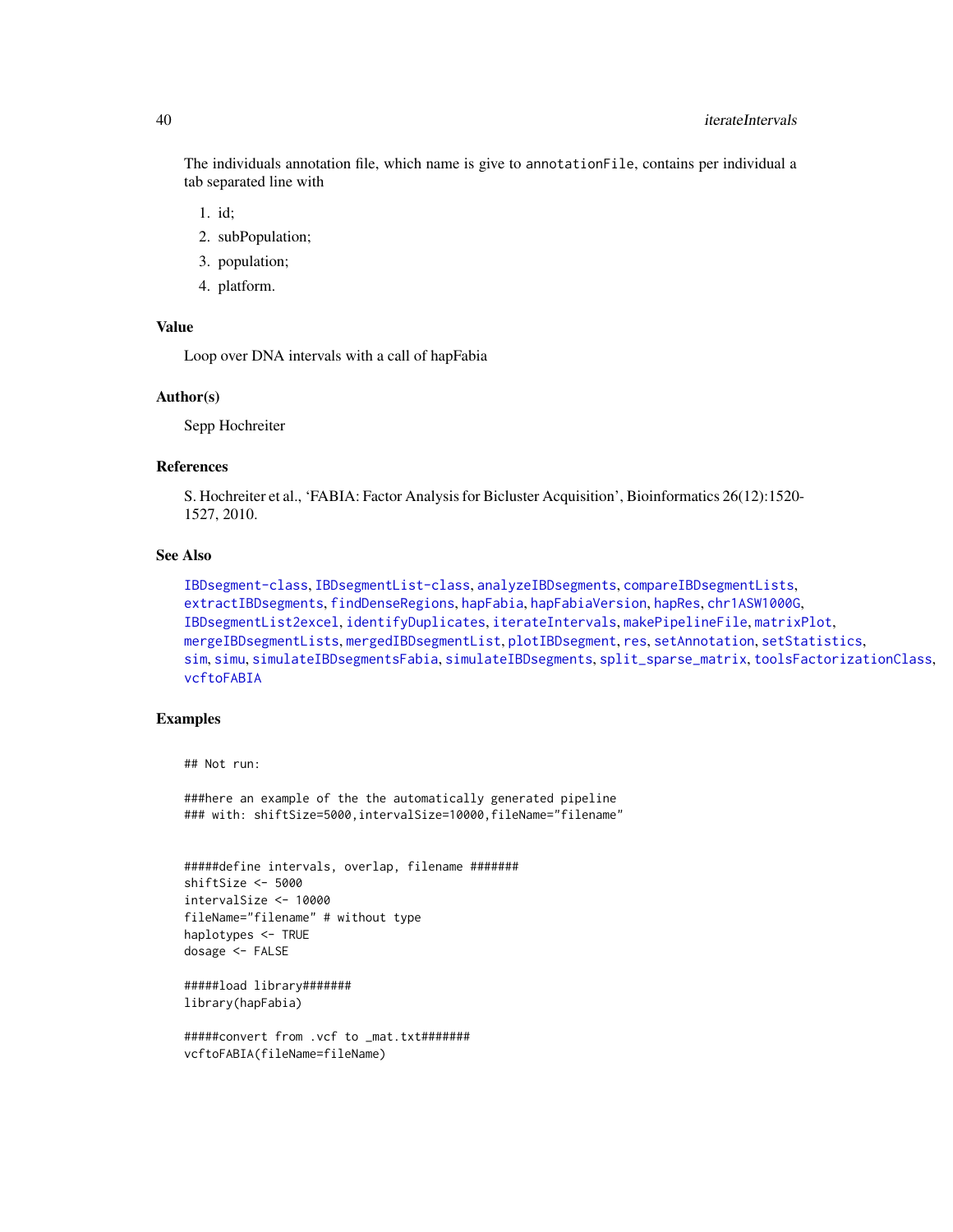The individuals annotation file, which name is give to `annotationFile`, contains per individual a tab separated line with

1. id;
2. subPopulation;
3. population;
4. platform.

## Value

Loop over DNA intervals with a call of hapFabia

## Author(s)

Sepp Hochreiter

## References

S. Hochreiter et al., 'FABIA: Factor Analysis for Bicluster Acquisition', Bioinformatics 26(12):1520-1527, 2010.

## See Also

IBDsegment-class, IBDsegmentList-class, analyzeIBDsegments, compareIBDsegmentLists, extractIBDsegments, findDenseRegions, hapFabia, hapFabiaVersion, hapRes, chr1ASW1000G, IBDsegmentList2excel, identifyDuplicates, iterateIntervals, makePipelineFile, matrixPlot, mergeIBDsegmentLists, mergedIBDsegmentList, plotIBDsegment, res, setAnnotation, setStatistics, sim, simu, simulateIBDsegmentsFabia, simulateIBDsegments, split_sparse_matrix, toolsFactorizationClass, vcftoFABIA

## Examples

```
## Not run:

###here an example of the the automatically generated pipeline
### with: shiftSize=5000,intervalSize=10000,fileName="filename"


#####define intervals, overlap, filename #######
shiftSize <- 5000
intervalSize <- 10000
fileName="filename" # without type
haplotypes <- TRUE
dosage <- FALSE

#####load library#######
library(hapFabia)

#####convert from .vcf to _mat.txt#######
vcftoFABIA(fileName=fileName)
```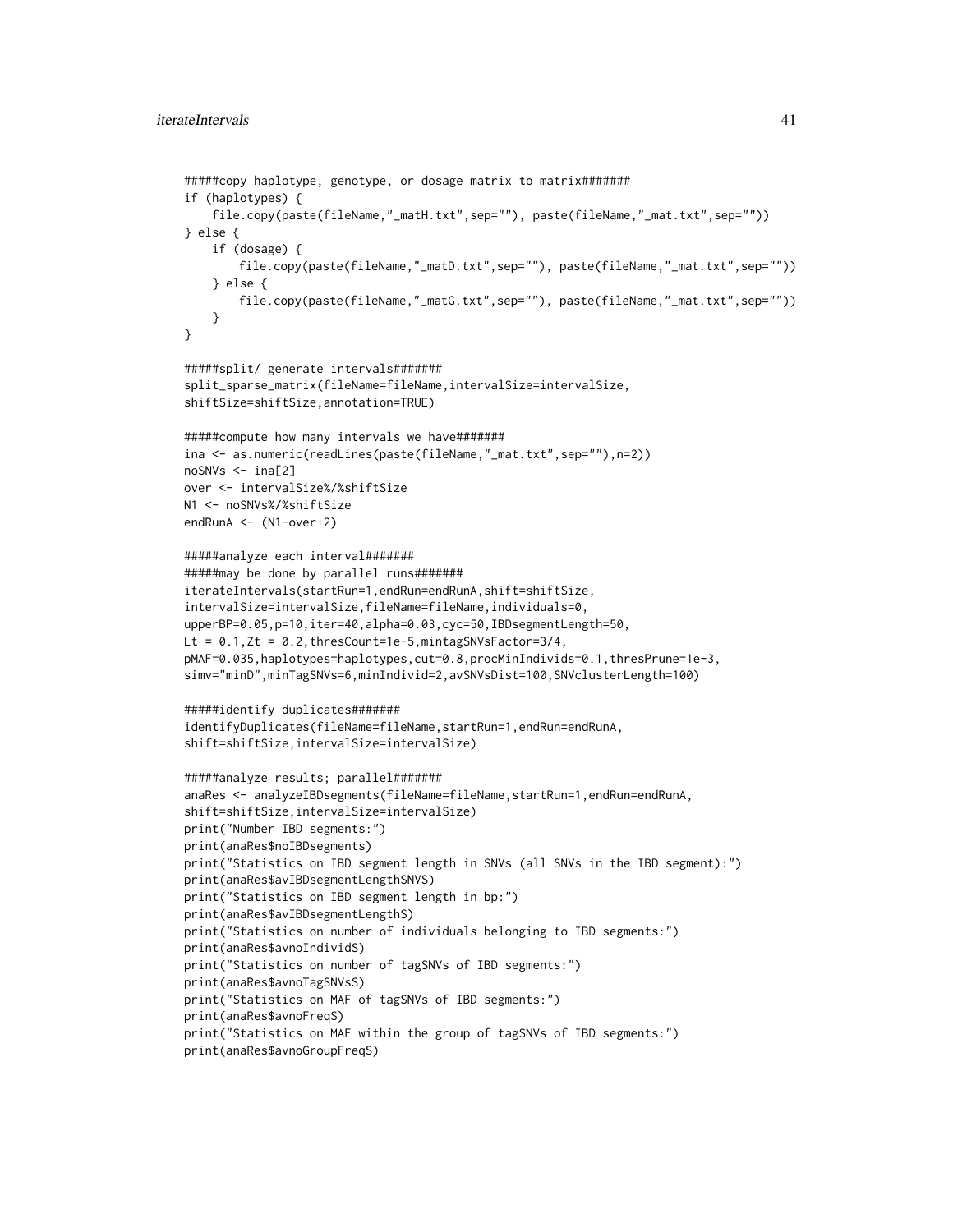```
#####copy haplotype, genotype, or dosage matrix to matrix#######
if (haplotypes) {
    file.copy(paste(fileName,"_matH.txt",sep=""), paste(fileName,"_mat.txt",sep=""))
} else {
    if (dosage) {
        file.copy(paste(fileName,"_matD.txt",sep=""), paste(fileName,"_mat.txt",sep=""))
    } else {
        file.copy(paste(fileName,"_matG.txt",sep=""), paste(fileName,"_mat.txt",sep=""))
    }
}

#####split/ generate intervals#######
split_sparse_matrix(fileName=fileName,intervalSize=intervalSize,
shiftSize=shiftSize,annotation=TRUE)

#####compute how many intervals we have#######
ina <- as.numeric(readLines(paste(fileName,"_mat.txt",sep=""),n=2))
noSNVs <- ina[2]
over <- intervalSize%/%shiftSize
N1 <- noSNVs%/%shiftSize
endRunA <- (N1-over+2)

#####analyze each interval#######
#####may be done by parallel runs#######
iterateIntervals(startRun=1,endRun=endRunA,shift=shiftSize,
intervalSize=intervalSize,fileName=fileName,individuals=0,
upperBP=0.05,p=10,iter=40,alpha=0.03,cyc=50,IBDsegmentLength=50,
Lt = 0.1,Zt = 0.2,thresCount=1e-5,mintagSNVsFactor=3/4,
pMAF=0.035,haplotypes=haplotypes,cut=0.8,procMinIndivids=0.1,thresPrune=1e-3,
simv="minD",minTagSNVs=6,minIndivid=2,avSNVsDist=100,SNVclusterLength=100)

#####identify duplicates#######
identifyDuplicates(fileName=fileName,startRun=1,endRun=endRunA,
shift=shiftSize,intervalSize=intervalSize)

#####analyze results; parallel#######
anaRes <- analyzeIBDsegments(fileName=fileName,startRun=1,endRun=endRunA,
shift=shiftSize,intervalSize=intervalSize)
print("Number IBD segments:")
print(anaRes$noIBDsegments)
print("Statistics on IBD segment length in SNVs (all SNVs in the IBD segment):")
print(anaRes$avIBDsegmentLengthSNVS)
print("Statistics on IBD segment length in bp:")
print(anaRes$avIBDsegmentLengthS)
print("Statistics on number of individuals belonging to IBD segments:")
print(anaRes$avnoIndividS)
print("Statistics on number of tagSNVs of IBD segments:")
print(anaRes$avnoTagSNVsS)
print("Statistics on MAF of tagSNVs of IBD segments:")
print(anaRes$avnoFreqS)
print("Statistics on MAF within the group of tagSNVs of IBD segments:")
print(anaRes$avnoGroupFreqS)
```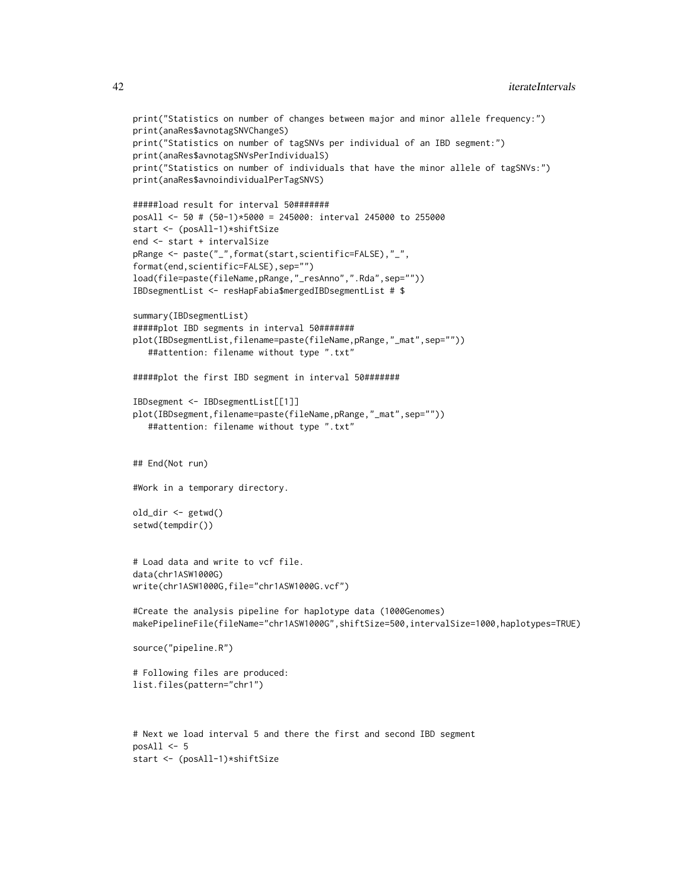```
print("Statistics on number of changes between major and minor allele frequency:")
print(anaRes$avnotagSNVChangeS)
print("Statistics on number of tagSNVs per individual of an IBD segment:")
print(anaRes$avnotagSNVsPerIndividualS)
print("Statistics on number of individuals that have the minor allele of tagSNVs:")
print(anaRes$avnoindividualPerTagSNVS)

#####load result for interval 50#######
posAll <- 50 # (50-1)*5000 = 245000: interval 245000 to 255000
start <- (posAll-1)*shiftSize
end <- start + intervalSize
pRange <- paste("_",format(start,scientific=FALSE),"_",
format(end,scientific=FALSE),sep="")
load(file=paste(fileName,pRange,"_resAnno",".Rda",sep=""))
IBDsegmentList <- resHapFabia$mergedIBDsegmentList # $

summary(IBDsegmentList)
#####plot IBD segments in interval 50#######
plot(IBDsegmentList,filename=paste(fileName,pRange,"_mat",sep=""))
   ##attention: filename without type ".txt"

#####plot the first IBD segment in interval 50#######

IBDsegment <- IBDsegmentList[[1]]
plot(IBDsegment,filename=paste(fileName,pRange,"_mat",sep=""))
   ##attention: filename without type ".txt"


## End(Not run)

#Work in a temporary directory.

old_dir <- getwd()
setwd(tempdir())


# Load data and write to vcf file.
data(chr1ASW1000G)
write(chr1ASW1000G,file="chr1ASW1000G.vcf")

#Create the analysis pipeline for haplotype data (1000Genomes)
makePipelineFile(fileName="chr1ASW1000G",shiftSize=500,intervalSize=1000,haplotypes=TRUE)

source("pipeline.R")

# Following files are produced:
list.files(pattern="chr1")



# Next we load interval 5 and there the first and second IBD segment
posAll <- 5
start <- (posAll-1)*shiftSize
```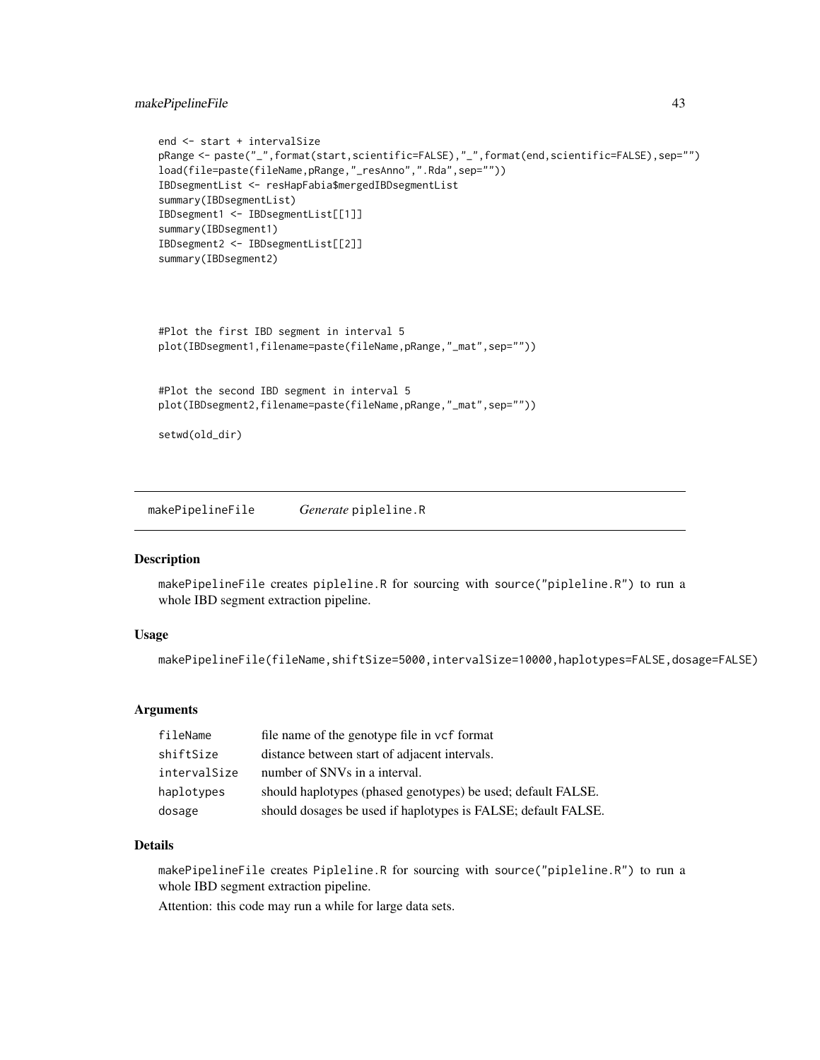```
end <- start + intervalSize
pRange <- paste("_",format(start,scientific=FALSE),"_",format(end,scientific=FALSE),sep="")
load(file=paste(fileName,pRange,"_resAnno",".Rda",sep=""))
IBDsegmentList <- resHapFabia$mergedIBDsegmentList
summary(IBDsegmentList)
IBDsegment1 <- IBDsegmentList[[1]]
summary(IBDsegment1)
IBDsegment2 <- IBDsegmentList[[2]]
summary(IBDsegment2)



#Plot the first IBD segment in interval 5
plot(IBDsegment1,filename=paste(fileName,pRange,"_mat",sep=""))


#Plot the second IBD segment in interval 5
plot(IBDsegment2,filename=paste(fileName,pRange,"_mat",sep=""))

setwd(old_dir)
```

## makePipelineFile    *Generate* `pipleline.R`

### Description

`makePipelineFile` creates `pipleline.R` for sourcing with `source("pipleline.R")` to run a whole IBD segment extraction pipeline.

### Usage

```
makePipelineFile(fileName,shiftSize=5000,intervalSize=10000,haplotypes=FALSE,dosage=FALSE)
```

### Arguments

| | |
|---|---|
| `fileName` | file name of the genotype file in `vcf` format |
| `shiftSize` | distance between start of adjacent intervals. |
| `intervalSize` | number of SNVs in a interval. |
| `haplotypes` | should haplotypes (phased genotypes) be used; default FALSE. |
| `dosage` | should dosages be used if haplotypes is FALSE; default FALSE. |

### Details

`makePipelineFile` creates `Pipleline.R` for sourcing with `source("pipleline.R")` to run a whole IBD segment extraction pipeline.

Attention: this code may run a while for large data sets.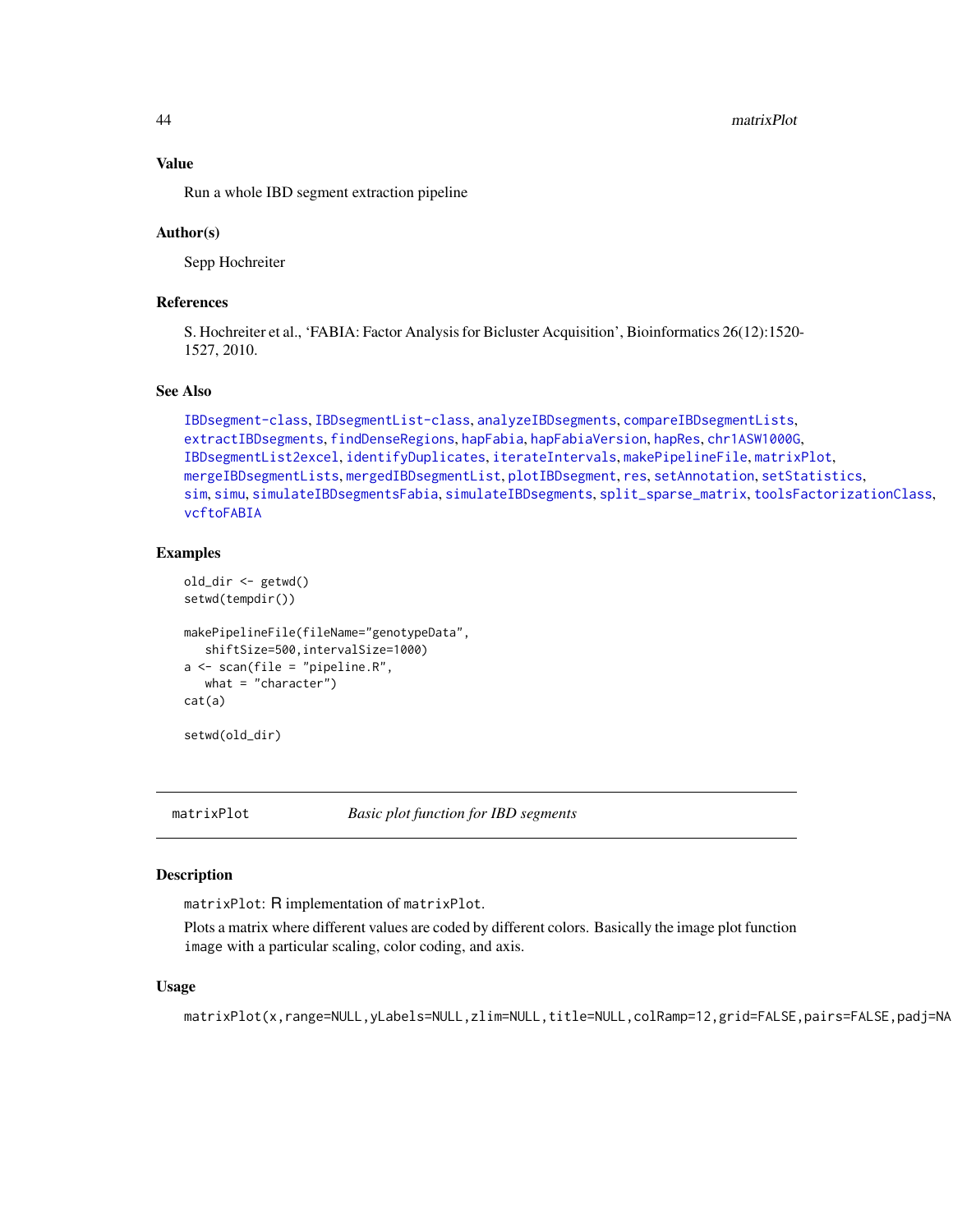## Value

Run a whole IBD segment extraction pipeline

## Author(s)

Sepp Hochreiter

## References

S. Hochreiter et al., 'FABIA: Factor Analysis for Bicluster Acquisition', Bioinformatics 26(12):1520-1527, 2010.

## See Also

IBDsegment-class, IBDsegmentList-class, analyzeIBDsegments, compareIBDsegmentLists, extractIBDsegments, findDenseRegions, hapFabia, hapFabiaVersion, hapRes, chr1ASW1000G, IBDsegmentList2excel, identifyDuplicates, iterateIntervals, makePipelineFile, matrixPlot, mergeIBDsegmentLists, mergedIBDsegmentList, plotIBDsegment, res, setAnnotation, setStatistics, sim, simu, simulateIBDsegmentsFabia, simulateIBDsegments, split_sparse_matrix, toolsFactorizationClass, vcftoFABIA

## Examples

```
old_dir <- getwd()
setwd(tempdir())

makePipelineFile(fileName="genotypeData",
   shiftSize=500,intervalSize=1000)
a <- scan(file = "pipeline.R",
   what = "character")
cat(a)

setwd(old_dir)
```

---

# matrixPlot — *Basic plot function for IBD segments*

## Description

matrixPlot: R implementation of matrixPlot.

Plots a matrix where different values are coded by different colors. Basically the image plot function image with a particular scaling, color coding, and axis.

## Usage

```
matrixPlot(x,range=NULL,yLabels=NULL,zlim=NULL,title=NULL,colRamp=12,grid=FALSE,pairs=FALSE,padj=NA
```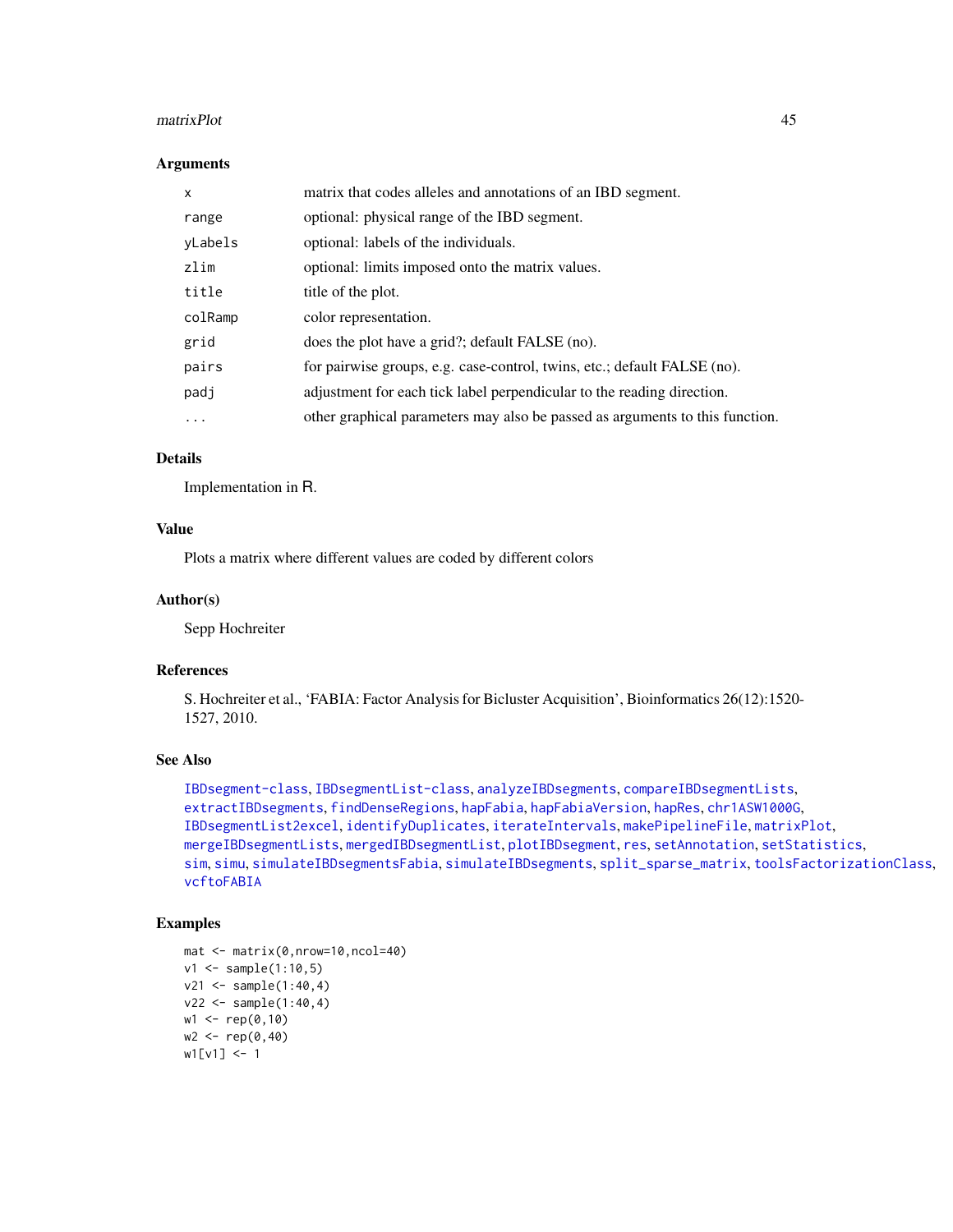### Arguments

| | |
|---|---|
| x | matrix that codes alleles and annotations of an IBD segment. |
| range | optional: physical range of the IBD segment. |
| yLabels | optional: labels of the individuals. |
| zlim | optional: limits imposed onto the matrix values. |
| title | title of the plot. |
| colRamp | color representation. |
| grid | does the plot have a grid?; default FALSE (no). |
| pairs | for pairwise groups, e.g. case-control, twins, etc.; default FALSE (no). |
| padj | adjustment for each tick label perpendicular to the reading direction. |
| ... | other graphical parameters may also be passed as arguments to this function. |

### Details

Implementation in R.

### Value

Plots a matrix where different values are coded by different colors

### Author(s)

Sepp Hochreiter

### References

S. Hochreiter et al., 'FABIA: Factor Analysis for Bicluster Acquisition', Bioinformatics 26(12):1520-1527, 2010.

### See Also

IBDsegment-class, IBDsegmentList-class, analyzeIBDsegments, compareIBDsegmentLists, extractIBDsegments, findDenseRegions, hapFabia, hapFabiaVersion, hapRes, chr1ASW1000G, IBDsegmentList2excel, identifyDuplicates, iterateIntervals, makePipelineFile, matrixPlot, mergeIBDsegmentLists, mergedIBDsegmentList, plotIBDsegment, res, setAnnotation, setStatistics, sim, simu, simulateIBDsegmentsFabia, simulateIBDsegments, split_sparse_matrix, toolsFactorizationClass, vcftoFABIA

### Examples

```
mat <- matrix(0,nrow=10,ncol=40)
v1 <- sample(1:10,5)
v21 <- sample(1:40,4)
v22 <- sample(1:40,4)
w1 <- rep(0,10)
w2 <- rep(0,40)
w1[v1] <- 1
```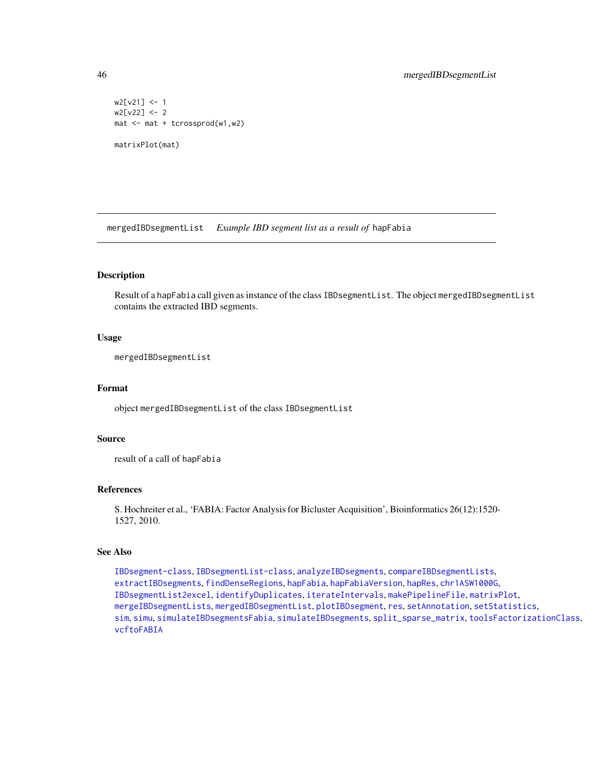```
w2[v21] <- 1
w2[v22] <- 2
mat <- mat + tcrossprod(w1,w2)

matrixPlot(mat)
```

## mergedIBDsegmentList    *Example IBD segment list as a result of* hapFabia

### Description

Result of a hapFabia call given as instance of the class IBDsegmentList. The object mergedIBDsegmentList contains the extracted IBD segments.

### Usage

```
mergedIBDsegmentList
```

### Format

object mergedIBDsegmentList of the class IBDsegmentList

### Source

result of a call of hapFabia

### References

S. Hochreiter et al., 'FABIA: Factor Analysis for Bicluster Acquisition', Bioinformatics 26(12):1520-1527, 2010.

### See Also

IBDsegment-class, IBDsegmentList-class, analyzeIBDsegments, compareIBDsegmentLists, extractIBDsegments, findDenseRegions, hapFabia, hapFabiaVersion, hapRes, chr1ASW1000G, IBDsegmentList2excel, identifyDuplicates, iterateIntervals, makePipelineFile, matrixPlot, mergeIBDsegmentLists, mergedIBDsegmentList, plotIBDsegment, res, setAnnotation, setStatistics, sim, simu, simulateIBDsegmentsFabia, simulateIBDsegments, split_sparse_matrix, toolsFactorizationClass, vcftoFABIA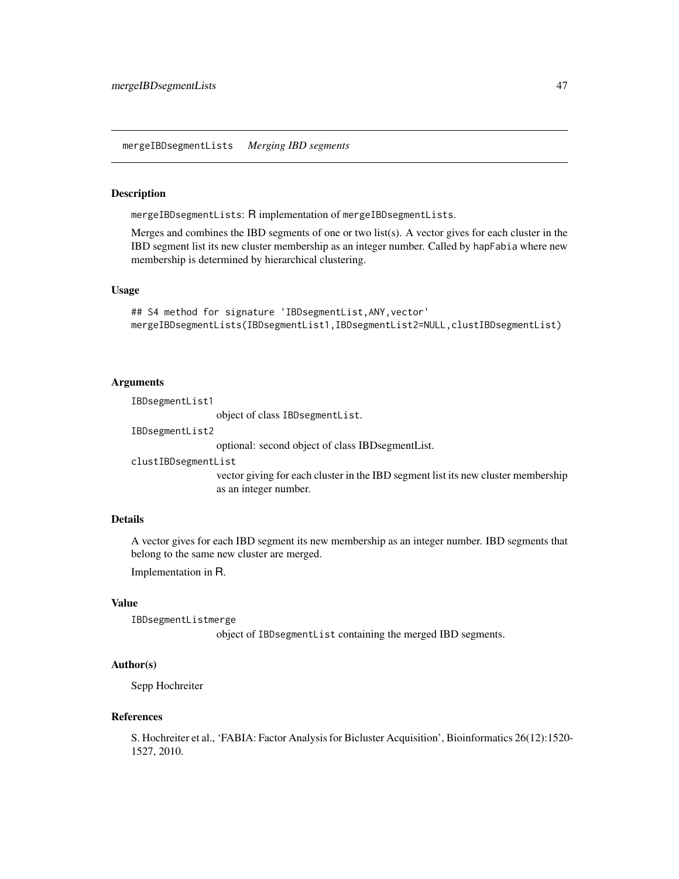mergeIBDsegmentLists *Merging IBD segments*

### Description

mergeIBDsegmentLists: R implementation of mergeIBDsegmentLists.

Merges and combines the IBD segments of one or two list(s). A vector gives for each cluster in the IBD segment list its new cluster membership as an integer number. Called by hapFabia where new membership is determined by hierarchical clustering.

### Usage

```
## S4 method for signature 'IBDsegmentList,ANY,vector'
mergeIBDsegmentLists(IBDsegmentList1,IBDsegmentList2=NULL,clustIBDsegmentList)
```

### Arguments

`IBDsegmentList1`
: object of class IBDsegmentList.

`IBDsegmentList2`
: optional: second object of class IBDsegmentList.

`clustIBDsegmentList`
: vector giving for each cluster in the IBD segment list its new cluster membership as an integer number.

### Details

A vector gives for each IBD segment its new membership as an integer number. IBD segments that belong to the same new cluster are merged.

Implementation in R.

### Value

`IBDsegmentListmerge`
: object of IBDsegmentList containing the merged IBD segments.

### Author(s)

Sepp Hochreiter

### References

S. Hochreiter et al., 'FABIA: Factor Analysis for Bicluster Acquisition', Bioinformatics 26(12):1520-1527, 2010.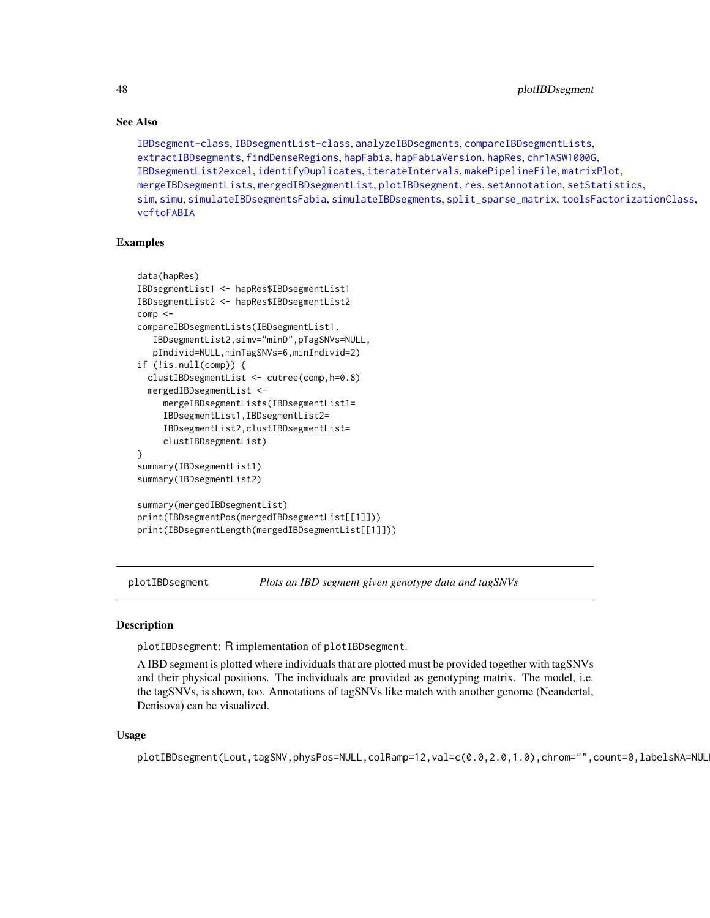## See Also

IBDsegment-class, IBDsegmentList-class, analyzeIBDsegments, compareIBDsegmentLists, extractIBDsegments, findDenseRegions, hapFabia, hapFabiaVersion, hapRes, chr1ASW1000G, IBDsegmentList2excel, identifyDuplicates, iterateIntervals, makePipelineFile, matrixPlot, mergeIBDsegmentLists, mergedIBDsegmentList, plotIBDsegment, res, setAnnotation, setStatistics, sim, simu, simulateIBDsegmentsFabia, simulateIBDsegments, split_sparse_matrix, toolsFactorizationClass, vcftoFABIA

## Examples

```
data(hapRes)
IBDsegmentList1 <- hapRes$IBDsegmentList1
IBDsegmentList2 <- hapRes$IBDsegmentList2
comp <-
compareIBDsegmentLists(IBDsegmentList1,
   IBDsegmentList2,simv="minD",pTagSNVs=NULL,
   pIndivid=NULL,minTagSNVs=6,minIndivid=2)
if (!is.null(comp)) {
  clustIBDsegmentList <- cutree(comp,h=0.8)
  mergedIBDsegmentList <-
     mergeIBDsegmentLists(IBDsegmentList1=
     IBDsegmentList1,IBDsegmentList2=
     IBDsegmentList2,clustIBDsegmentList=
     clustIBDsegmentList)
}
summary(IBDsegmentList1)
summary(IBDsegmentList2)

summary(mergedIBDsegmentList)
print(IBDsegmentPos(mergedIBDsegmentList[[1]]))
print(IBDsegmentLength(mergedIBDsegmentList[[1]]))
```

---

## plotIBDsegment — *Plots an IBD segment given genotype data and tagSNVs*

### Description

plotIBDsegment: R implementation of plotIBDsegment.

A IBD segment is plotted where individuals that are plotted must be provided together with tagSNVs and their physical positions. The individuals are provided as genotyping matrix. The model, i.e. the tagSNVs, is shown, too. Annotations of tagSNVs like match with another genome (Neandertal, Denisova) can be visualized.

### Usage

```
plotIBDsegment(Lout,tagSNV,physPos=NULL,colRamp=12,val=c(0.0,2.0,1.0),chrom="",count=0,labelsNA=NULL
```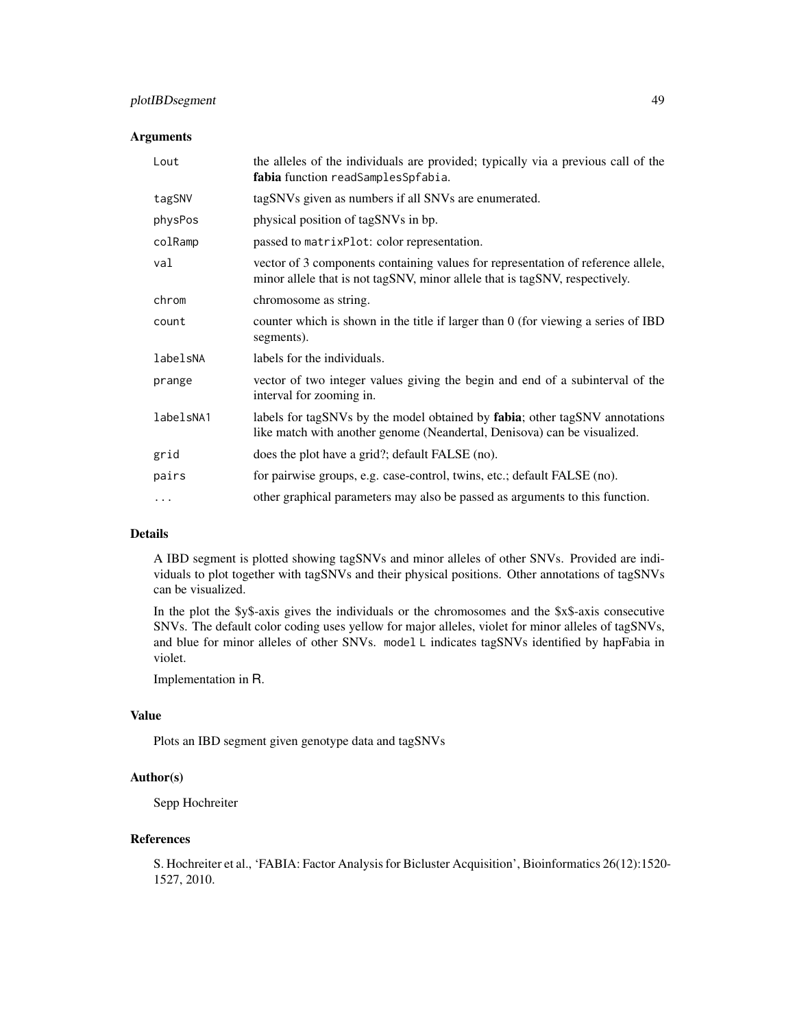### Arguments

| | |
|---|---|
| `Lout` | the alleles of the individuals are provided; typically via a previous call of the **fabia** function `readSamplesSpfabia`. |
| `tagSNV` | tagSNVs given as numbers if all SNVs are enumerated. |
| `physPos` | physical position of tagSNVs in bp. |
| `colRamp` | passed to `matrixPlot`: color representation. |
| `val` | vector of 3 components containing values for representation of reference allele, minor allele that is not tagSNV, minor allele that is tagSNV, respectively. |
| `chrom` | chromosome as string. |
| `count` | counter which is shown in the title if larger than 0 (for viewing a series of IBD segments). |
| `labelsNA` | labels for the individuals. |
| `prange` | vector of two integer values giving the begin and end of a subinterval of the interval for zooming in. |
| `labelsNA1` | labels for tagSNVs by the model obtained by **fabia**; other tagSNV annotations like match with another genome (Neandertal, Denisova) can be visualized. |
| `grid` | does the plot have a grid?; default FALSE (no). |
| `pairs` | for pairwise groups, e.g. case-control, twins, etc.; default FALSE (no). |
| `...` | other graphical parameters may also be passed as arguments to this function. |

### Details

A IBD segment is plotted showing tagSNVs and minor alleles of other SNVs. Provided are individuals to plot together with tagSNVs and their physical positions. Other annotations of tagSNVs can be visualized.

In the plot the $y$-axis gives the individuals or the chromosomes and the $x$-axis consecutive SNVs. The default color coding uses yellow for major alleles, violet for minor alleles of tagSNVs, and blue for minor alleles of other SNVs. `model L` indicates tagSNVs identified by hapFabia in violet.

Implementation in R.

### Value

Plots an IBD segment given genotype data and tagSNVs

### Author(s)

Sepp Hochreiter

### References

S. Hochreiter et al., 'FABIA: Factor Analysis for Bicluster Acquisition', Bioinformatics 26(12):1520-1527, 2010.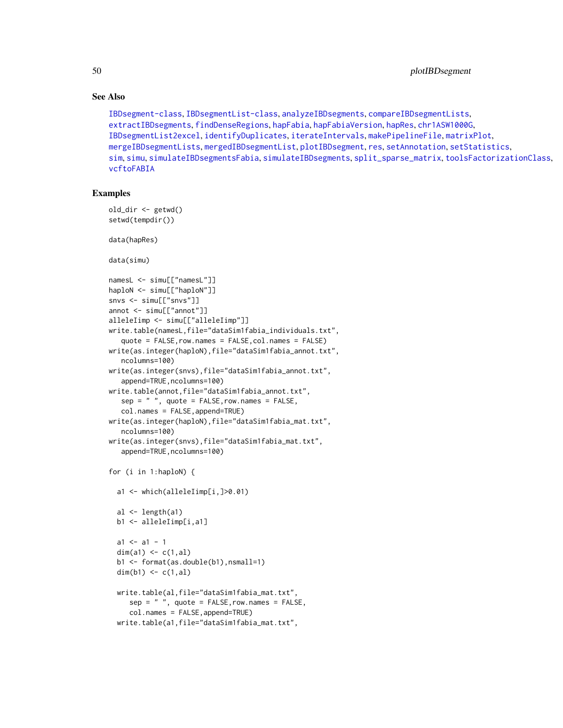## See Also

IBDsegment-class, IBDsegmentList-class, analyzeIBDsegments, compareIBDsegmentLists, extractIBDsegments, findDenseRegions, hapFabia, hapFabiaVersion, hapRes, chr1ASW1000G, IBDsegmentList2excel, identifyDuplicates, iterateIntervals, makePipelineFile, matrixPlot, mergeIBDsegmentLists, mergedIBDsegmentList, plotIBDsegment, res, setAnnotation, setStatistics, sim, simu, simulateIBDsegmentsFabia, simulateIBDsegments, split_sparse_matrix, toolsFactorizationClass, vcftoFABIA

## Examples

```
old_dir <- getwd()
setwd(tempdir())

data(hapRes)

data(simu)

namesL <- simu[["namesL"]]
haploN <- simu[["haploN"]]
snvs <- simu[["snvs"]]
annot <- simu[["annot"]]
alleleIimp <- simu[["alleleIimp"]]
write.table(namesL,file="dataSim1fabia_individuals.txt",
   quote = FALSE,row.names = FALSE,col.names = FALSE)
write(as.integer(haploN),file="dataSim1fabia_annot.txt",
   ncolumns=100)
write(as.integer(snvs),file="dataSim1fabia_annot.txt",
   append=TRUE,ncolumns=100)
write.table(annot,file="dataSim1fabia_annot.txt",
   sep = " ", quote = FALSE,row.names = FALSE,
   col.names = FALSE,append=TRUE)
write(as.integer(haploN),file="dataSim1fabia_mat.txt",
   ncolumns=100)
write(as.integer(snvs),file="dataSim1fabia_mat.txt",
   append=TRUE,ncolumns=100)

for (i in 1:haploN) {

  a1 <- which(alleleIimp[i,]>0.01)

  al <- length(a1)
  b1 <- alleleIimp[i,a1]

  a1 <- a1 - 1
  dim(a1) <- c(1,al)
  b1 <- format(as.double(b1),nsmall=1)
  dim(b1) <- c(1,al)

  write.table(al,file="dataSim1fabia_mat.txt",
     sep = " ", quote = FALSE,row.names = FALSE,
     col.names = FALSE,append=TRUE)
  write.table(a1,file="dataSim1fabia_mat.txt",
```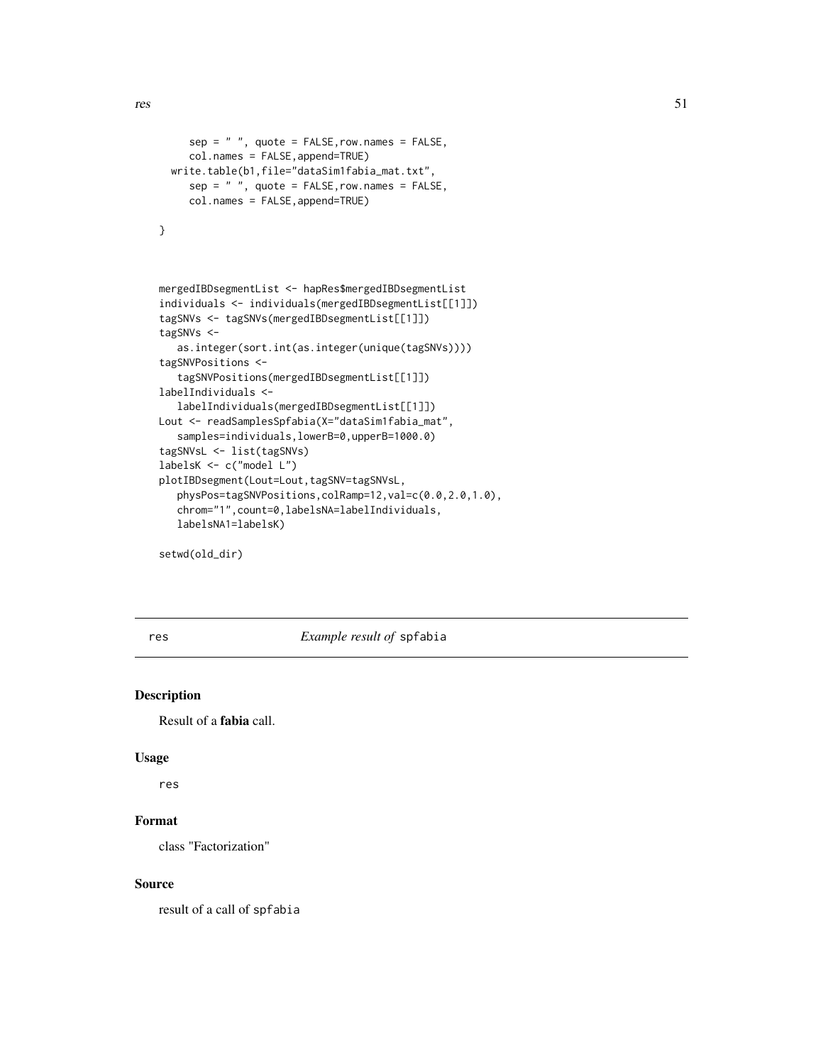```
    sep = " ", quote = FALSE,row.names = FALSE,
    col.names = FALSE,append=TRUE)
  write.table(b1,file="dataSim1fabia_mat.txt",
    sep = " ", quote = FALSE,row.names = FALSE,
    col.names = FALSE,append=TRUE)

}



mergedIBDsegmentList <- hapRes$mergedIBDsegmentList
individuals <- individuals(mergedIBDsegmentList[[1]])
tagSNVs <- tagSNVs(mergedIBDsegmentList[[1]])
tagSNVs <-
   as.integer(sort.int(as.integer(unique(tagSNVs))))
tagSNVPositions <-
   tagSNVPositions(mergedIBDsegmentList[[1]])
labelIndividuals <-
   labelIndividuals(mergedIBDsegmentList[[1]])
Lout <- readSamplesSpfabia(X="dataSim1fabia_mat",
   samples=individuals,lowerB=0,upperB=1000.0)
tagSNVsL <- list(tagSNVs)
labelsK <- c("model L")
plotIBDsegment(Lout=Lout,tagSNV=tagSNVsL,
   physPos=tagSNVPositions,colRamp=12,val=c(0.0,2.0,1.0),
   chrom="1",count=0,labelsNA=labelIndividuals,
   labelsNA1=labelsK)

setwd(old_dir)
```

# res — *Example result of* `spfabia`

## Description

Result of a **fabia** call.

## Usage

```
res
```

## Format

class "Factorization"

## Source

result of a call of `spfabia`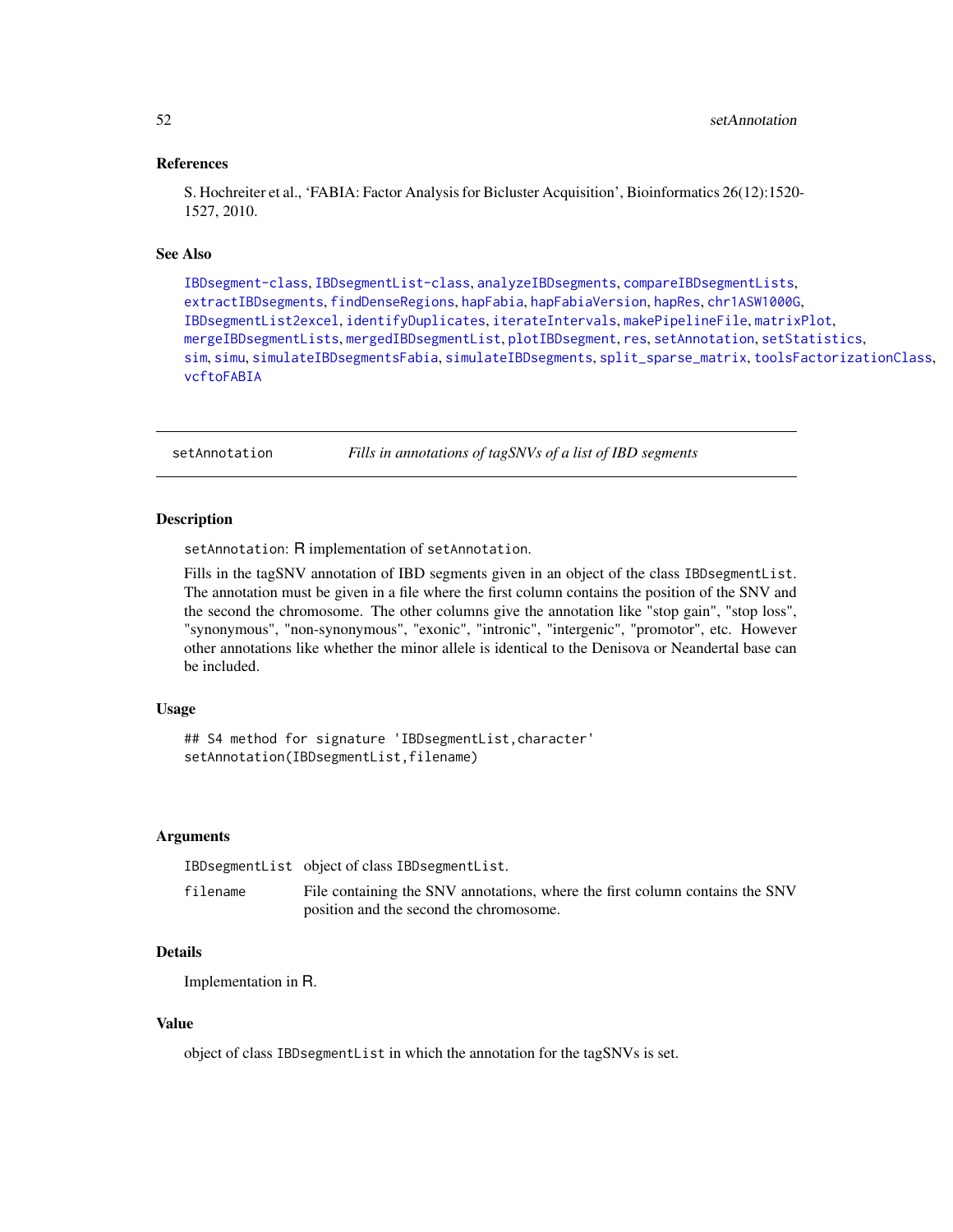## References

S. Hochreiter et al., 'FABIA: Factor Analysis for Bicluster Acquisition', Bioinformatics 26(12):1520-1527, 2010.

## See Also

IBDsegment-class, IBDsegmentList-class, analyzeIBDsegments, compareIBDsegmentLists, extractIBDsegments, findDenseRegions, hapFabia, hapFabiaVersion, hapRes, chr1ASW1000G, IBDsegmentList2excel, identifyDuplicates, iterateIntervals, makePipelineFile, matrixPlot, mergeIBDsegmentLists, mergedIBDsegmentList, plotIBDsegment, res, setAnnotation, setStatistics, sim, simu, simulateIBDsegmentsFabia, simulateIBDsegments, split_sparse_matrix, toolsFactorizationClass, vcftoFABIA

---

# setAnnotation — *Fills in annotations of tagSNVs of a list of IBD segments*

## Description

setAnnotation: R implementation of setAnnotation.

Fills in the tagSNV annotation of IBD segments given in an object of the class IBDsegmentList. The annotation must be given in a file where the first column contains the position of the SNV and the second the chromosome. The other columns give the annotation like "stop gain", "stop loss", "synonymous", "non-synonymous", "exonic", "intronic", "intergenic", "promotor", etc. However other annotations like whether the minor allele is identical to the Denisova or Neandertal base can be included.

## Usage

```
## S4 method for signature 'IBDsegmentList,character'
setAnnotation(IBDsegmentList,filename)
```

## Arguments

| | |
|---|---|
| IBDsegmentList | object of class IBDsegmentList. |
| filename | File containing the SNV annotations, where the first column contains the SNV position and the second the chromosome. |

## Details

Implementation in R.

## Value

object of class IBDsegmentList in which the annotation for the tagSNVs is set.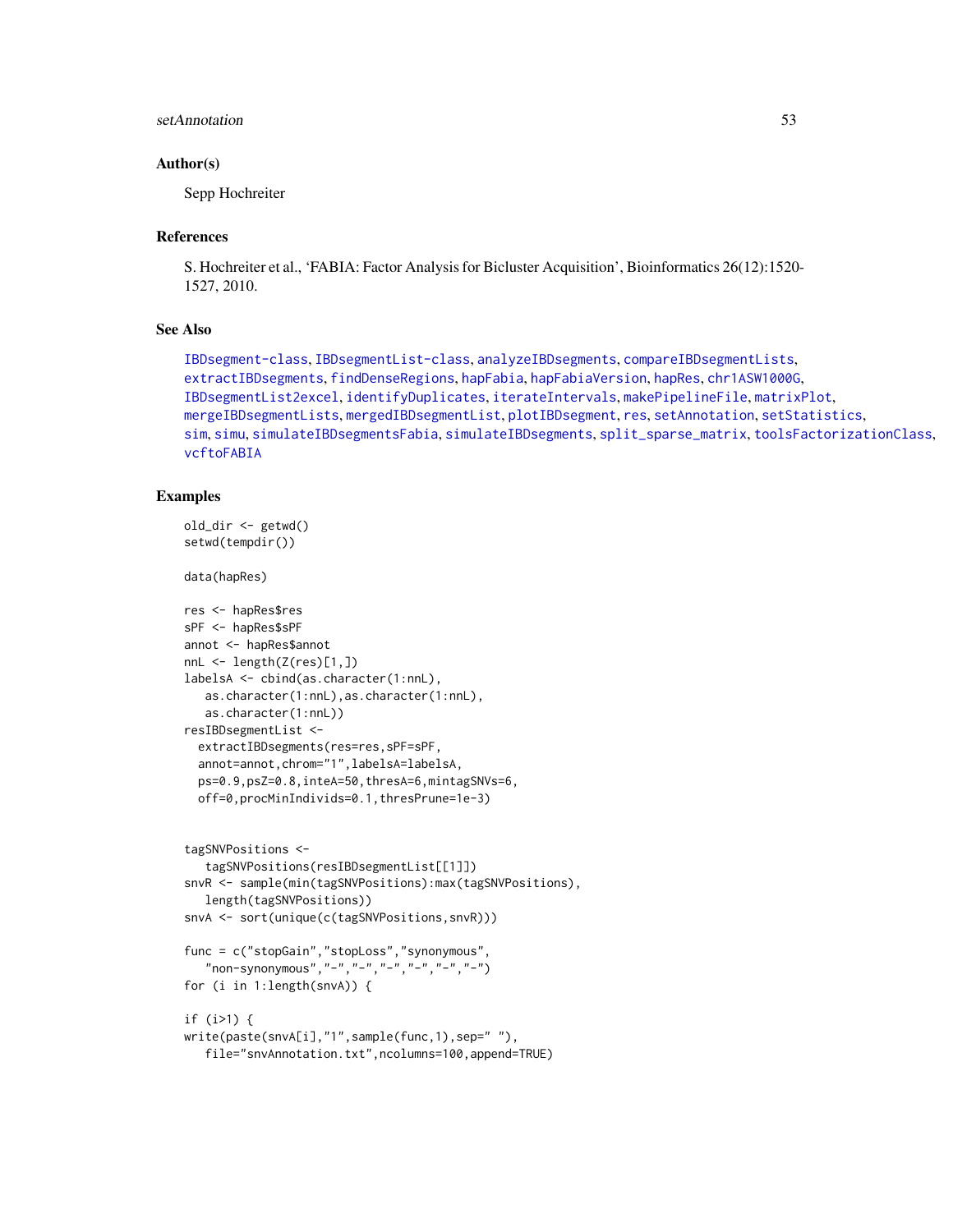## Author(s)

Sepp Hochreiter

## References

S. Hochreiter et al., 'FABIA: Factor Analysis for Bicluster Acquisition', Bioinformatics 26(12):1520-1527, 2010.

## See Also

IBDsegment-class, IBDsegmentList-class, analyzeIBDsegments, compareIBDsegmentLists, extractIBDsegments, findDenseRegions, hapFabia, hapFabiaVersion, hapRes, chr1ASW1000G, IBDsegmentList2excel, identifyDuplicates, iterateIntervals, makePipelineFile, matrixPlot, mergeIBDsegmentLists, mergedIBDsegmentList, plotIBDsegment, res, setAnnotation, setStatistics, sim, simu, simulateIBDsegmentsFabia, simulateIBDsegments, split_sparse_matrix, toolsFactorizationClass, vcftoFABIA

## Examples

```
old_dir <- getwd()
setwd(tempdir())

data(hapRes)

res <- hapRes$res
sPF <- hapRes$sPF
annot <- hapRes$annot
nnL <- length(Z(res)[1,])
labelsA <- cbind(as.character(1:nnL),
   as.character(1:nnL),as.character(1:nnL),
   as.character(1:nnL))
resIBDsegmentList <-
  extractIBDsegments(res=res,sPF=sPF,
  annot=annot,chrom="1",labelsA=labelsA,
  ps=0.9,psZ=0.8,inteA=50,thresA=6,mintagSNVs=6,
  off=0,procMinIndivids=0.1,thresPrune=1e-3)


tagSNVPositions <-
   tagSNVPositions(resIBDsegmentList[[1]])
snvR <- sample(min(tagSNVPositions):max(tagSNVPositions),
   length(tagSNVPositions))
snvA <- sort(unique(c(tagSNVPositions,snvR)))

func = c("stopGain","stopLoss","synonymous",
   "non-synonymous","-","-","-","-","-","-")
for (i in 1:length(snvA)) {

if (i>1) {
write(paste(snvA[i],"1",sample(func,1),sep=" "),
   file="snvAnnotation.txt",ncolumns=100,append=TRUE)
```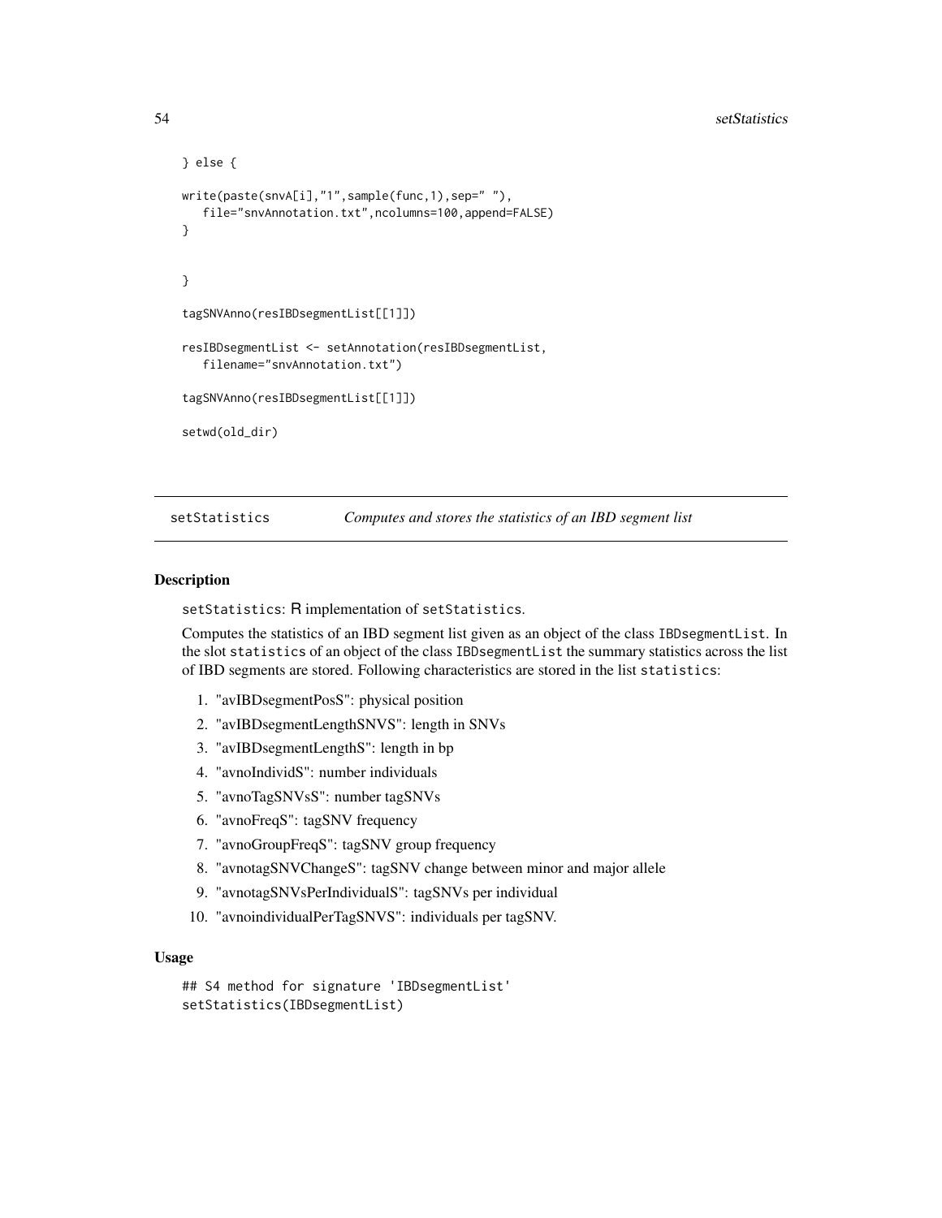```
} else {

write(paste(snvA[i],"1",sample(func,1),sep=" "),
   file="snvAnnotation.txt",ncolumns=100,append=FALSE)
}


}

tagSNVAnno(resIBDsegmentList[[1]])

resIBDsegmentList <- setAnnotation(resIBDsegmentList,
   filename="snvAnnotation.txt")

tagSNVAnno(resIBDsegmentList[[1]])

setwd(old_dir)
```

---

## setStatistics — *Computes and stores the statistics of an IBD segment list*

---

### Description

setStatistics: R implementation of setStatistics.

Computes the statistics of an IBD segment list given as an object of the class IBDsegmentList. In the slot statistics of an object of the class IBDsegmentList the summary statistics across the list of IBD segments are stored. Following characteristics are stored in the list statistics:

1. "avIBDsegmentPosS": physical position
2. "avIBDsegmentLengthSNVS": length in SNVs
3. "avIBDsegmentLengthS": length in bp
4. "avnoIndividS": number individuals
5. "avnoTagSNVsS": number tagSNVs
6. "avnoFreqS": tagSNV frequency
7. "avnoGroupFreqS": tagSNV group frequency
8. "avnotagSNVChangeS": tagSNV change between minor and major allele
9. "avnotagSNVsPerIndividualS": tagSNVs per individual
10. "avnoindividualPerTagSNVS": individuals per tagSNV.

### Usage

```
## S4 method for signature 'IBDsegmentList'
setStatistics(IBDsegmentList)
```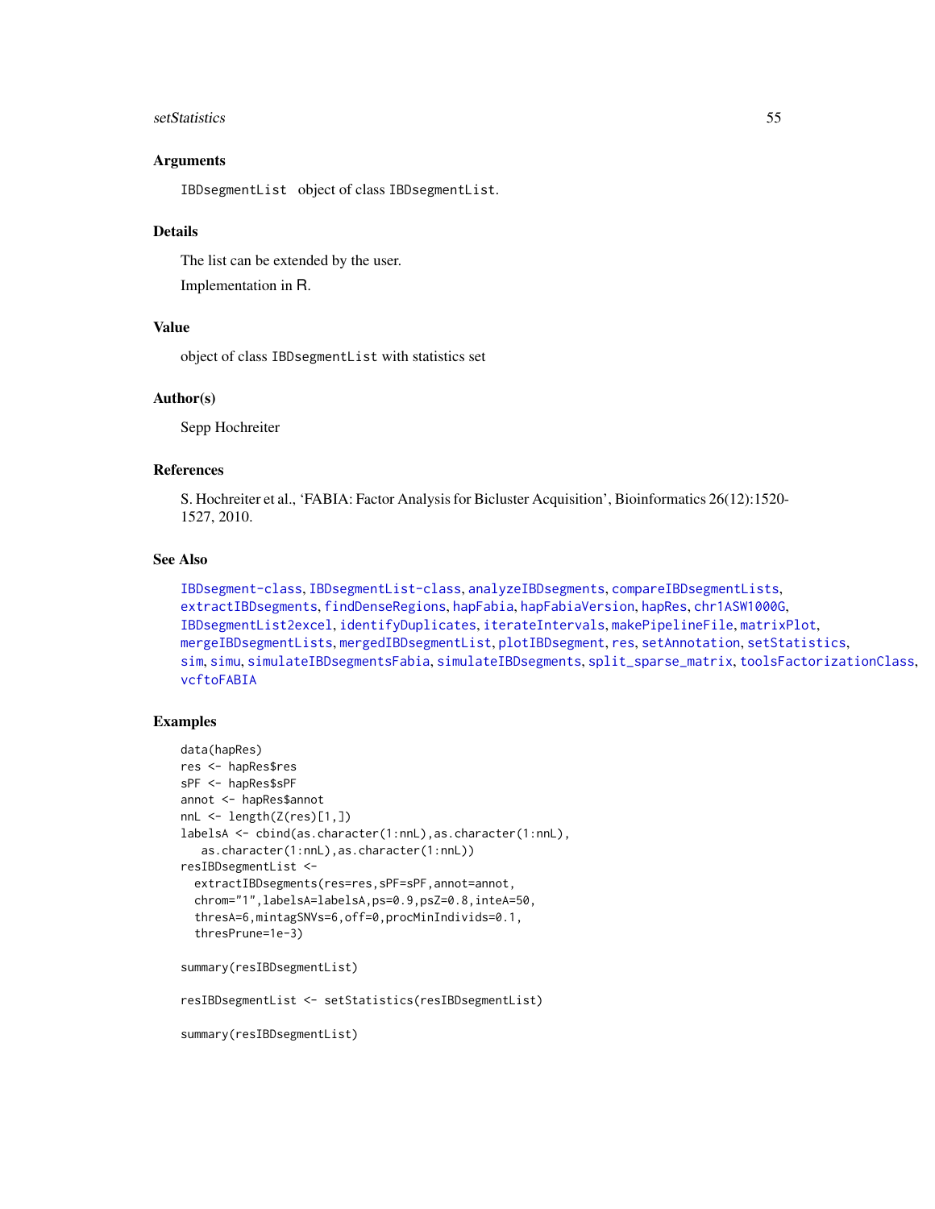## Arguments

`IBDsegmentList` object of class `IBDsegmentList`.

## Details

The list can be extended by the user.

Implementation in R.

## Value

object of class `IBDsegmentList` with statistics set

## Author(s)

Sepp Hochreiter

## References

S. Hochreiter et al., 'FABIA: Factor Analysis for Bicluster Acquisition', Bioinformatics 26(12):1520-1527, 2010.

## See Also

IBDsegment-class, IBDsegmentList-class, analyzeIBDsegments, compareIBDsegmentLists, extractIBDsegments, findDenseRegions, hapFabia, hapFabiaVersion, hapRes, chr1ASW1000G, IBDsegmentList2excel, identifyDuplicates, iterateIntervals, makePipelineFile, matrixPlot, mergeIBDsegmentLists, mergedIBDsegmentList, plotIBDsegment, res, setAnnotation, setStatistics, sim, simu, simulateIBDsegmentsFabia, simulateIBDsegments, split_sparse_matrix, toolsFactorizationClass, vcftoFABIA

## Examples

```
data(hapRes)
res <- hapRes$res
sPF <- hapRes$sPF
annot <- hapRes$annot
nnL <- length(Z(res)[1,])
labelsA <- cbind(as.character(1:nnL),as.character(1:nnL),
   as.character(1:nnL),as.character(1:nnL))
resIBDsegmentList <-
  extractIBDsegments(res=res,sPF=sPF,annot=annot,
  chrom="1",labelsA=labelsA,ps=0.9,psZ=0.8,inteA=50,
  thresA=6,mintagSNVs=6,off=0,procMinIndivids=0.1,
  thresPrune=1e-3)

summary(resIBDsegmentList)

resIBDsegmentList <- setStatistics(resIBDsegmentList)

summary(resIBDsegmentList)
```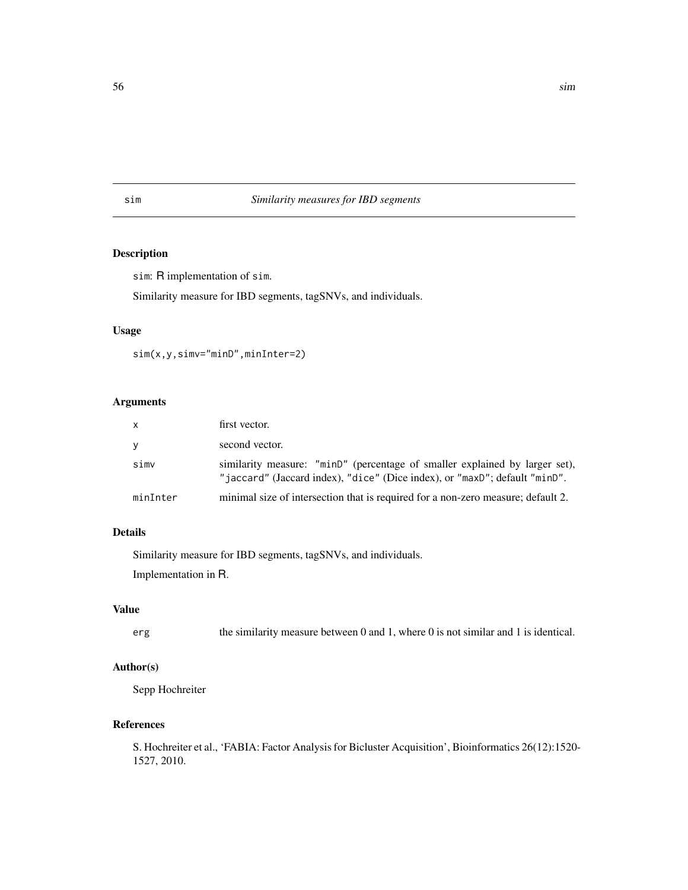# sim — *Similarity measures for IBD segments*

## Description

`sim`: R implementation of `sim`.

Similarity measure for IBD segments, tagSNVs, and individuals.

## Usage

```
sim(x,y,simv="minD",minInter=2)
```

## Arguments

| | |
|---|---|
| `x` | first vector. |
| `y` | second vector. |
| `simv` | similarity measure: `"minD"` (percentage of smaller explained by larger set), `"jaccard"` (Jaccard index), `"dice"` (Dice index), or `"maxD"`; default `"minD"`. |
| `minInter` | minimal size of intersection that is required for a non-zero measure; default 2. |

## Details

Similarity measure for IBD segments, tagSNVs, and individuals.

Implementation in R.

## Value

| | |
|---|---|
| `erg` | the similarity measure between 0 and 1, where 0 is not similar and 1 is identical. |

## Author(s)

Sepp Hochreiter

## References

S. Hochreiter et al., 'FABIA: Factor Analysis for Bicluster Acquisition', Bioinformatics 26(12):1520-1527, 2010.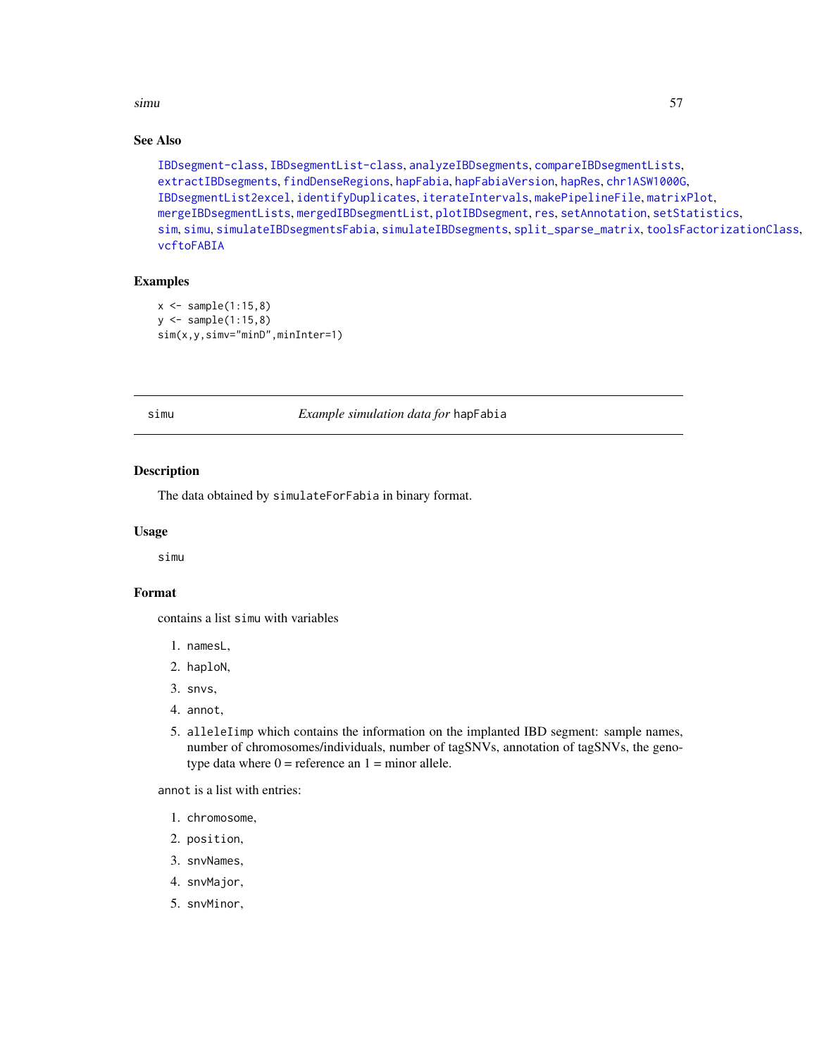## See Also

IBDsegment-class, IBDsegmentList-class, analyzeIBDsegments, compareIBDsegmentLists, extractIBDsegments, findDenseRegions, hapFabia, hapFabiaVersion, hapRes, chr1ASW1000G, IBDsegmentList2excel, identifyDuplicates, iterateIntervals, makePipelineFile, matrixPlot, mergeIBDsegmentLists, mergedIBDsegmentList, plotIBDsegment, res, setAnnotation, setStatistics, sim, simu, simulateIBDsegmentsFabia, simulateIBDsegments, split_sparse_matrix, toolsFactorizationClass, vcftoFABIA

## Examples

```
x <- sample(1:15,8)
y <- sample(1:15,8)
sim(x,y,simv="minD",minInter=1)
```

---

# simu — *Example simulation data for* hapFabia

## Description

The data obtained by simulateForFabia in binary format.

## Usage

```
simu
```

## Format

contains a list simu with variables

1. namesL,
2. haploN,
3. snvs,
4. annot,
5. alleleIimp which contains the information on the implanted IBD segment: sample names, number of chromosomes/individuals, number of tagSNVs, annotation of tagSNVs, the genotype data where 0 = reference an 1 = minor allele.

annot is a list with entries:

1. chromosome,
2. position,
3. snvNames,
4. snvMajor,
5. snvMinor,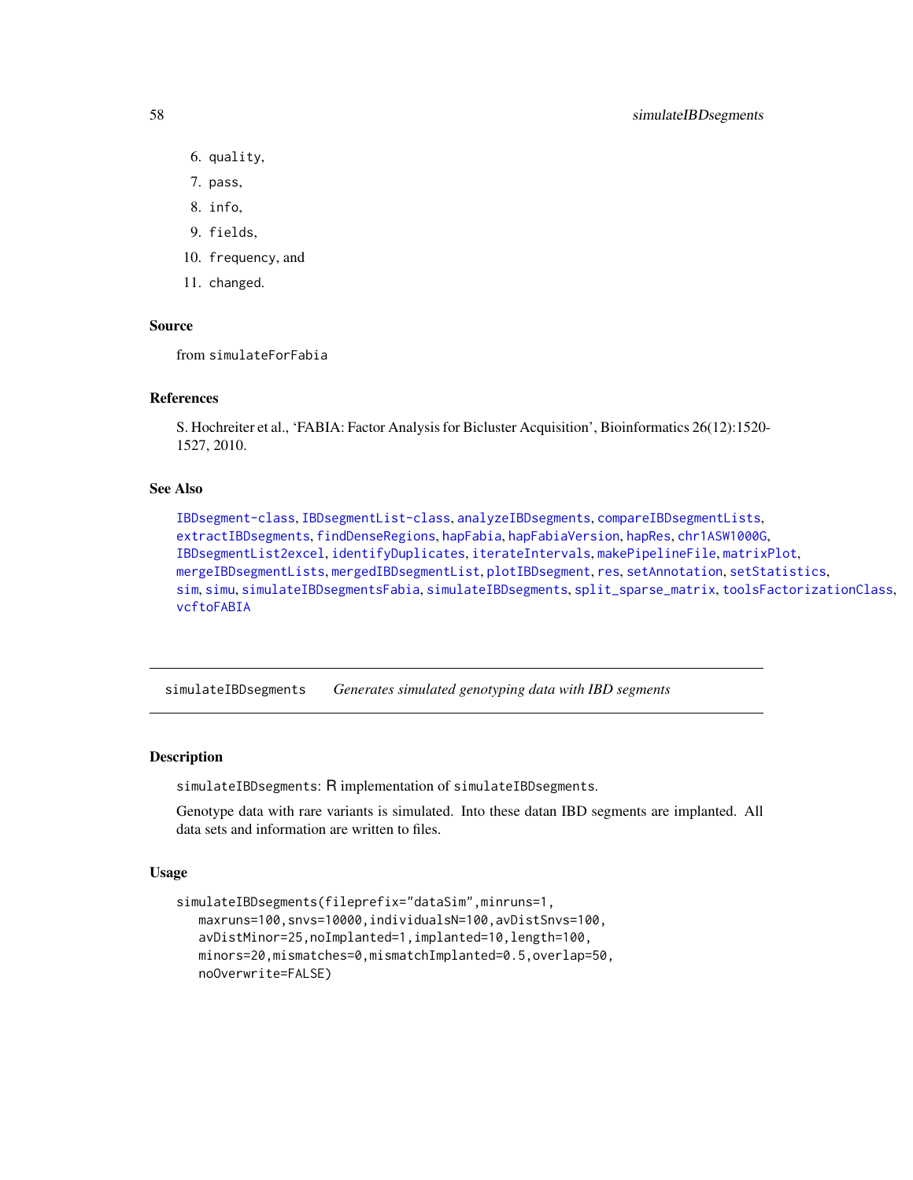6. quality,
7. pass,
8. info,
9. fields,
10. frequency, and
11. changed.

### Source

from simulateForFabia

### References

S. Hochreiter et al., 'FABIA: Factor Analysis for Bicluster Acquisition', Bioinformatics 26(12):1520-1527, 2010.

### See Also

IBDsegment-class, IBDsegmentList-class, analyzeIBDsegments, compareIBDsegmentLists, extractIBDsegments, findDenseRegions, hapFabia, hapFabiaVersion, hapRes, chr1ASW1000G, IBDsegmentList2excel, identifyDuplicates, iterateIntervals, makePipelineFile, matrixPlot, mergeIBDsegmentLists, mergedIBDsegmentList, plotIBDsegment, res, setAnnotation, setStatistics, sim, simu, simulateIBDsegmentsFabia, simulateIBDsegments, split_sparse_matrix, toolsFactorizationClass, vcftoFABIA

---

## simulateIBDsegments *Generates simulated genotyping data with IBD segments*

### Description

simulateIBDsegments: R implementation of simulateIBDsegments.

Genotype data with rare variants is simulated. Into these datan IBD segments are implanted. All data sets and information are written to files.

### Usage

```
simulateIBDsegments(fileprefix="dataSim",minruns=1,
   maxruns=100,snvs=10000,individualsN=100,avDistSnvs=100,
   avDistMinor=25,noImplanted=1,implanted=10,length=100,
   minors=20,mismatches=0,mismatchImplanted=0.5,overlap=50,
   noOverwrite=FALSE)
```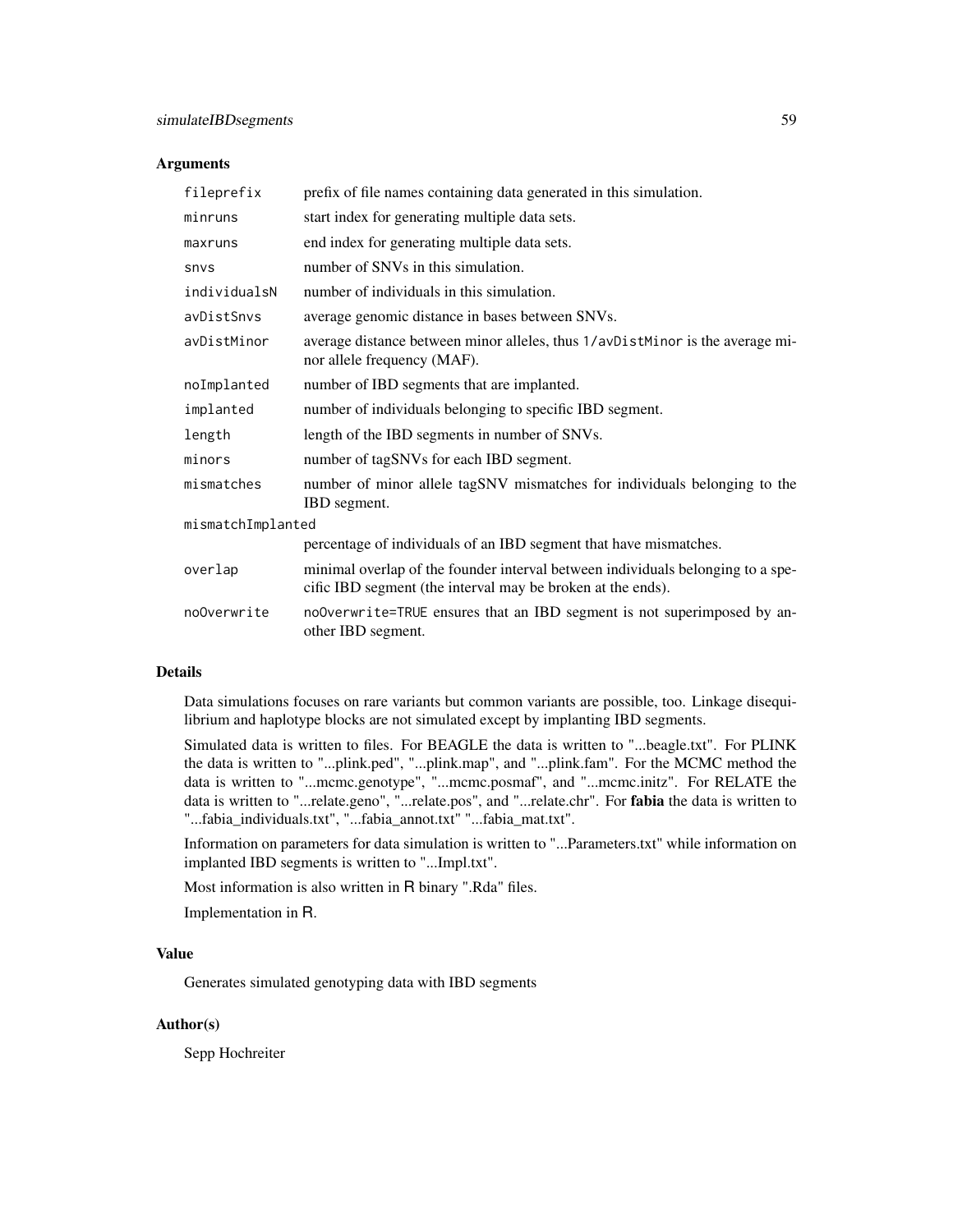### Arguments

| | |
|---|---|
| `fileprefix` | prefix of file names containing data generated in this simulation. |
| `minruns` | start index for generating multiple data sets. |
| `maxruns` | end index for generating multiple data sets. |
| `snvs` | number of SNVs in this simulation. |
| `individualsN` | number of individuals in this simulation. |
| `avDistSnvs` | average genomic distance in bases between SNVs. |
| `avDistMinor` | average distance between minor alleles, thus `1/avDistMinor` is the average minor allele frequency (MAF). |
| `noImplanted` | number of IBD segments that are implanted. |
| `implanted` | number of individuals belonging to specific IBD segment. |
| `length` | length of the IBD segments in number of SNVs. |
| `minors` | number of tagSNVs for each IBD segment. |
| `mismatches` | number of minor allele tagSNV mismatches for individuals belonging to the IBD segment. |
| `mismatchImplanted` | percentage of individuals of an IBD segment that have mismatches. |
| `overlap` | minimal overlap of the founder interval between individuals belonging to a specific IBD segment (the interval may be broken at the ends). |
| `noOverwrite` | `noOverwrite=TRUE` ensures that an IBD segment is not superimposed by another IBD segment. |

### Details

Data simulations focuses on rare variants but common variants are possible, too. Linkage disequilibrium and haplotype blocks are not simulated except by implanting IBD segments.

Simulated data is written to files. For BEAGLE the data is written to "...beagle.txt". For PLINK the data is written to "...plink.ped", "...plink.map", and "...plink.fam". For the MCMC method the data is written to "...mcmc.genotype", "...mcmc.posmaf", and "...mcmc.initz". For RELATE the data is written to "...relate.geno", "...relate.pos", and "...relate.chr". For **fabia** the data is written to "...fabia_individuals.txt", "...fabia_annot.txt" "...fabia_mat.txt".

Information on parameters for data simulation is written to "...Parameters.txt" while information on implanted IBD segments is written to "...Impl.txt".

Most information is also written in R binary ".Rda" files.

Implementation in R.

### Value

Generates simulated genotyping data with IBD segments

### Author(s)

Sepp Hochreiter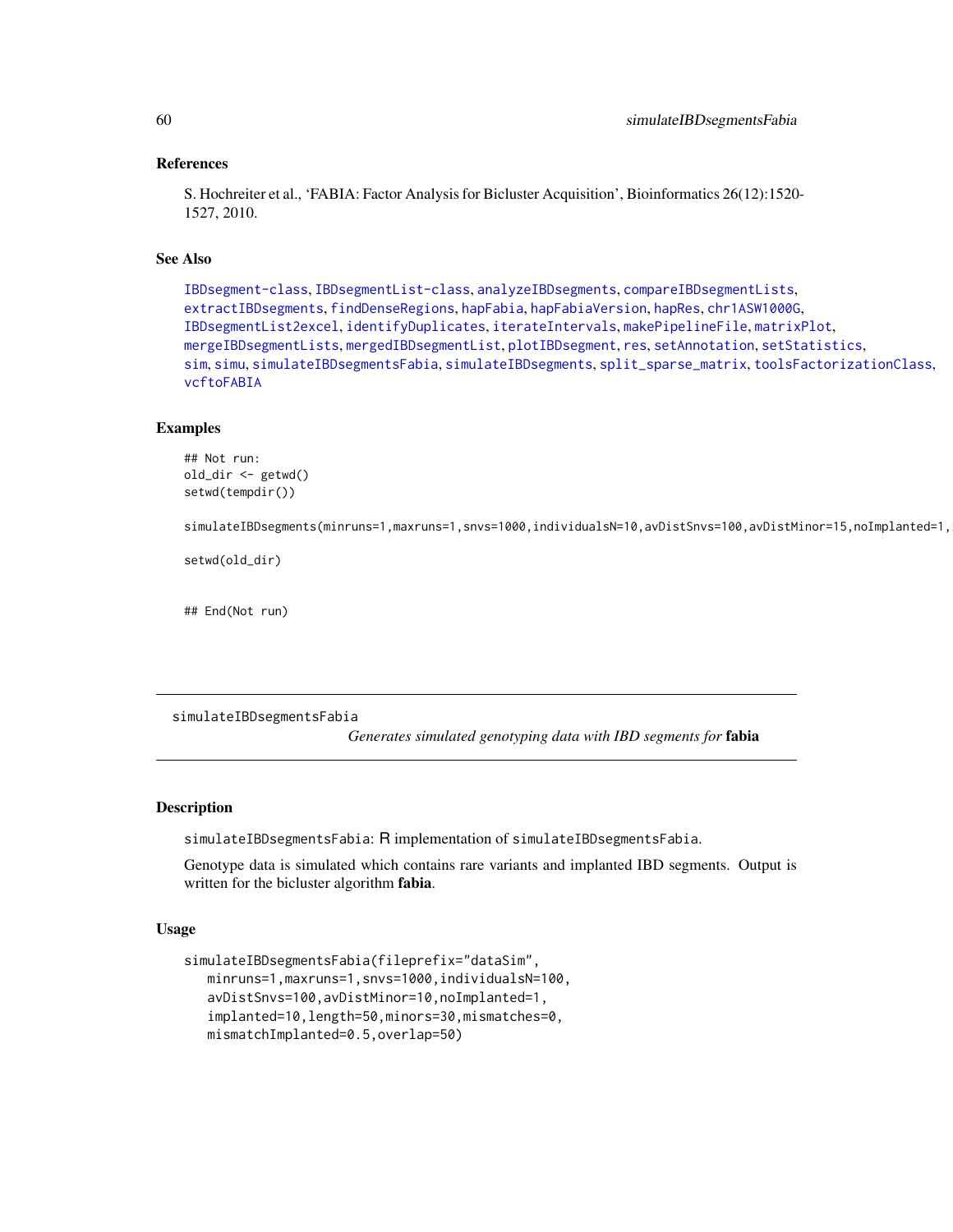## References

S. Hochreiter et al., 'FABIA: Factor Analysis for Bicluster Acquisition', Bioinformatics 26(12):1520-1527, 2010.

## See Also

IBDsegment-class, IBDsegmentList-class, analyzeIBDsegments, compareIBDsegmentLists, extractIBDsegments, findDenseRegions, hapFabia, hapFabiaVersion, hapRes, chr1ASW1000G, IBDsegmentList2excel, identifyDuplicates, iterateIntervals, makePipelineFile, matrixPlot, mergeIBDsegmentLists, mergedIBDsegmentList, plotIBDsegment, res, setAnnotation, setStatistics, sim, simu, simulateIBDsegmentsFabia, simulateIBDsegments, split_sparse_matrix, toolsFactorizationClass, vcftoFABIA

## Examples

```
## Not run:
old_dir <- getwd()
setwd(tempdir())

simulateIBDsegments(minruns=1,maxruns=1,snvs=1000,individualsN=10,avDistSnvs=100,avDistMinor=15,noImplanted=1,

setwd(old_dir)


## End(Not run)
```

---

# simulateIBDsegmentsFabia

*Generates simulated genotyping data with IBD segments for* **fabia**

## Description

simulateIBDsegmentsFabia: R implementation of simulateIBDsegmentsFabia.

Genotype data is simulated which contains rare variants and implanted IBD segments. Output is written for the bicluster algorithm **fabia**.

## Usage

```
simulateIBDsegmentsFabia(fileprefix="dataSim",
   minruns=1,maxruns=1,snvs=1000,individualsN=100,
   avDistSnvs=100,avDistMinor=10,noImplanted=1,
   implanted=10,length=50,minors=30,mismatches=0,
   mismatchImplanted=0.5,overlap=50)
```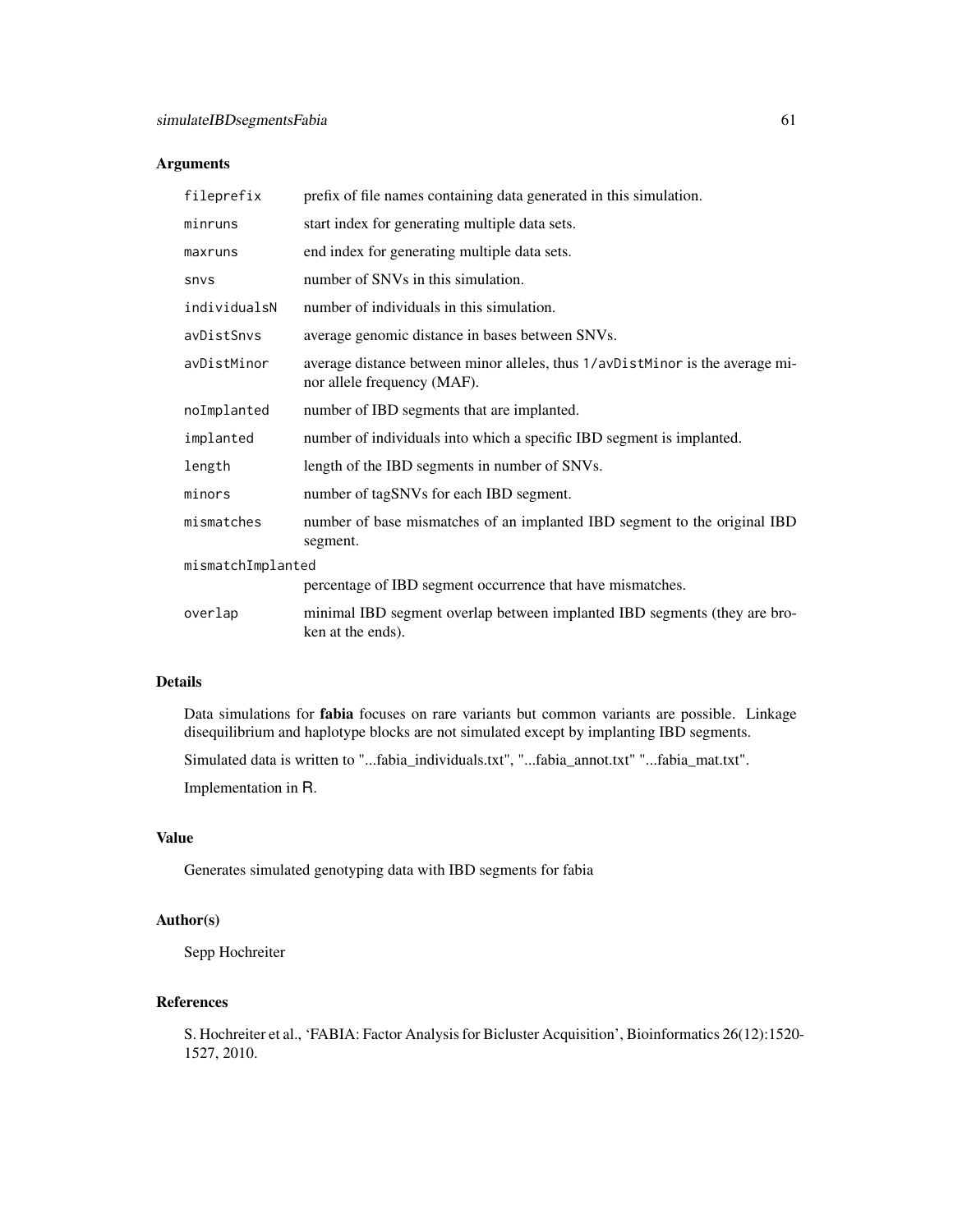### Arguments

| | |
|---|---|
| `fileprefix` | prefix of file names containing data generated in this simulation. |
| `minruns` | start index for generating multiple data sets. |
| `maxruns` | end index for generating multiple data sets. |
| `snvs` | number of SNVs in this simulation. |
| `individualsN` | number of individuals in this simulation. |
| `avDistSnvs` | average genomic distance in bases between SNVs. |
| `avDistMinor` | average distance between minor alleles, thus `1/avDistMinor` is the average minor allele frequency (MAF). |
| `noImplanted` | number of IBD segments that are implanted. |
| `implanted` | number of individuals into which a specific IBD segment is implanted. |
| `length` | length of the IBD segments in number of SNVs. |
| `minors` | number of tagSNVs for each IBD segment. |
| `mismatches` | number of base mismatches of an implanted IBD segment to the original IBD segment. |
| `mismatchImplanted` | percentage of IBD segment occurrence that have mismatches. |
| `overlap` | minimal IBD segment overlap between implanted IBD segments (they are broken at the ends). |

### Details

Data simulations for **fabia** focuses on rare variants but common variants are possible. Linkage disequilibrium and haplotype blocks are not simulated except by implanting IBD segments.

Simulated data is written to "...fabia_individuals.txt", "...fabia_annot.txt" "...fabia_mat.txt".

Implementation in R.

### Value

Generates simulated genotyping data with IBD segments for fabia

### Author(s)

Sepp Hochreiter

### References

S. Hochreiter et al., 'FABIA: Factor Analysis for Bicluster Acquisition', Bioinformatics 26(12):1520-1527, 2010.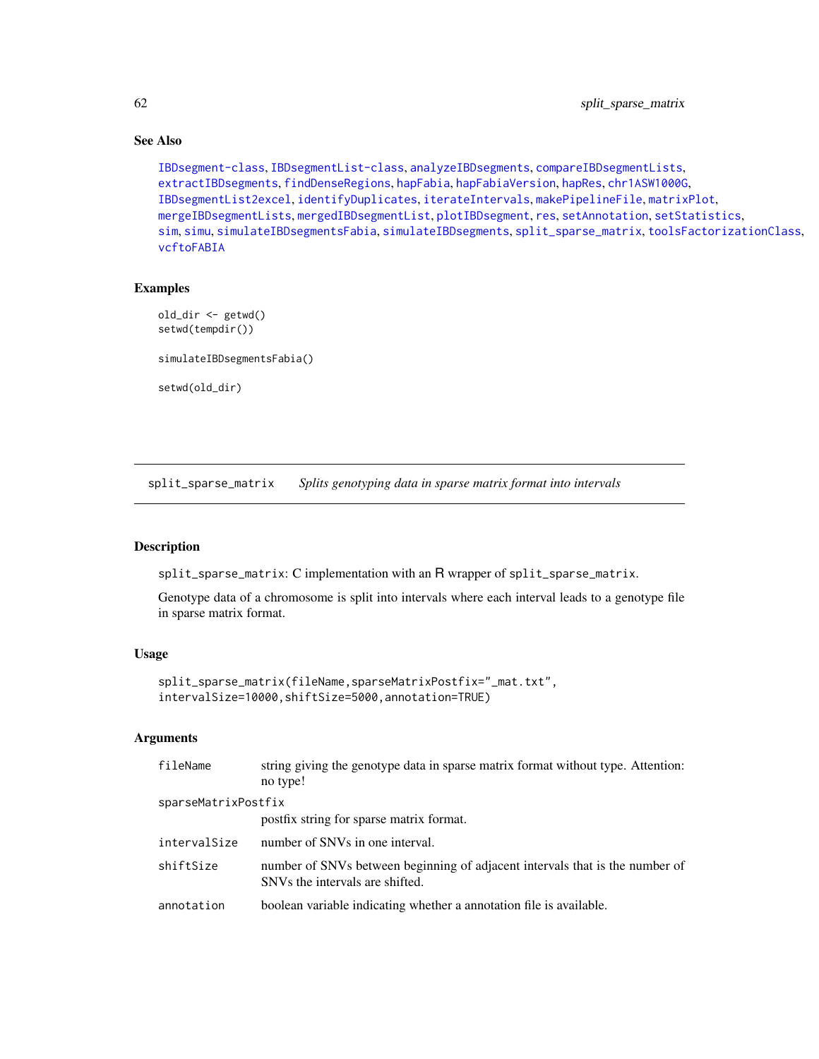## See Also

IBDsegment-class, IBDsegmentList-class, analyzeIBDsegments, compareIBDsegmentLists, extractIBDsegments, findDenseRegions, hapFabia, hapFabiaVersion, hapRes, chr1ASW1000G, IBDsegmentList2excel, identifyDuplicates, iterateIntervals, makePipelineFile, matrixPlot, mergeIBDsegmentLists, mergedIBDsegmentList, plotIBDsegment, res, setAnnotation, setStatistics, sim, simu, simulateIBDsegmentsFabia, simulateIBDsegments, split_sparse_matrix, toolsFactorizationClass, vcftoFABIA

## Examples

```
old_dir <- getwd()
setwd(tempdir())

simulateIBDsegmentsFabia()

setwd(old_dir)
```

---

# split_sparse_matrix    *Splits genotyping data in sparse matrix format into intervals*

## Description

split_sparse_matrix: C implementation with an R wrapper of split_sparse_matrix.

Genotype data of a chromosome is split into intervals where each interval leads to a genotype file in sparse matrix format.

## Usage

```
split_sparse_matrix(fileName,sparseMatrixPostfix="_mat.txt",
intervalSize=10000,shiftSize=5000,annotation=TRUE)
```

## Arguments

| | |
|---|---|
| fileName | string giving the genotype data in sparse matrix format without type. Attention: no type! |
| sparseMatrixPostfix | postfix string for sparse matrix format. |
| intervalSize | number of SNVs in one interval. |
| shiftSize | number of SNVs between beginning of adjacent intervals that is the number of SNVs the intervals are shifted. |
| annotation | boolean variable indicating whether a annotation file is available. |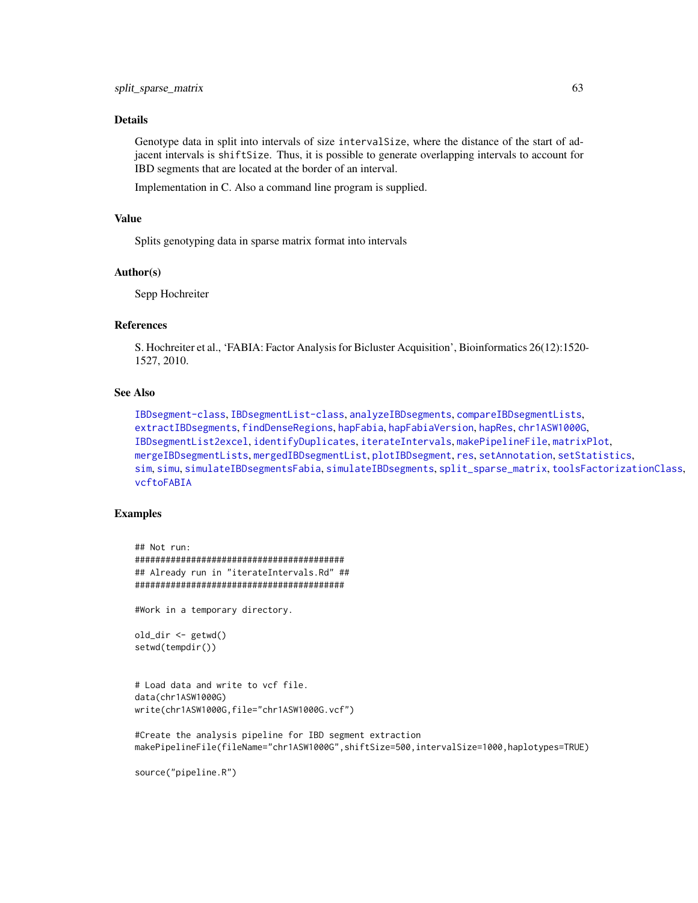## Details

Genotype data in split into intervals of size `intervalSize`, where the distance of the start of adjacent intervals is `shiftSize`. Thus, it is possible to generate overlapping intervals to account for IBD segments that are located at the border of an interval.

Implementation in C. Also a command line program is supplied.

## Value

Splits genotyping data in sparse matrix format into intervals

## Author(s)

Sepp Hochreiter

## References

S. Hochreiter et al., 'FABIA: Factor Analysis for Bicluster Acquisition', Bioinformatics 26(12):1520-1527, 2010.

## See Also

IBDsegment-class, IBDsegmentList-class, analyzeIBDsegments, compareIBDsegmentLists, extractIBDsegments, findDenseRegions, hapFabia, hapFabiaVersion, hapRes, chr1ASW1000G, IBDsegmentList2excel, identifyDuplicates, iterateIntervals, makePipelineFile, matrixPlot, mergeIBDsegmentLists, mergedIBDsegmentList, plotIBDsegment, res, setAnnotation, setStatistics, sim, simu, simulateIBDsegmentsFabia, simulateIBDsegments, split_sparse_matrix, toolsFactorizationClass, vcftoFABIA

## Examples

```
## Not run:
#########################################
## Already run in "iterateIntervals.Rd" ##
#########################################

#Work in a temporary directory.

old_dir <- getwd()
setwd(tempdir())


# Load data and write to vcf file.
data(chr1ASW1000G)
write(chr1ASW1000G,file="chr1ASW1000G.vcf")

#Create the analysis pipeline for IBD segment extraction
makePipelineFile(fileName="chr1ASW1000G",shiftSize=500,intervalSize=1000,haplotypes=TRUE)

source("pipeline.R")
```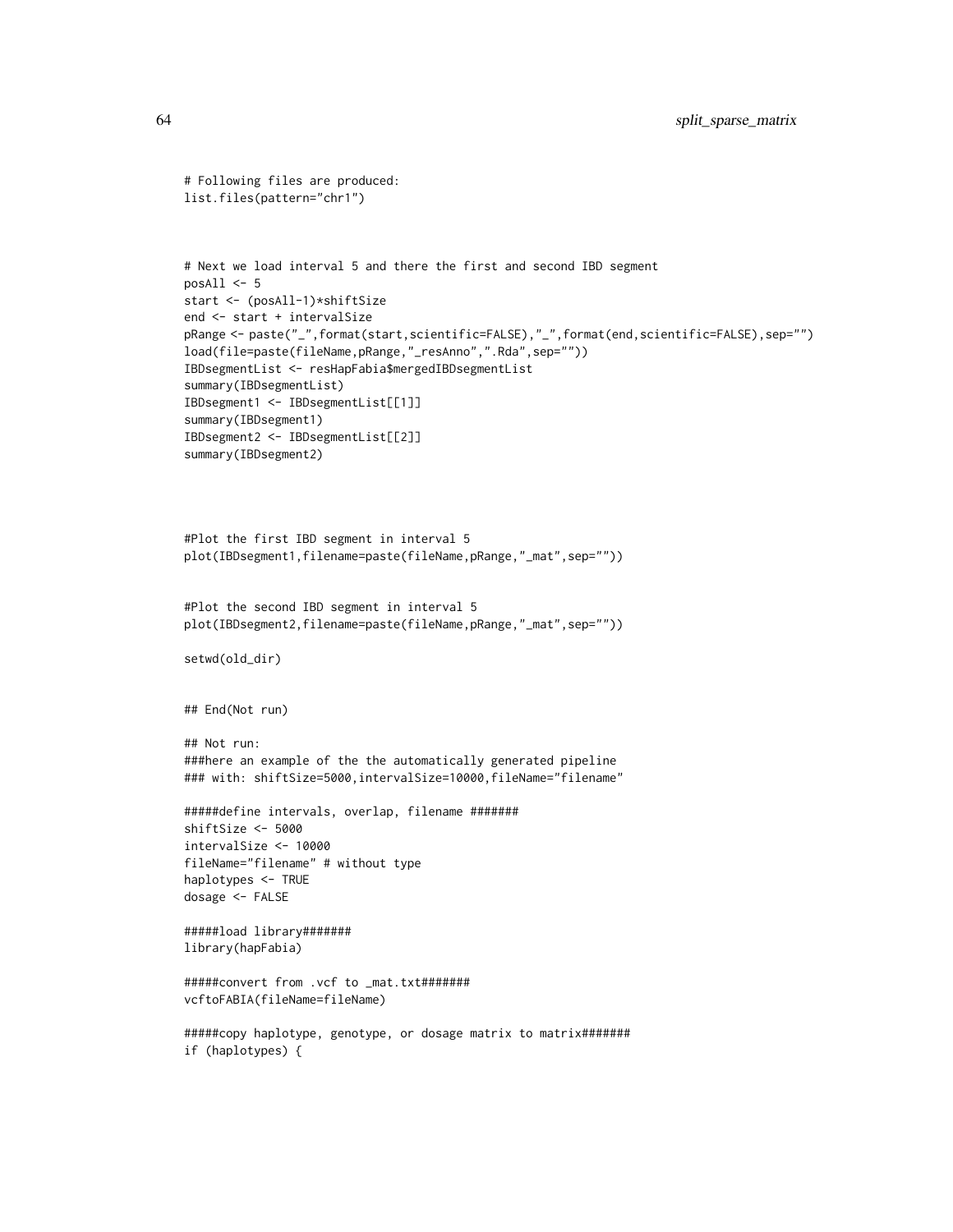```
# Following files are produced:
list.files(pattern="chr1")


# Next we load interval 5 and there the first and second IBD segment
posAll <- 5
start <- (posAll-1)*shiftSize
end <- start + intervalSize
pRange <- paste("_",format(start,scientific=FALSE),"_",format(end,scientific=FALSE),sep="")
load(file=paste(fileName,pRange,"_resAnno",".Rda",sep=""))
IBDsegmentList <- resHapFabia$mergedIBDsegmentList
summary(IBDsegmentList)
IBDsegment1 <- IBDsegmentList[[1]]
summary(IBDsegment1)
IBDsegment2 <- IBDsegmentList[[2]]
summary(IBDsegment2)



#Plot the first IBD segment in interval 5
plot(IBDsegment1,filename=paste(fileName,pRange,"_mat",sep=""))


#Plot the second IBD segment in interval 5
plot(IBDsegment2,filename=paste(fileName,pRange,"_mat",sep=""))

setwd(old_dir)


## End(Not run)

## Not run:
###here an example of the the automatically generated pipeline
### with: shiftSize=5000,intervalSize=10000,fileName="filename"

#####define intervals, overlap, filename #######
shiftSize <- 5000
intervalSize <- 10000
fileName="filename" # without type
haplotypes <- TRUE
dosage <- FALSE

#####load library#######
library(hapFabia)

#####convert from .vcf to _mat.txt#######
vcftoFABIA(fileName=fileName)

#####copy haplotype, genotype, or dosage matrix to matrix#######
if (haplotypes) {
```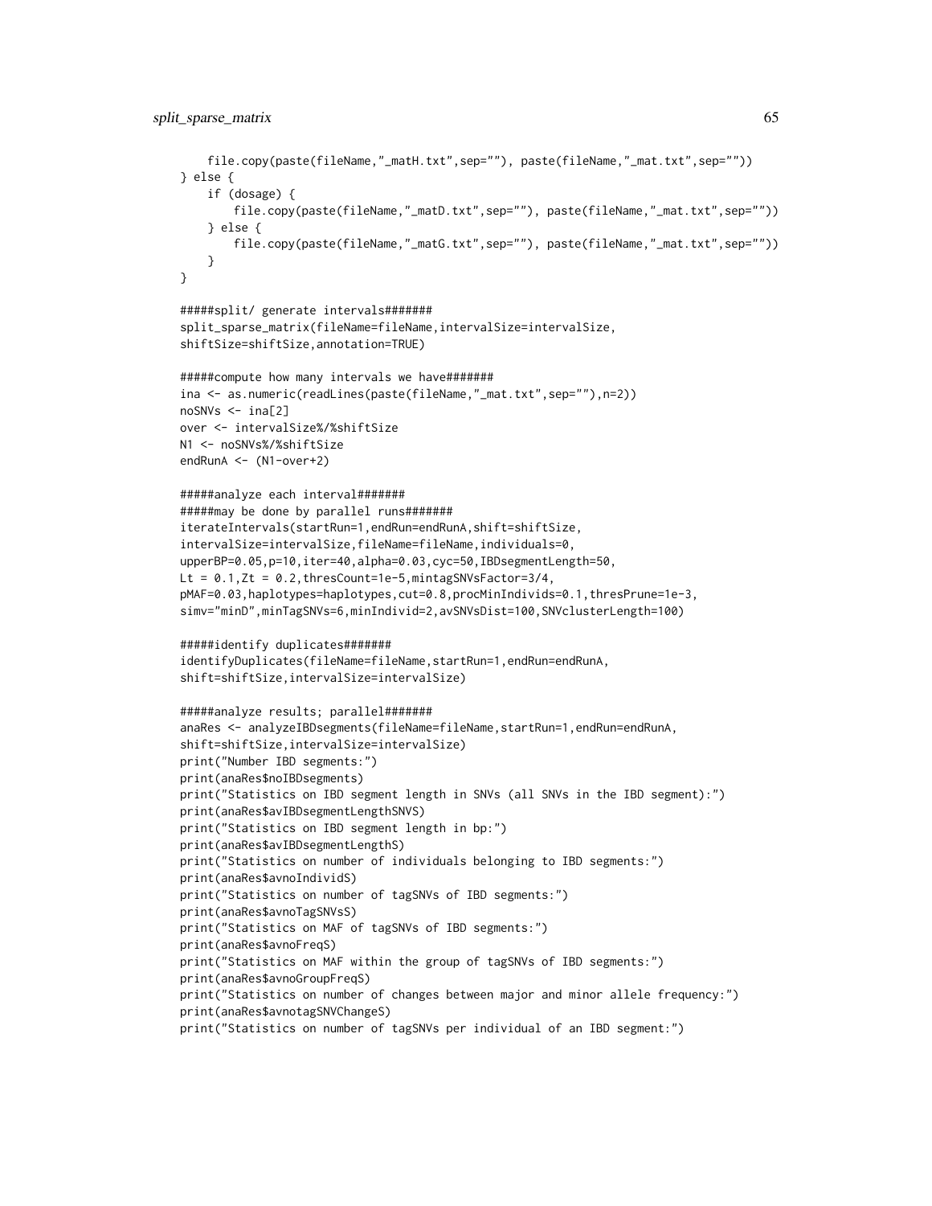```
    file.copy(paste(fileName,"_matH.txt",sep=""), paste(fileName,"_mat.txt",sep=""))
} else {
    if (dosage) {
        file.copy(paste(fileName,"_matD.txt",sep=""), paste(fileName,"_mat.txt",sep=""))
    } else {
        file.copy(paste(fileName,"_matG.txt",sep=""), paste(fileName,"_mat.txt",sep=""))
    }
}

#####split/ generate intervals#######
split_sparse_matrix(fileName=fileName,intervalSize=intervalSize,
shiftSize=shiftSize,annotation=TRUE)

#####compute how many intervals we have#######
ina <- as.numeric(readLines(paste(fileName,"_mat.txt",sep=""),n=2))
noSNVs <- ina[2]
over <- intervalSize%/%shiftSize
N1 <- noSNVs%/%shiftSize
endRunA <- (N1-over+2)

#####analyze each interval#######
#####may be done by parallel runs#######
iterateIntervals(startRun=1,endRun=endRunA,shift=shiftSize,
intervalSize=intervalSize,fileName=fileName,individuals=0,
upperBP=0.05,p=10,iter=40,alpha=0.03,cyc=50,IBDsegmentLength=50,
Lt = 0.1,Zt = 0.2,thresCount=1e-5,mintagSNVsFactor=3/4,
pMAF=0.03,haplotypes=haplotypes,cut=0.8,procMinIndivids=0.1,thresPrune=1e-3,
simv="minD",minTagSNVs=6,minIndivid=2,avSNVsDist=100,SNVclusterLength=100)

#####identify duplicates#######
identifyDuplicates(fileName=fileName,startRun=1,endRun=endRunA,
shift=shiftSize,intervalSize=intervalSize)

#####analyze results; parallel#######
anaRes <- analyzeIBDsegments(fileName=fileName,startRun=1,endRun=endRunA,
shift=shiftSize,intervalSize=intervalSize)
print("Number IBD segments:")
print(anaRes$noIBDsegments)
print("Statistics on IBD segment length in SNVs (all SNVs in the IBD segment):")
print(anaRes$avIBDsegmentLengthSNVS)
print("Statistics on IBD segment length in bp:")
print(anaRes$avIBDsegmentLengthS)
print("Statistics on number of individuals belonging to IBD segments:")
print(anaRes$avnoIndividS)
print("Statistics on number of tagSNVs of IBD segments:")
print(anaRes$avnoTagSNVsS)
print("Statistics on MAF of tagSNVs of IBD segments:")
print(anaRes$avnoFreqS)
print("Statistics on MAF within the group of tagSNVs of IBD segments:")
print(anaRes$avnoGroupFreqS)
print("Statistics on number of changes between major and minor allele frequency:")
print(anaRes$avnotagSNVChangeS)
print("Statistics on number of tagSNVs per individual of an IBD segment:")
```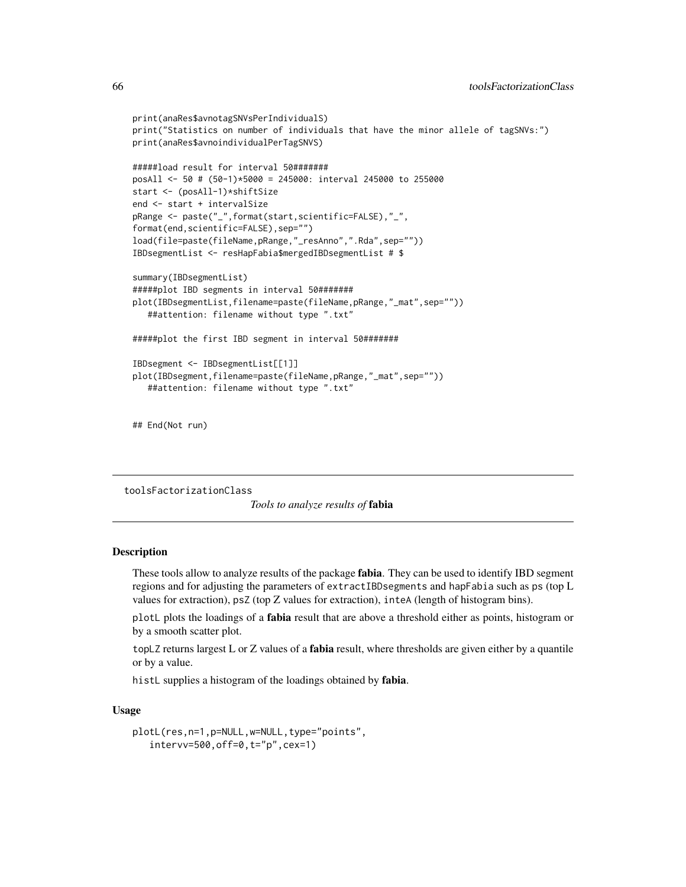```
print(anaRes$avnotagSNVsPerIndividualS)
print("Statistics on number of individuals that have the minor allele of tagSNVs:")
print(anaRes$avnoindividualPerTagSNVS)

#####load result for interval 50#######
posAll <- 50 # (50-1)*5000 = 245000: interval 245000 to 255000
start <- (posAll-1)*shiftSize
end <- start + intervalSize
pRange <- paste("_",format(start,scientific=FALSE),"_",
format(end,scientific=FALSE),sep="")
load(file=paste(fileName,pRange,"_resAnno",".Rda",sep=""))
IBDsegmentList <- resHapFabia$mergedIBDsegmentList # $

summary(IBDsegmentList)
#####plot IBD segments in interval 50#######
plot(IBDsegmentList,filename=paste(fileName,pRange,"_mat",sep=""))
   ##attention: filename without type ".txt"

#####plot the first IBD segment in interval 50#######

IBDsegment <- IBDsegmentList[[1]]
plot(IBDsegment,filename=paste(fileName,pRange,"_mat",sep=""))
   ##attention: filename without type ".txt"


## End(Not run)
```

---

toolsFactorizationClass    *Tools to analyze results of* **fabia**

---

### Description

These tools allow to analyze results of the package **fabia**. They can be used to identify IBD segment regions and for adjusting the parameters of `extractIBDsegments` and `hapFabia` such as `ps` (top L values for extraction), `psZ` (top Z values for extraction), `inteA` (length of histogram bins).

`plotL` plots the loadings of a **fabia** result that are above a threshold either as points, histogram or by a smooth scatter plot.

`topLZ` returns largest L or Z values of a **fabia** result, where thresholds are given either by a quantile or by a value.

`histL` supplies a histogram of the loadings obtained by **fabia**.

### Usage

```
plotL(res,n=1,p=NULL,w=NULL,type="points",
   intervv=500,off=0,t="p",cex=1)
```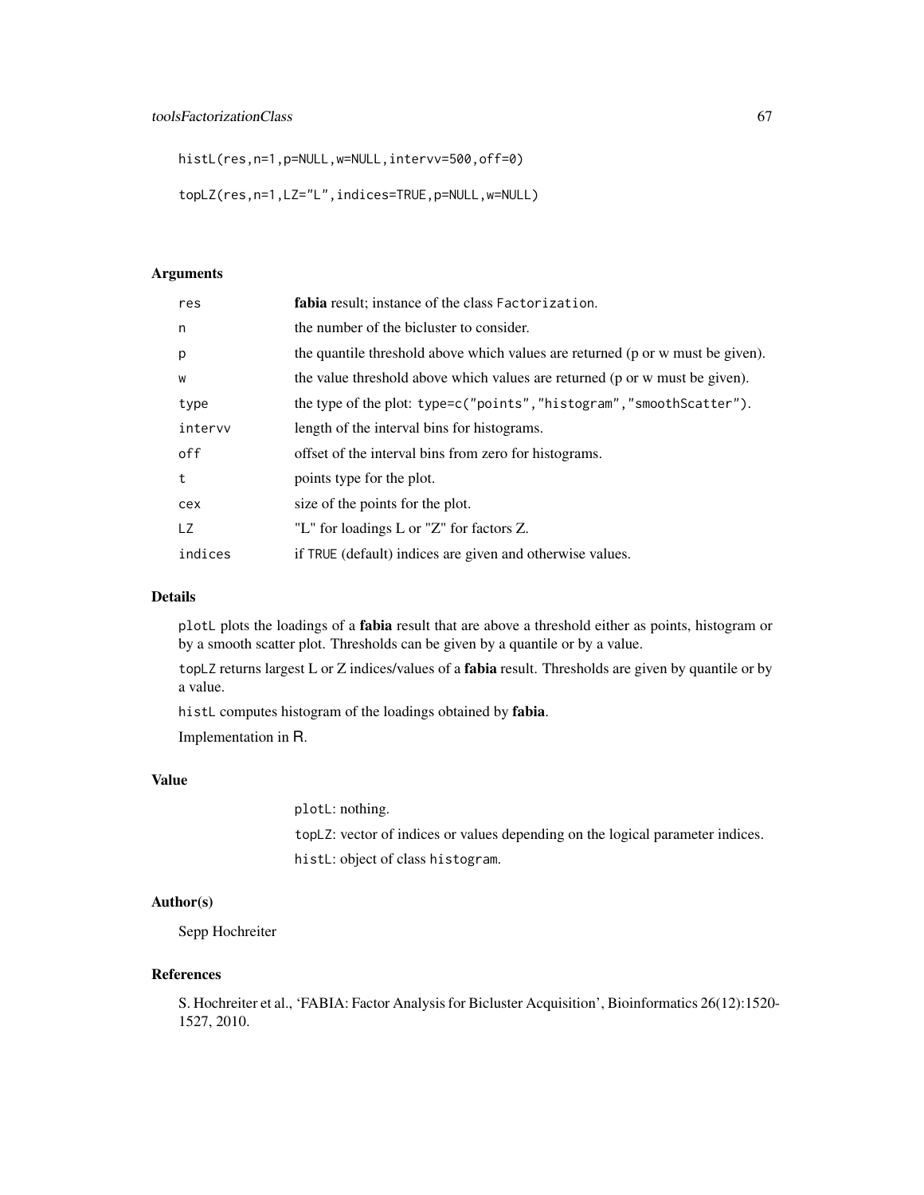```
histL(res,n=1,p=NULL,w=NULL,intervv=500,off=0)

topLZ(res,n=1,LZ="L",indices=TRUE,p=NULL,w=NULL)
```

## Arguments

| | |
|---|---|
| res | **fabia** result; instance of the class Factorization. |
| n | the number of the bicluster to consider. |
| p | the quantile threshold above which values are returned (p or w must be given). |
| w | the value threshold above which values are returned (p or w must be given). |
| type | the type of the plot: type=c("points","histogram","smoothScatter"). |
| intervv | length of the interval bins for histograms. |
| off | offset of the interval bins from zero for histograms. |
| t | points type for the plot. |
| cex | size of the points for the plot. |
| LZ | "L" for loadings L or "Z" for factors Z. |
| indices | if TRUE (default) indices are given and otherwise values. |

## Details

plotL plots the loadings of a **fabia** result that are above a threshold either as points, histogram or by a smooth scatter plot. Thresholds can be given by a quantile or by a value.

topLZ returns largest L or Z indices/values of a **fabia** result. Thresholds are given by quantile or by a value.

histL computes histogram of the loadings obtained by **fabia**.

Implementation in R.

## Value

plotL: nothing.

topLZ: vector of indices or values depending on the logical parameter indices.

histL: object of class histogram.

## Author(s)

Sepp Hochreiter

## References

S. Hochreiter et al., 'FABIA: Factor Analysis for Bicluster Acquisition', Bioinformatics 26(12):1520-1527, 2010.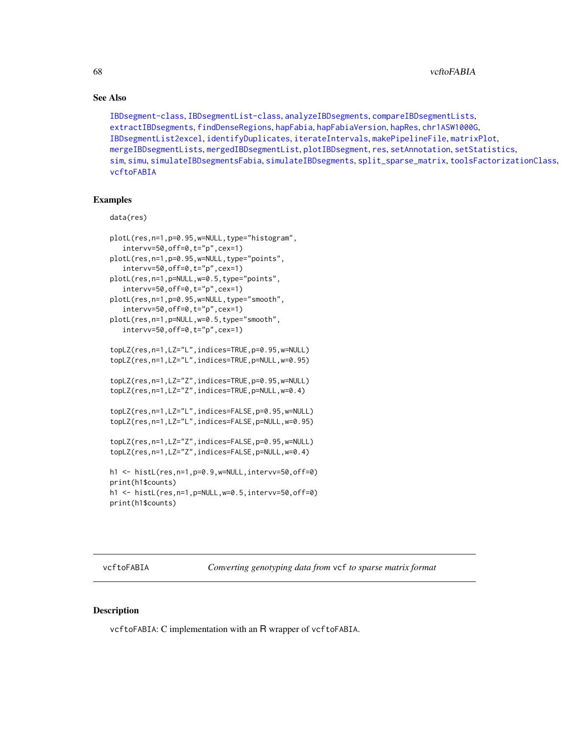## See Also

IBDsegment-class, IBDsegmentList-class, analyzeIBDsegments, compareIBDsegmentLists, extractIBDsegments, findDenseRegions, hapFabia, hapFabiaVersion, hapRes, chr1ASW1000G, IBDsegmentList2excel, identifyDuplicates, iterateIntervals, makePipelineFile, matrixPlot, mergeIBDsegmentLists, mergedIBDsegmentList, plotIBDsegment, res, setAnnotation, setStatistics, sim, simu, simulateIBDsegmentsFabia, simulateIBDsegments, split_sparse_matrix, toolsFactorizationClass, vcftoFABIA

## Examples

```
data(res)

plotL(res,n=1,p=0.95,w=NULL,type="histogram",
   intervv=50,off=0,t="p",cex=1)
plotL(res,n=1,p=0.95,w=NULL,type="points",
   intervv=50,off=0,t="p",cex=1)
plotL(res,n=1,p=NULL,w=0.5,type="points",
   intervv=50,off=0,t="p",cex=1)
plotL(res,n=1,p=0.95,w=NULL,type="smooth",
   intervv=50,off=0,t="p",cex=1)
plotL(res,n=1,p=NULL,w=0.5,type="smooth",
   intervv=50,off=0,t="p",cex=1)

topLZ(res,n=1,LZ="L",indices=TRUE,p=0.95,w=NULL)
topLZ(res,n=1,LZ="L",indices=TRUE,p=NULL,w=0.95)

topLZ(res,n=1,LZ="Z",indices=TRUE,p=0.95,w=NULL)
topLZ(res,n=1,LZ="Z",indices=TRUE,p=NULL,w=0.4)

topLZ(res,n=1,LZ="L",indices=FALSE,p=0.95,w=NULL)
topLZ(res,n=1,LZ="L",indices=FALSE,p=NULL,w=0.95)

topLZ(res,n=1,LZ="Z",indices=FALSE,p=0.95,w=NULL)
topLZ(res,n=1,LZ="Z",indices=FALSE,p=NULL,w=0.4)

h1 <- histL(res,n=1,p=0.9,w=NULL,intervv=50,off=0)
print(h1$counts)
h1 <- histL(res,n=1,p=NULL,w=0.5,intervv=50,off=0)
print(h1$counts)
```

---

vcftoFABIA — *Converting genotyping data from* vcf *to sparse matrix format*

---

## Description

vcftoFABIA: C implementation with an R wrapper of vcftoFABIA.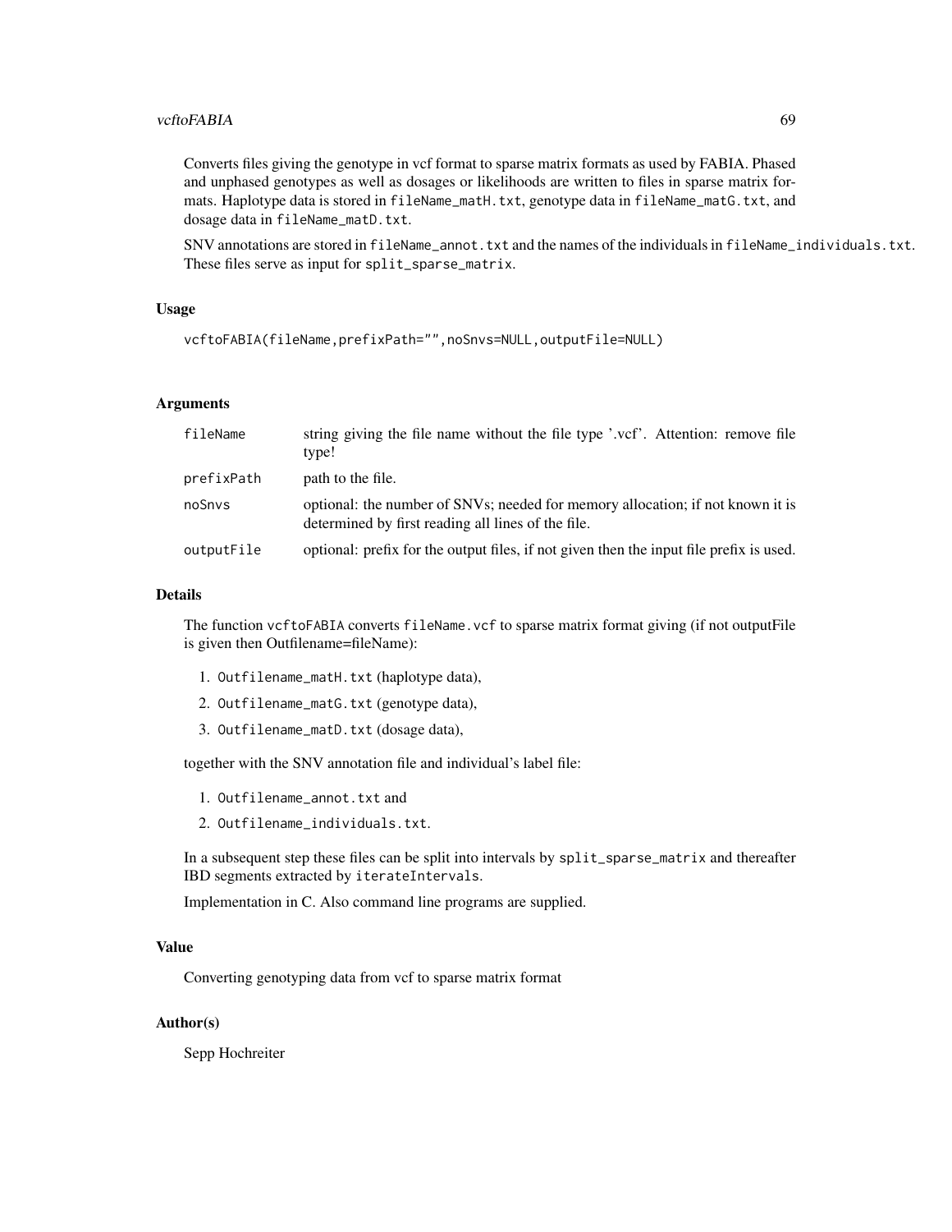Converts files giving the genotype in vcf format to sparse matrix formats as used by FABIA. Phased and unphased genotypes as well as dosages or likelihoods are written to files in sparse matrix formats. Haplotype data is stored in `fileName_matH.txt`, genotype data in `fileName_matG.txt`, and dosage data in `fileName_matD.txt`.

SNV annotations are stored in `fileName_annot.txt` and the names of the individuals in `fileName_individuals.txt`. These files serve as input for `split_sparse_matrix`.

### Usage

```
vcftoFABIA(fileName,prefixPath="",noSnvs=NULL,outputFile=NULL)
```

### Arguments

| | |
|---|---|
| `fileName` | string giving the file name without the file type '.vcf'. Attention: remove file type! |
| `prefixPath` | path to the file. |
| `noSnvs` | optional: the number of SNVs; needed for memory allocation; if not known it is determined by first reading all lines of the file. |
| `outputFile` | optional: prefix for the output files, if not given then the input file prefix is used. |

### Details

The function `vcftoFABIA` converts `fileName.vcf` to sparse matrix format giving (if not outputFile is given then Outfilename=fileName):

1. `Outfilename_matH.txt` (haplotype data),
2. `Outfilename_matG.txt` (genotype data),
3. `Outfilename_matD.txt` (dosage data),

together with the SNV annotation file and individual's label file:

1. `Outfilename_annot.txt` and
2. `Outfilename_individuals.txt`.

In a subsequent step these files can be split into intervals by `split_sparse_matrix` and thereafter IBD segments extracted by `iterateIntervals`.

Implementation in C. Also command line programs are supplied.

### Value

Converting genotyping data from vcf to sparse matrix format

### Author(s)

Sepp Hochreiter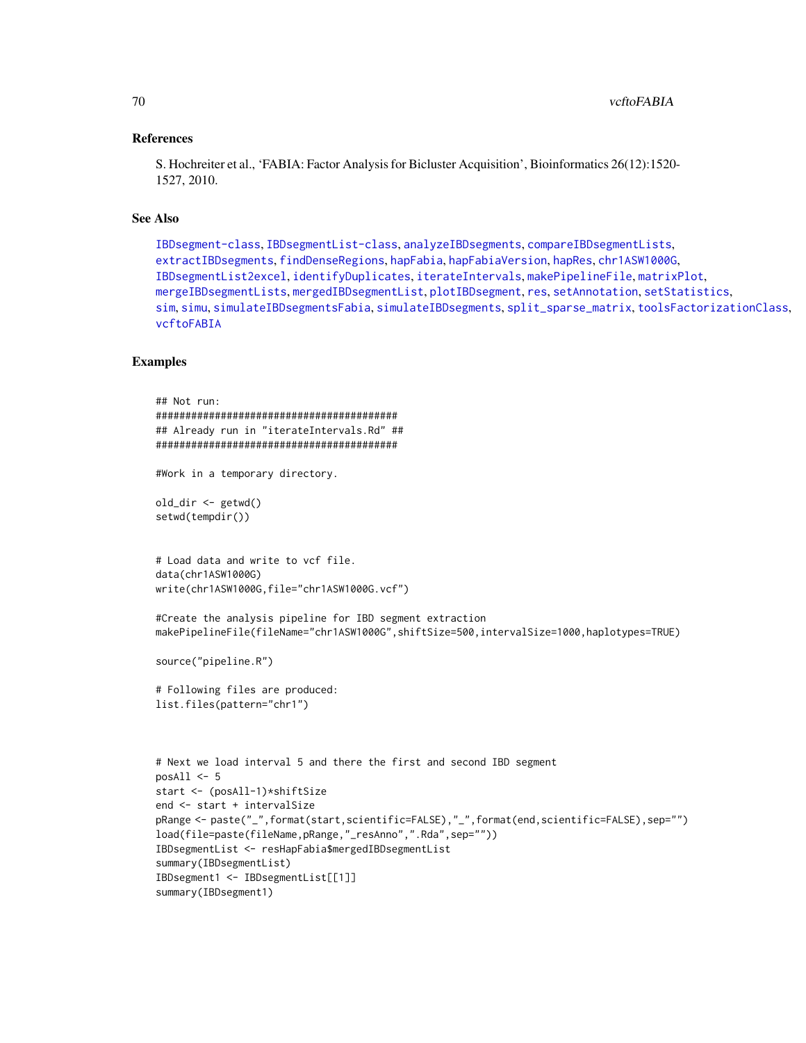## References

S. Hochreiter et al., 'FABIA: Factor Analysis for Bicluster Acquisition', Bioinformatics 26(12):1520-1527, 2010.

## See Also

IBDsegment-class, IBDsegmentList-class, analyzeIBDsegments, compareIBDsegmentLists, extractIBDsegments, findDenseRegions, hapFabia, hapFabiaVersion, hapRes, chr1ASW1000G, IBDsegmentList2excel, identifyDuplicates, iterateIntervals, makePipelineFile, matrixPlot, mergeIBDsegmentLists, mergedIBDsegmentList, plotIBDsegment, res, setAnnotation, setStatistics, sim, simu, simulateIBDsegmentsFabia, simulateIBDsegments, split_sparse_matrix, toolsFactorizationClass, vcftoFABIA

## Examples

```
## Not run:
#########################################
## Already run in "iterateIntervals.Rd" ##
#########################################

#Work in a temporary directory.

old_dir <- getwd()
setwd(tempdir())


# Load data and write to vcf file.
data(chr1ASW1000G)
write(chr1ASW1000G,file="chr1ASW1000G.vcf")

#Create the analysis pipeline for IBD segment extraction
makePipelineFile(fileName="chr1ASW1000G",shiftSize=500,intervalSize=1000,haplotypes=TRUE)

source("pipeline.R")

# Following files are produced:
list.files(pattern="chr1")



# Next we load interval 5 and there the first and second IBD segment
posAll <- 5
start <- (posAll-1)*shiftSize
end <- start + intervalSize
pRange <- paste("_",format(start,scientific=FALSE),"_",format(end,scientific=FALSE),sep="")
load(file=paste(fileName,pRange,"_resAnno",".Rda",sep=""))
IBDsegmentList <- resHapFabia$mergedIBDsegmentList
summary(IBDsegmentList)
IBDsegment1 <- IBDsegmentList[[1]]
summary(IBDsegment1)
```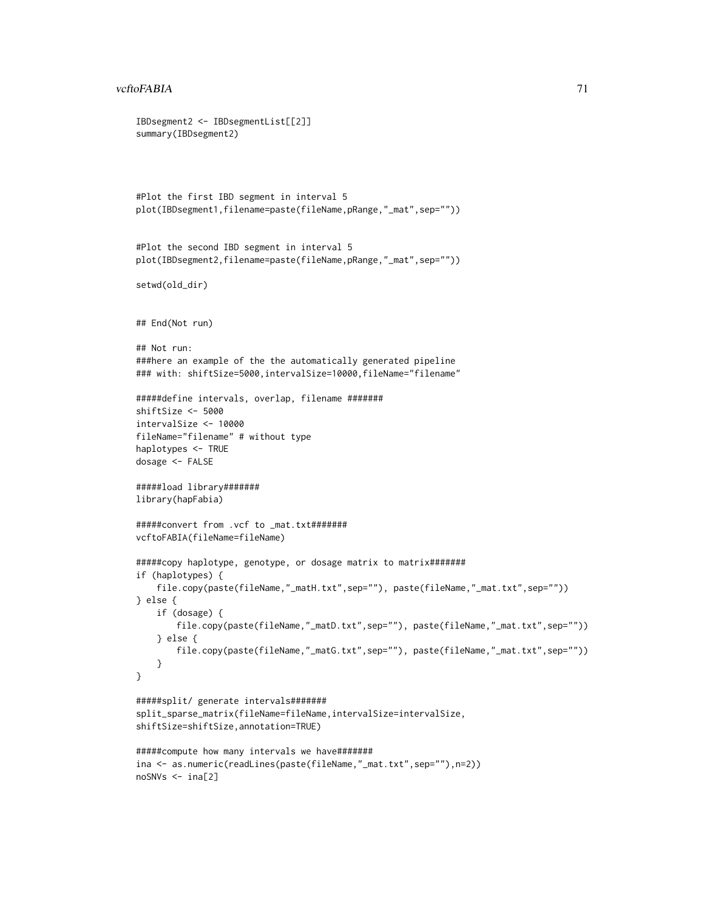```
IBDsegment2 <- IBDsegmentList[[2]]
summary(IBDsegment2)



#Plot the first IBD segment in interval 5
plot(IBDsegment1,filename=paste(fileName,pRange,"_mat",sep=""))


#Plot the second IBD segment in interval 5
plot(IBDsegment2,filename=paste(fileName,pRange,"_mat",sep=""))

setwd(old_dir)


## End(Not run)

## Not run:
###here an example of the the automatically generated pipeline
### with: shiftSize=5000,intervalSize=10000,fileName="filename"

#####define intervals, overlap, filename #######
shiftSize <- 5000
intervalSize <- 10000
fileName="filename" # without type
haplotypes <- TRUE
dosage <- FALSE

#####load library#######
library(hapFabia)

#####convert from .vcf to _mat.txt#######
vcftoFABIA(fileName=fileName)

#####copy haplotype, genotype, or dosage matrix to matrix#######
if (haplotypes) {
    file.copy(paste(fileName,"_matH.txt",sep=""), paste(fileName,"_mat.txt",sep=""))
} else {
    if (dosage) {
        file.copy(paste(fileName,"_matD.txt",sep=""), paste(fileName,"_mat.txt",sep=""))
    } else {
        file.copy(paste(fileName,"_matG.txt",sep=""), paste(fileName,"_mat.txt",sep=""))
    }
}

#####split/ generate intervals#######
split_sparse_matrix(fileName=fileName,intervalSize=intervalSize,
shiftSize=shiftSize,annotation=TRUE)

#####compute how many intervals we have#######
ina <- as.numeric(readLines(paste(fileName,"_mat.txt",sep=""),n=2))
noSNVs <- ina[2]
```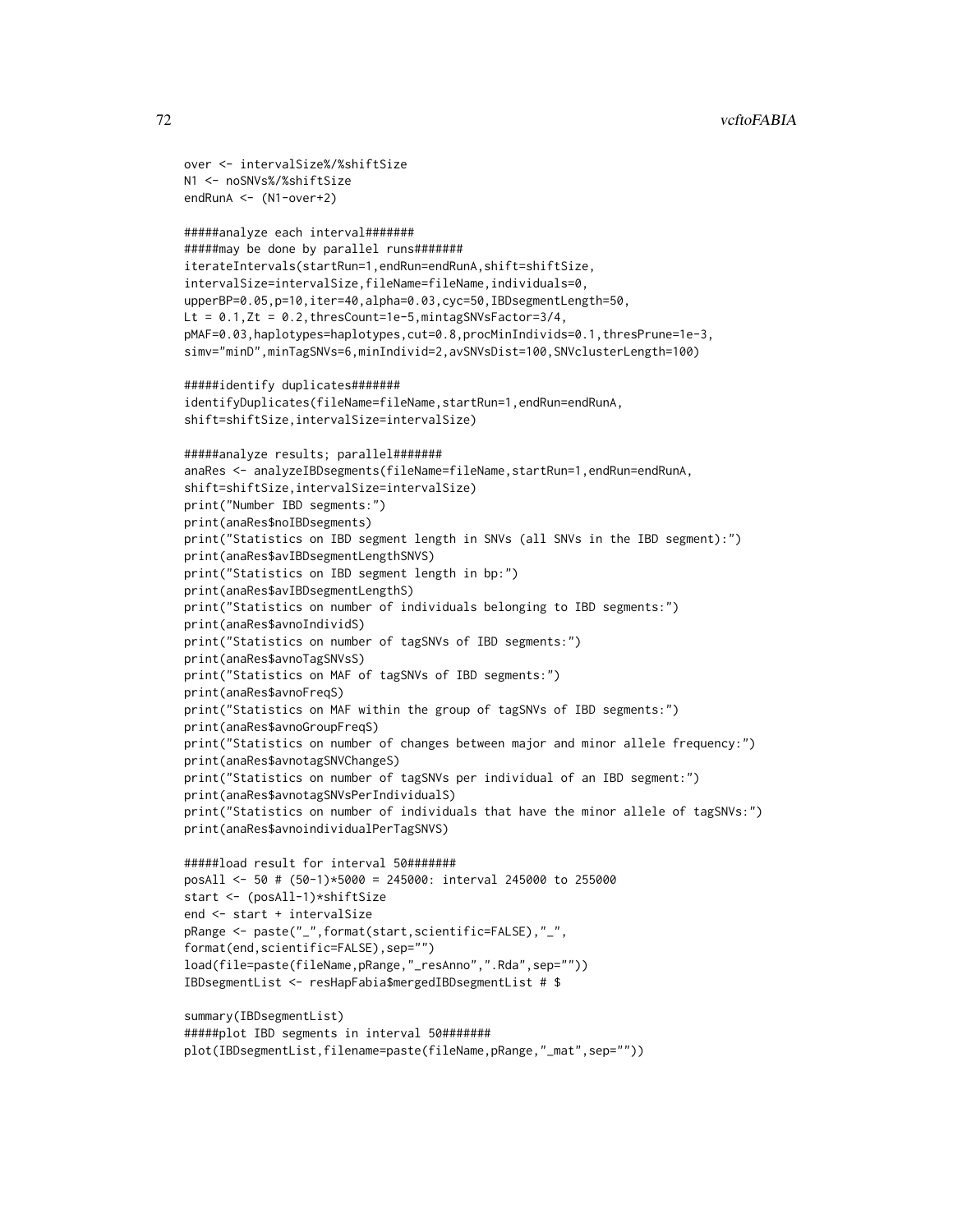```
over <- intervalSize%/%shiftSize
N1 <- noSNVs%/%shiftSize
endRunA <- (N1-over+2)

#####analyze each interval#######
#####may be done by parallel runs#######
iterateIntervals(startRun=1,endRun=endRunA,shift=shiftSize,
intervalSize=intervalSize,fileName=fileName,individuals=0,
upperBP=0.05,p=10,iter=40,alpha=0.03,cyc=50,IBDsegmentLength=50,
Lt = 0.1,Zt = 0.2,thresCount=1e-5,mintagSNVsFactor=3/4,
pMAF=0.03,haplotypes=haplotypes,cut=0.8,procMinIndivids=0.1,thresPrune=1e-3,
simv="minD",minTagSNVs=6,minIndivid=2,avSNVsDist=100,SNVclusterLength=100)

#####identify duplicates#######
identifyDuplicates(fileName=fileName,startRun=1,endRun=endRunA,
shift=shiftSize,intervalSize=intervalSize)

#####analyze results; parallel#######
anaRes <- analyzeIBDsegments(fileName=fileName,startRun=1,endRun=endRunA,
shift=shiftSize,intervalSize=intervalSize)
print("Number IBD segments:")
print(anaRes$noIBDsegments)
print("Statistics on IBD segment length in SNVs (all SNVs in the IBD segment):")
print(anaRes$avIBDsegmentLengthSNVS)
print("Statistics on IBD segment length in bp:")
print(anaRes$avIBDsegmentLengthS)
print("Statistics on number of individuals belonging to IBD segments:")
print(anaRes$avnoIndividS)
print("Statistics on number of tagSNVs of IBD segments:")
print(anaRes$avnoTagSNVsS)
print("Statistics on MAF of tagSNVs of IBD segments:")
print(anaRes$avnoFreqS)
print("Statistics on MAF within the group of tagSNVs of IBD segments:")
print(anaRes$avnoGroupFreqS)
print("Statistics on number of changes between major and minor allele frequency:")
print(anaRes$avnotagSNVChangeS)
print("Statistics on number of tagSNVs per individual of an IBD segment:")
print(anaRes$avnotagSNVsPerIndividualS)
print("Statistics on number of individuals that have the minor allele of tagSNVs:")
print(anaRes$avnoindividualPerTagSNVS)

#####load result for interval 50#######
posAll <- 50 # (50-1)*5000 = 245000: interval 245000 to 255000
start <- (posAll-1)*shiftSize
end <- start + intervalSize
pRange <- paste("_",format(start,scientific=FALSE),"_",
format(end,scientific=FALSE),sep="")
load(file=paste(fileName,pRange,"_resAnno",".Rda",sep=""))
IBDsegmentList <- resHapFabia$mergedIBDsegmentList # $

summary(IBDsegmentList)
#####plot IBD segments in interval 50#######
plot(IBDsegmentList,filename=paste(fileName,pRange,"_mat",sep=""))
```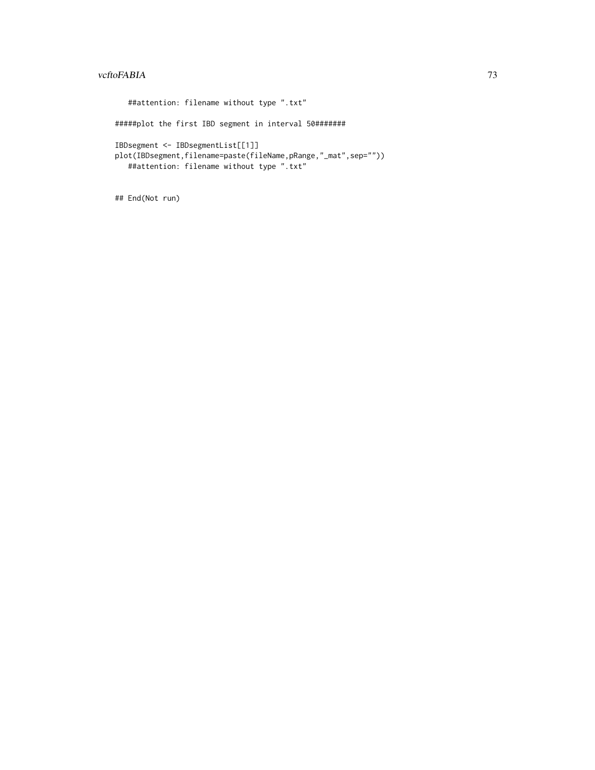```
   ##attention: filename without type ".txt"

#####plot the first IBD segment in interval 50#######

IBDsegment <- IBDsegmentList[[1]]
plot(IBDsegment,filename=paste(fileName,pRange,"_mat",sep=""))
   ##attention: filename without type ".txt"


## End(Not run)
```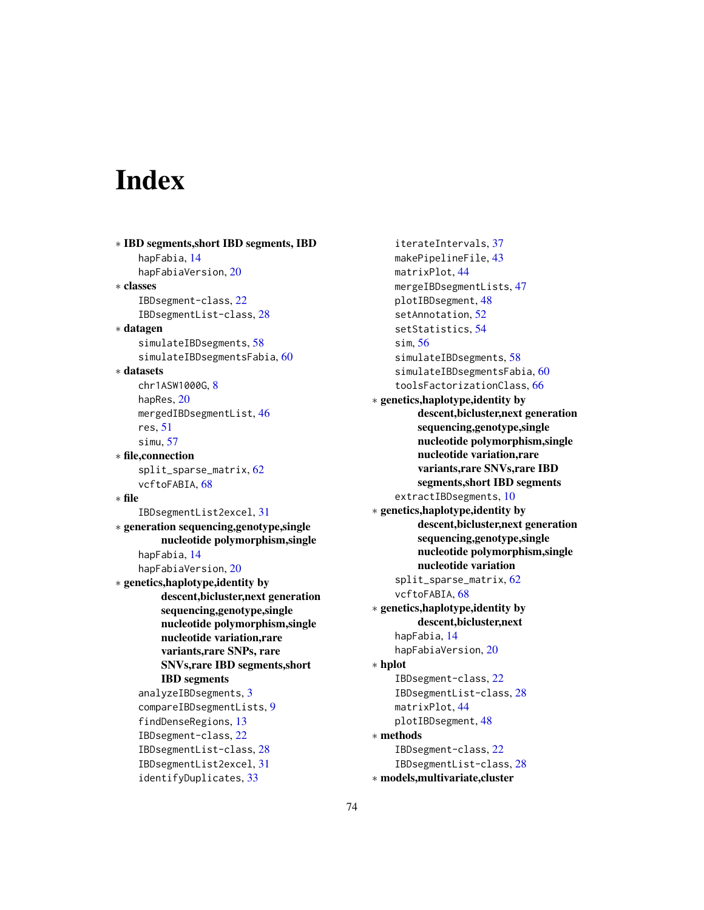# Index

∗ **IBD segments,short IBD segments, IBD**
    hapFabia, 14
    hapFabiaVersion, 20

∗ **classes**
    IBDsegment-class, 22
    IBDsegmentList-class, 28

∗ **datagen**
    simulateIBDsegments, 58
    simulateIBDsegmentsFabia, 60

∗ **datasets**
    chr1ASW1000G, 8
    hapRes, 20
    mergedIBDsegmentList, 46
    res, 51
    simu, 57

∗ **file,connection**
    split_sparse_matrix, 62
    vcftoFABIA, 68

∗ **file**
    IBDsegmentList2excel, 31

∗ **generation sequencing,genotype,single nucleotide polymorphism,single**
    hapFabia, 14
    hapFabiaVersion, 20

∗ **genetics,haplotype,identity by descent,bicluster,next generation sequencing,genotype,single nucleotide polymorphism,single nucleotide variation,rare variants,rare SNPs, rare SNVs,rare IBD segments,short IBD segments**
    analyzeIBDsegments, 3
    compareIBDsegmentLists, 9
    findDenseRegions, 13
    IBDsegment-class, 22
    IBDsegmentList-class, 28
    IBDsegmentList2excel, 31
    identifyDuplicates, 33
    iterateIntervals, 37
    makePipelineFile, 43
    matrixPlot, 44
    mergeIBDsegmentLists, 47
    plotIBDsegment, 48
    setAnnotation, 52
    setStatistics, 54
    sim, 56
    simulateIBDsegments, 58
    simulateIBDsegmentsFabia, 60
    toolsFactorizationClass, 66

∗ **genetics,haplotype,identity by descent,bicluster,next generation sequencing,genotype,single nucleotide polymorphism,single nucleotide variation,rare variants,rare SNVs,rare IBD segments,short IBD segments**
    extractIBDsegments, 10

∗ **genetics,haplotype,identity by descent,bicluster,next generation sequencing,genotype,single nucleotide polymorphism,single nucleotide variation**
    split_sparse_matrix, 62
    vcftoFABIA, 68

∗ **genetics,haplotype,identity by descent,bicluster,next**
    hapFabia, 14
    hapFabiaVersion, 20

∗ **hplot**
    IBDsegment-class, 22
    IBDsegmentList-class, 28
    matrixPlot, 44
    plotIBDsegment, 48

∗ **methods**
    IBDsegment-class, 22
    IBDsegmentList-class, 28

∗ **models,multivariate,cluster**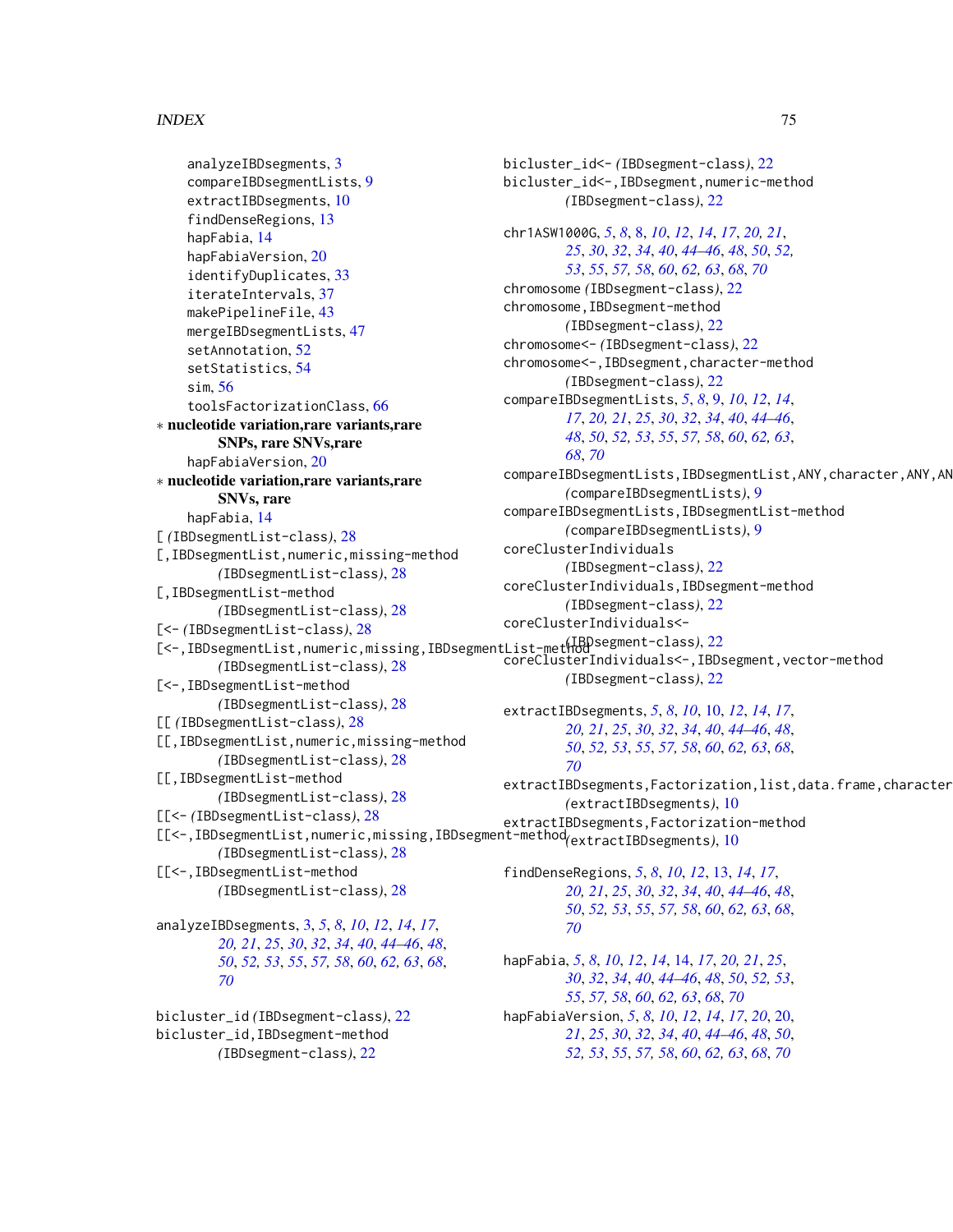analyzeIBDsegments, 3
compareIBDsegmentLists, 9
extractIBDsegments, 10
findDenseRegions, 13
hapFabia, 14
hapFabiaVersion, 20
identifyDuplicates, 33
iterateIntervals, 37
makePipelineFile, 43
mergeIBDsegmentLists, 47
setAnnotation, 52
setStatistics, 54
sim, 56
toolsFactorizationClass, 66

∗ **nucleotide variation,rare variants,rare SNPs, rare SNVs,rare**
hapFabiaVersion, 20

∗ **nucleotide variation,rare variants,rare SNVs, rare**
hapFabia, 14

[ (IBDsegmentList-class), 28
[,IBDsegmentList,numeric,missing-method (IBDsegmentList-class), 28
[,IBDsegmentList-method (IBDsegmentList-class), 28
[<- (IBDsegmentList-class), 28
[<-,IBDsegmentList,numeric,missing,IBDsegmentList-method (IBDsegmentList-class), 28
[<-,IBDsegmentList-method (IBDsegmentList-class), 28
[[ (IBDsegmentList-class), 28
[[,IBDsegmentList,numeric,missing-method (IBDsegmentList-class), 28
[[,IBDsegmentList-method (IBDsegmentList-class), 28
[[<- (IBDsegmentList-class), 28
[[<-,IBDsegmentList,numeric,missing,IBDsegment-method (IBDsegmentList-class), 28
[[<-,IBDsegmentList-method (IBDsegmentList-class), 28

analyzeIBDsegments, 3, *5*, *8*, *10*, *12*, *14*, *17*, *20, 21*, *25*, *30*, *32*, *34*, *40*, *44–46*, *48*, *50*, *52, 53*, *55*, *57, 58*, *60*, *62, 63*, *68*, *70*

bicluster_id (IBDsegment-class), 22
bicluster_id,IBDsegment-method (IBDsegment-class), 22
bicluster_id<- (IBDsegment-class), 22
bicluster_id<-,IBDsegment,numeric-method (IBDsegment-class), 22

chr1ASW1000G, *5*, *8*, 8, *10*, *12*, *14*, *17*, *20, 21*, *25*, *30*, *32*, *34*, *40*, *44–46*, *48*, *50*, *52, 53*, *55*, *57, 58*, *60*, *62, 63*, *68*, *70*
chromosome (IBDsegment-class), 22
chromosome,IBDsegment-method (IBDsegment-class), 22
chromosome<- (IBDsegment-class), 22
chromosome<-,IBDsegment,character-method (IBDsegment-class), 22
compareIBDsegmentLists, *5*, *8*, 9, *10*, *12*, *14*, *17*, *20, 21*, *25*, *30*, *32*, *34*, *40*, *44–46*, *48*, *50*, *52, 53*, *55*, *57, 58*, *60*, *62, 63*, *68*, *70*
compareIBDsegmentLists,IBDsegmentList,ANY,character,ANY,AN (compareIBDsegmentLists), 9
compareIBDsegmentLists,IBDsegmentList-method (compareIBDsegmentLists), 9
coreClusterIndividuals (IBDsegment-class), 22
coreClusterIndividuals,IBDsegment-method (IBDsegment-class), 22
coreClusterIndividuals<- (IBDsegment-class), 22
coreClusterIndividuals<-,IBDsegment,vector-method (IBDsegment-class), 22

extractIBDsegments, *5*, *8*, *10*, 10, *12*, *14*, *17*, *20, 21*, *25*, *30*, *32*, *34*, *40*, *44–46*, *48*, *50*, *52, 53*, *55*, *57, 58*, *60*, *62, 63*, *68*, *70*
extractIBDsegments,Factorization,list,data.frame,character (extractIBDsegments), 10
extractIBDsegments,Factorization-method (extractIBDsegments), 10

findDenseRegions, *5*, *8*, *10*, *12*, 13, *14*, *17*, *20, 21*, *25*, *30*, *32*, *34*, *40*, *44–46*, *48*, *50*, *52, 53*, *55*, *57, 58*, *60*, *62, 63*, *68*, *70*

hapFabia, *5*, *8*, *10*, *12*, *14*, 14, *17*, *20, 21*, *25*, *30*, *32*, *34*, *40*, *44–46*, *48*, *50*, *52, 53*, *55*, *57, 58*, *60*, *62, 63*, *68*, *70*
hapFabiaVersion, *5*, *8*, *10*, *12*, *14*, *17*, *20*, 20, *21*, *25*, *30*, *32*, *34*, *40*, *44–46*, *48*, *50*, *52, 53*, *55*, *57, 58*, *60*, *62, 63*, *68*, *70*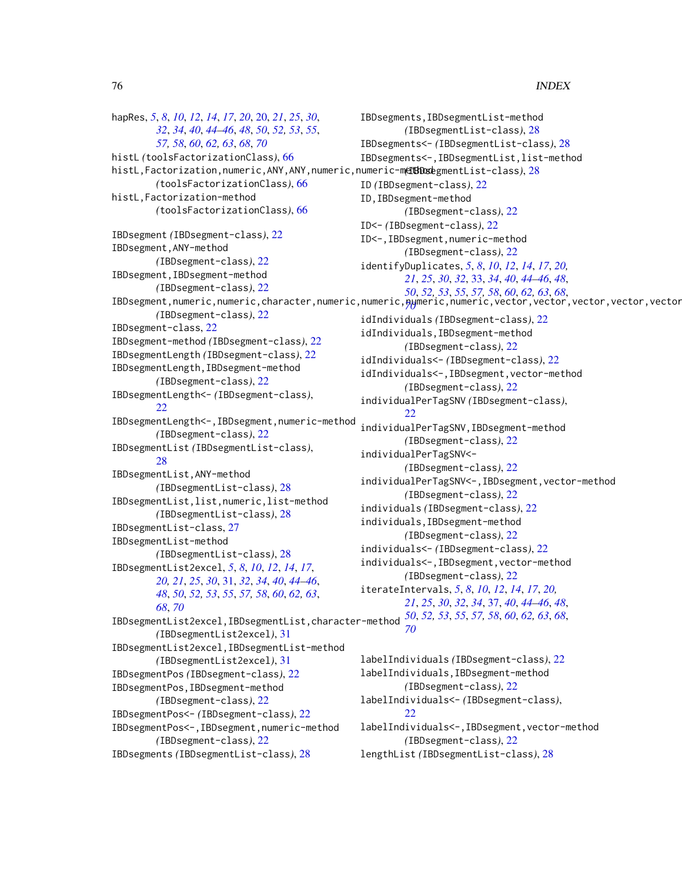hapRes, 5, 8, 10, 12, 14, 17, 20, 20, 21, 25, 30, 32, 34, 40, 44–46, 48, 50, 52, 53, 55, 57, 58, 60, 62, 63, 68, 70
histL (toolsFactorizationClass), 66
histL,Factorization,numeric,ANY,ANY,numeric,numeric-method (toolsFactorizationClass), 66
histL,Factorization-method (toolsFactorizationClass), 66

IBDsegment (IBDsegment-class), 22
IBDsegment,ANY-method (IBDsegment-class), 22
IBDsegment,IBDsegment-method (IBDsegment-class), 22
IBDsegment,numeric,numeric,character,numeric,numeric,numeric,numeric,vector,vector,vector,vector,vector (IBDsegment-class), 22
IBDsegment-class, 22
IBDsegment-method (IBDsegment-class), 22
IBDsegmentLength (IBDsegment-class), 22
IBDsegmentLength,IBDsegment-method (IBDsegment-class), 22
IBDsegmentLength<- (IBDsegment-class), 22
IBDsegmentLength<-,IBDsegment,numeric-method (IBDsegment-class), 22
IBDsegmentList (IBDsegmentList-class), 28
IBDsegmentList,ANY-method (IBDsegmentList-class), 28
IBDsegmentList,list,numeric,list-method (IBDsegmentList-class), 28
IBDsegmentList-class, 27
IBDsegmentList-method (IBDsegmentList-class), 28
IBDsegmentList2excel, 5, 8, 10, 12, 14, 17, 20, 21, 25, 30, 31, 32, 34, 40, 44–46, 48, 50, 52, 53, 55, 57, 58, 60, 62, 63, 68, 70
IBDsegmentList2excel,IBDsegmentList,character-method (IBDsegmentList2excel), 31
IBDsegmentList2excel,IBDsegmentList-method (IBDsegmentList2excel), 31
IBDsegmentPos (IBDsegment-class), 22
IBDsegmentPos,IBDsegment-method (IBDsegment-class), 22
IBDsegmentPos<- (IBDsegment-class), 22
IBDsegmentPos<-,IBDsegment,numeric-method (IBDsegment-class), 22
IBDsegments (IBDsegmentList-class), 28
IBDsegments,IBDsegmentList-method (IBDsegmentList-class), 28
IBDsegments<- (IBDsegmentList-class), 28
IBDsegments<-,IBDsegmentList,list-method (IBDsegmentList-class), 28
ID (IBDsegment-class), 22
ID,IBDsegment-method (IBDsegment-class), 22
ID<- (IBDsegment-class), 22
ID<-,IBDsegment,numeric-method (IBDsegment-class), 22
identifyDuplicates, 5, 8, 10, 12, 14, 17, 20, 21, 25, 30, 32, 33, 34, 40, 44–46, 48, 50, 52, 53, 55, 57, 58, 60, 62, 63, 68, 70
idIndividuals (IBDsegment-class), 22
idIndividuals,IBDsegment-method (IBDsegment-class), 22
idIndividuals<- (IBDsegment-class), 22
idIndividuals<-,IBDsegment,vector-method (IBDsegment-class), 22
individualPerTagSNV (IBDsegment-class), 22
individualPerTagSNV,IBDsegment-method (IBDsegment-class), 22
individualPerTagSNV<- (IBDsegment-class), 22
individualPerTagSNV<-,IBDsegment,vector-method (IBDsegment-class), 22
individuals (IBDsegment-class), 22
individuals,IBDsegment-method (IBDsegment-class), 22
individuals<- (IBDsegment-class), 22
individuals<-,IBDsegment,vector-method (IBDsegment-class), 22
iterateIntervals, 5, 8, 10, 12, 14, 17, 20, 21, 25, 30, 32, 34, 37, 40, 44–46, 48, 50, 52, 53, 55, 57, 58, 60, 62, 63, 68, 70

labelIndividuals (IBDsegment-class), 22
labelIndividuals,IBDsegment-method (IBDsegment-class), 22
labelIndividuals<- (IBDsegment-class), 22
labelIndividuals<-,IBDsegment,vector-method (IBDsegment-class), 22
lengthList (IBDsegmentList-class), 28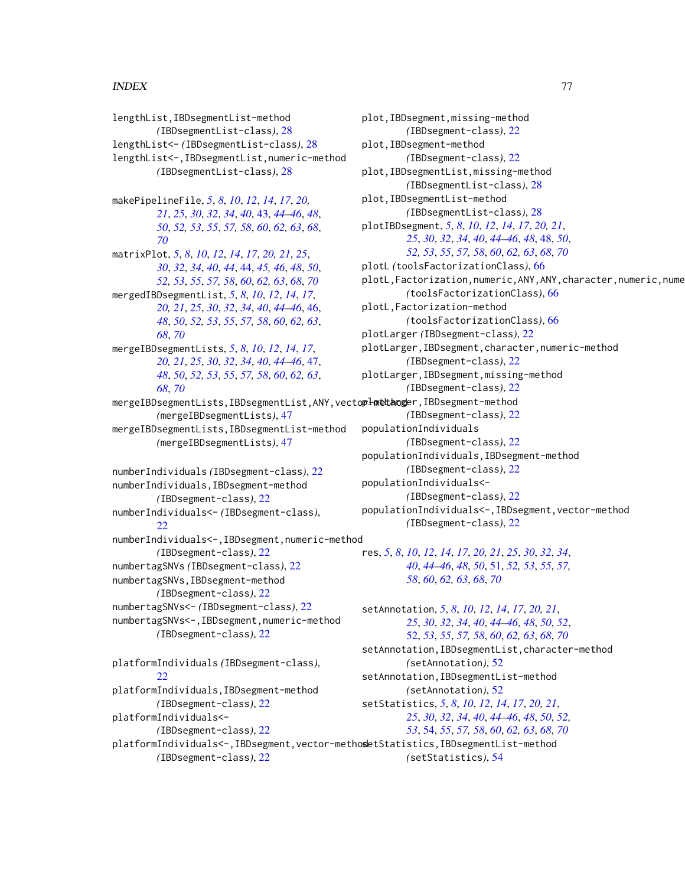lengthList,IBDsegmentList-method
(IBDsegmentList-class), 28
lengthList<- (IBDsegmentList-class), 28
lengthList<-,IBDsegmentList,numeric-method
(IBDsegmentList-class), 28

makePipelineFile, 5, 8, 10, 12, 14, 17, 20, 21, 25, 30, 32, 34, 40, 43, 44–46, 48, 50, 52, 53, 55, 57, 58, 60, 62, 63, 68, 70
matrixPlot, 5, 8, 10, 12, 14, 17, 20, 21, 25, 30, 32, 34, 40, 44, 44, 45, 46, 48, 50, 52, 53, 55, 57, 58, 60, 62, 63, 68, 70
mergedIBDsegmentList, 5, 8, 10, 12, 14, 17, 20, 21, 25, 30, 32, 34, 40, 44–46, 46, 48, 50, 52, 53, 55, 57, 58, 60, 62, 63, 68, 70
mergeIBDsegmentLists, 5, 8, 10, 12, 14, 17, 20, 21, 25, 30, 32, 34, 40, 44–46, 47, 48, 50, 52, 53, 55, 57, 58, 60, 62, 63, 68, 70
mergeIBDsegmentLists,IBDsegmentList,ANY,vector-method
(mergeIBDsegmentLists), 47
mergeIBDsegmentLists,IBDsegmentList-method
(mergeIBDsegmentLists), 47

numberIndividuals (IBDsegment-class), 22
numberIndividuals,IBDsegment-method
(IBDsegment-class), 22
numberIndividuals<- (IBDsegment-class), 22
numberIndividuals<-,IBDsegment,numeric-method
(IBDsegment-class), 22
numbertagSNVs (IBDsegment-class), 22
numbertagSNVs,IBDsegment-method
(IBDsegment-class), 22
numbertagSNVs<- (IBDsegment-class), 22
numbertagSNVs<-,IBDsegment,numeric-method
(IBDsegment-class), 22

platformIndividuals (IBDsegment-class), 22
platformIndividuals,IBDsegment-method
(IBDsegment-class), 22
platformIndividuals<-
(IBDsegment-class), 22
platformIndividuals<-,IBDsegment,vector-method
(IBDsegment-class), 22
plot,IBDsegment,missing-method
(IBDsegment-class), 22
plot,IBDsegment-method
(IBDsegment-class), 22
plot,IBDsegmentList,missing-method
(IBDsegmentList-class), 28
plot,IBDsegmentList-method
(IBDsegmentList-class), 28
plotIBDsegment, 5, 8, 10, 12, 14, 17, 20, 21, 25, 30, 32, 34, 40, 44–46, 48, 48, 50, 52, 53, 55, 57, 58, 60, 62, 63, 68, 70
plotL (toolsFactorizationClass), 66
plotL,Factorization,numeric,ANY,ANY,character,numeric,nume
(toolsFactorizationClass), 66
plotL,Factorization-method
(toolsFactorizationClass), 66
plotLarger (IBDsegment-class), 22
plotLarger,IBDsegment,character,numeric-method
(IBDsegment-class), 22
plotLarger,IBDsegment,missing-method
(IBDsegment-class), 22
plotLarger,IBDsegment-method
(IBDsegment-class), 22
populationIndividuals
(IBDsegment-class), 22
populationIndividuals,IBDsegment-method
(IBDsegment-class), 22
populationIndividuals<-
(IBDsegment-class), 22
populationIndividuals<-,IBDsegment,vector-method
(IBDsegment-class), 22

res, 5, 8, 10, 12, 14, 17, 20, 21, 25, 30, 32, 34, 40, 44–46, 48, 50, 51, 52, 53, 55, 57, 58, 60, 62, 63, 68, 70

setAnnotation, 5, 8, 10, 12, 14, 17, 20, 21, 25, 30, 32, 34, 40, 44–46, 48, 50, 52, 52, 53, 55, 57, 58, 60, 62, 63, 68, 70
setAnnotation,IBDsegmentList,character-method
(setAnnotation), 52
setAnnotation,IBDsegmentList-method
(setAnnotation), 52
setStatistics, 5, 8, 10, 12, 14, 17, 20, 21, 25, 30, 32, 34, 40, 44–46, 48, 50, 52, 53, 54, 55, 57, 58, 60, 62, 63, 68, 70
setStatistics,IBDsegmentList-method
(setStatistics), 54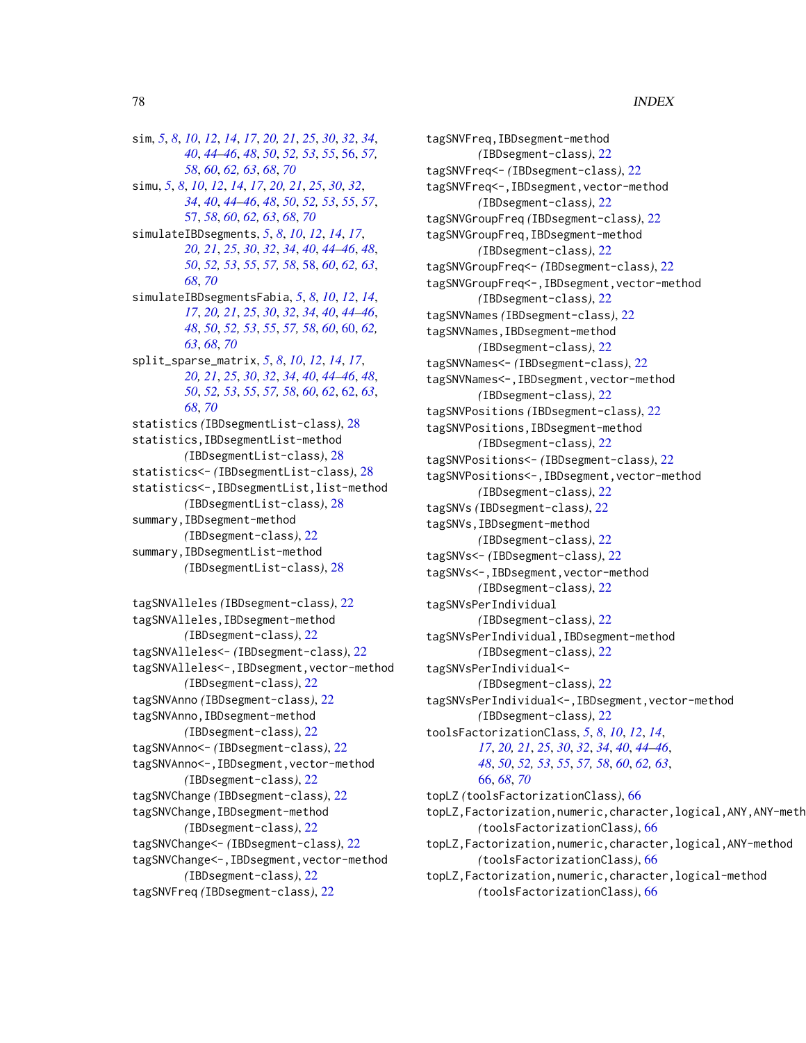sim, *5*, *8*, *10*, *12*, *14*, *17*, *20, 21*, *25*, *30*, *32*, *34*, *40*, *44–46*, *48*, *50*, *52, 53*, *55*, 56, *57, 58*, *60*, *62, 63*, *68*, *70*
simu, *5*, *8*, *10*, *12*, *14*, *17*, *20, 21*, *25*, *30*, *32*, *34*, *40*, *44–46*, *48*, *50*, *52, 53*, *55*, *57*, 57, *58*, *60*, *62, 63*, *68*, *70*
simulateIBDsegments, *5*, *8*, *10*, *12*, *14*, *17*, *20, 21*, *25*, *30*, *32*, *34*, *40*, *44–46*, *48*, *50*, *52, 53*, *55*, *57, 58*, 58, *60*, *62, 63*, *68*, *70*
simulateIBDsegmentsFabia, *5*, *8*, *10*, *12*, *14*, *17*, *20, 21*, *25*, *30*, *32*, *34*, *40*, *44–46*, *48*, *50*, *52, 53*, *55*, *57, 58*, *60*, 60, *62, 63*, *68*, *70*
split_sparse_matrix, *5*, *8*, *10*, *12*, *14*, *17*, *20, 21*, *25*, *30*, *32*, *34*, *40*, *44–46*, *48*, *50*, *52, 53*, *55*, *57, 58*, *60*, *62*, 62, *63*, *68*, *70*
statistics *(*IBDsegmentList-class*)*, 28
statistics,IBDsegmentList-method *(*IBDsegmentList-class*)*, 28
statistics<- *(*IBDsegmentList-class*)*, 28
statistics<-,IBDsegmentList,list-method *(*IBDsegmentList-class*)*, 28
summary,IBDsegment-method *(*IBDsegment-class*)*, 22
summary,IBDsegmentList-method *(*IBDsegmentList-class*)*, 28

tagSNVAlleles *(*IBDsegment-class*)*, 22
tagSNVAlleles,IBDsegment-method *(*IBDsegment-class*)*, 22
tagSNVAlleles<- *(*IBDsegment-class*)*, 22
tagSNVAlleles<-,IBDsegment,vector-method *(*IBDsegment-class*)*, 22
tagSNVAnno *(*IBDsegment-class*)*, 22
tagSNVAnno,IBDsegment-method *(*IBDsegment-class*)*, 22
tagSNVAnno<- *(*IBDsegment-class*)*, 22
tagSNVAnno<-,IBDsegment,vector-method *(*IBDsegment-class*)*, 22
tagSNVChange *(*IBDsegment-class*)*, 22
tagSNVChange,IBDsegment-method *(*IBDsegment-class*)*, 22
tagSNVChange<- *(*IBDsegment-class*)*, 22
tagSNVChange<-,IBDsegment,vector-method *(*IBDsegment-class*)*, 22
tagSNVFreq *(*IBDsegment-class*)*, 22
tagSNVFreq,IBDsegment-method *(*IBDsegment-class*)*, 22
tagSNVFreq<- *(*IBDsegment-class*)*, 22
tagSNVFreq<-,IBDsegment,vector-method *(*IBDsegment-class*)*, 22
tagSNVGroupFreq *(*IBDsegment-class*)*, 22
tagSNVGroupFreq,IBDsegment-method *(*IBDsegment-class*)*, 22
tagSNVGroupFreq<- *(*IBDsegment-class*)*, 22
tagSNVGroupFreq<-,IBDsegment,vector-method *(*IBDsegment-class*)*, 22
tagSNVNames *(*IBDsegment-class*)*, 22
tagSNVNames,IBDsegment-method *(*IBDsegment-class*)*, 22
tagSNVNames<- *(*IBDsegment-class*)*, 22
tagSNVNames<-,IBDsegment,vector-method *(*IBDsegment-class*)*, 22
tagSNVPositions *(*IBDsegment-class*)*, 22
tagSNVPositions,IBDsegment-method *(*IBDsegment-class*)*, 22
tagSNVPositions<- *(*IBDsegment-class*)*, 22
tagSNVPositions<-,IBDsegment,vector-method *(*IBDsegment-class*)*, 22
tagSNVs *(*IBDsegment-class*)*, 22
tagSNVs,IBDsegment-method *(*IBDsegment-class*)*, 22
tagSNVs<- *(*IBDsegment-class*)*, 22
tagSNVs<-,IBDsegment,vector-method *(*IBDsegment-class*)*, 22
tagSNVsPerIndividual *(*IBDsegment-class*)*, 22
tagSNVsPerIndividual,IBDsegment-method *(*IBDsegment-class*)*, 22
tagSNVsPerIndividual<- *(*IBDsegment-class*)*, 22
tagSNVsPerIndividual<-,IBDsegment,vector-method *(*IBDsegment-class*)*, 22
toolsFactorizationClass, *5*, *8*, *10*, *12*, *14*, *17*, *20, 21*, *25*, *30*, *32*, *34*, *40*, *44–46*, *48*, *50*, *52, 53*, *55*, *57, 58*, *60*, *62, 63*, 66, *68*, *70*
topLZ *(*toolsFactorizationClass*)*, 66
topLZ,Factorization,numeric,character,logical,ANY,ANY-meth *(*toolsFactorizationClass*)*, 66
topLZ,Factorization,numeric,character,logical,ANY-method *(*toolsFactorizationClass*)*, 66
topLZ,Factorization,numeric,character,logical-method *(*toolsFactorizationClass*)*, 66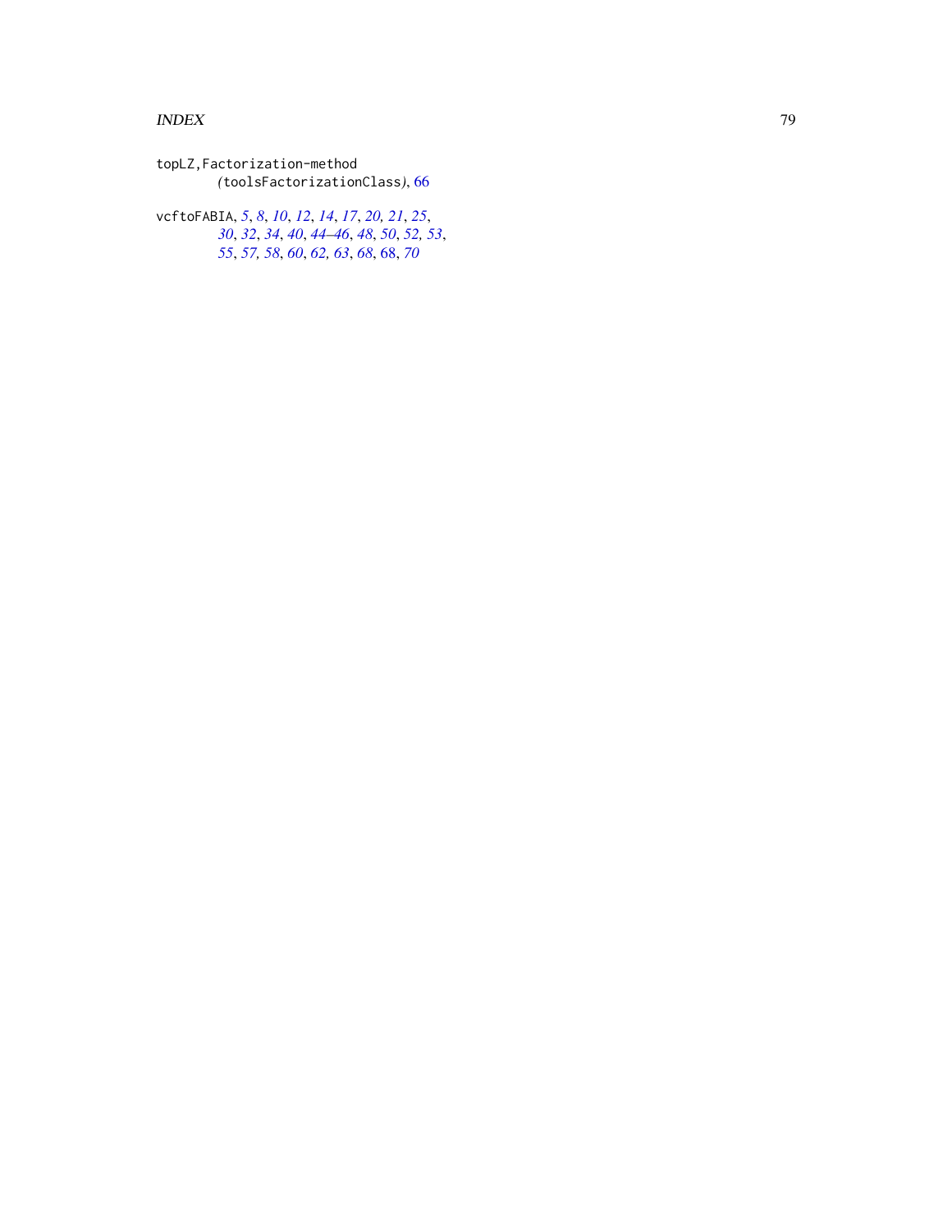topLZ,Factorization-method
    (toolsFactorizationClass), 66

vcftoFABIA, *5*, *8*, *10*, *12*, *14*, *17*, *20, 21*, *25*, *30*, *32*, *34*, *40*, *44–46*, *48*, *50*, *52, 53*, *55*, *57, 58*, *60*, *62, 63*, *68*, 68, *70*